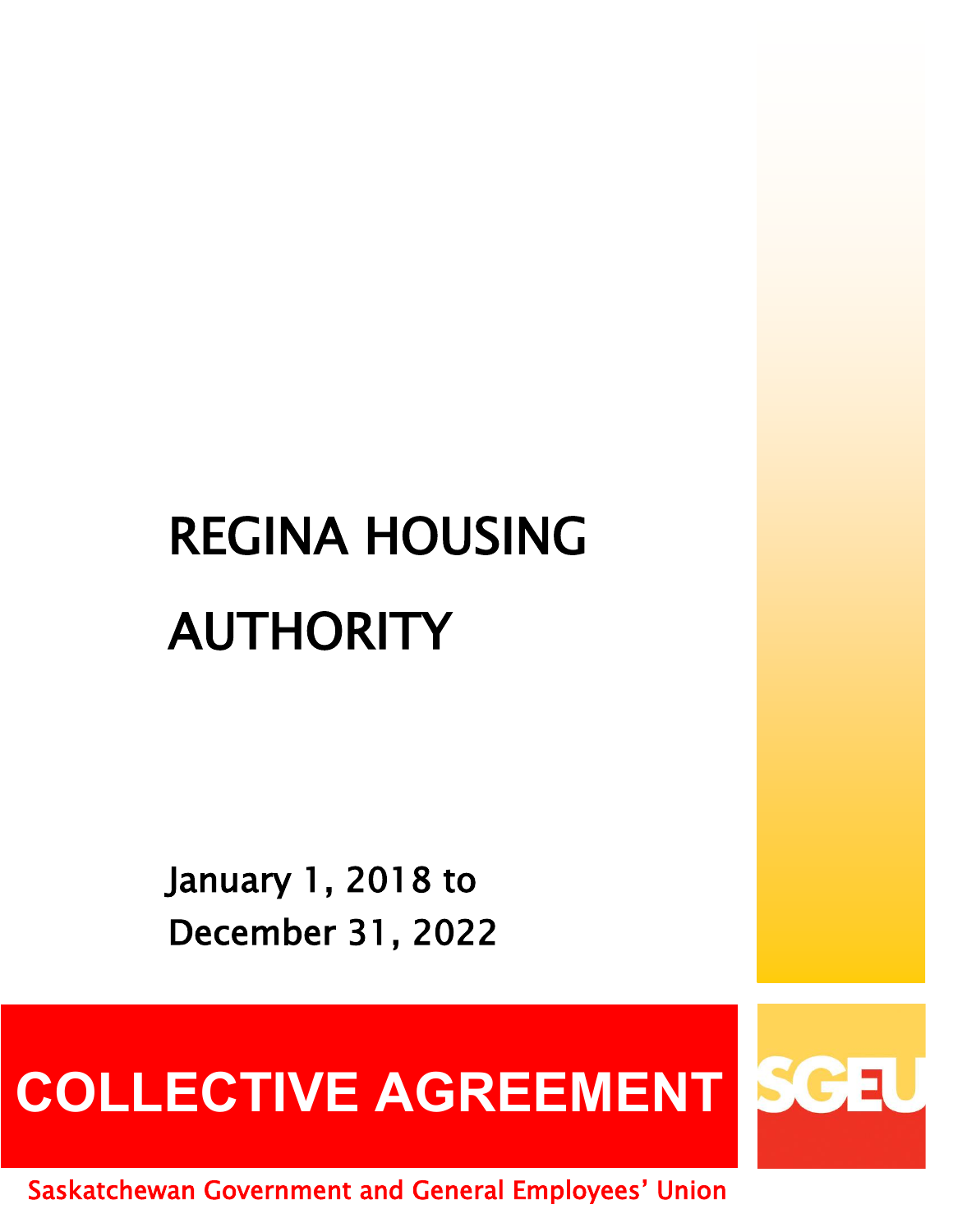# REGINA HOUSING AUTHORITY

January 1, 2018 to
December 31, 2022

# COLLECTIVE AGREEMENT

SGEU

Saskatchewan Government and General Employees' Union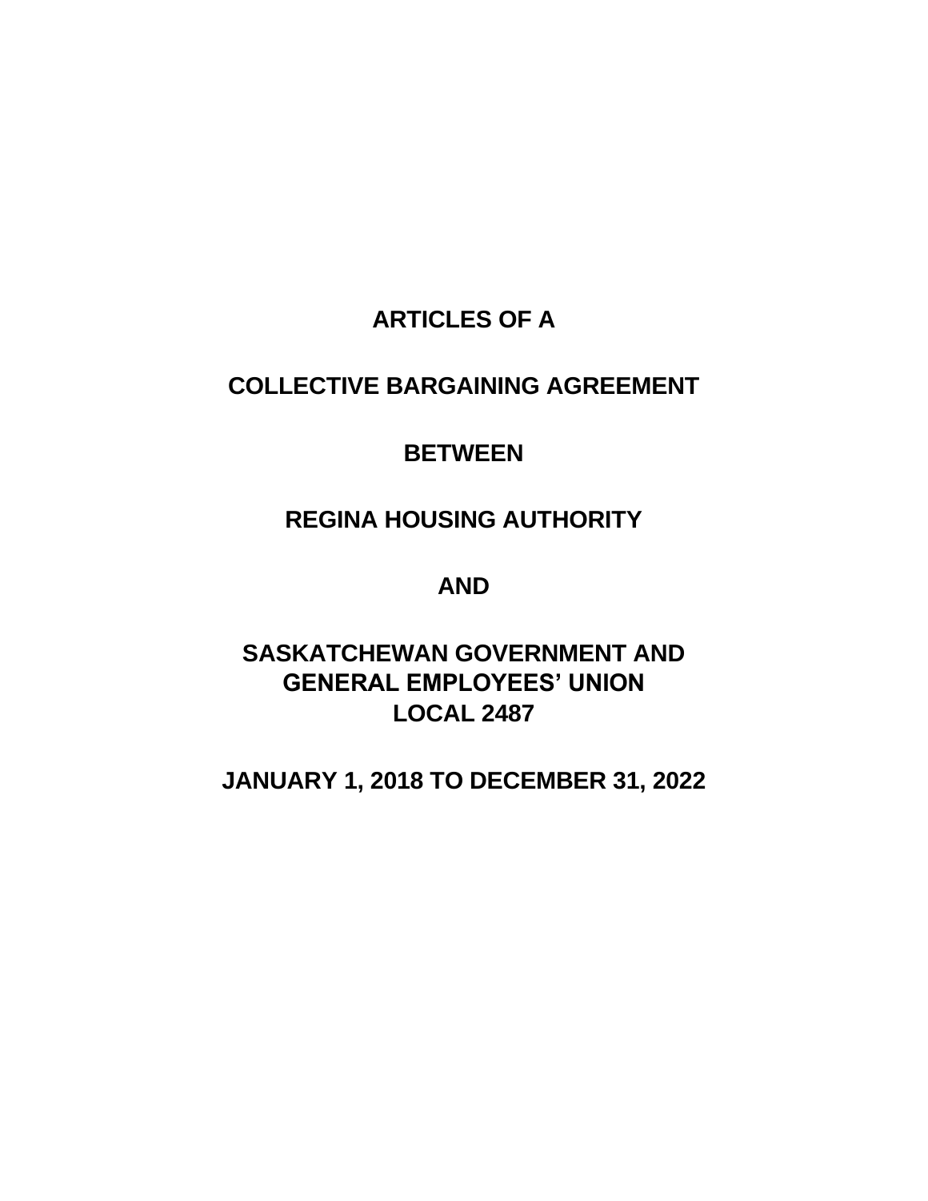# ARTICLES OF A

# COLLECTIVE BARGAINING AGREEMENT

# BETWEEN

# REGINA HOUSING AUTHORITY

# AND

# SASKATCHEWAN GOVERNMENT AND GENERAL EMPLOYEES' UNION LOCAL 2487

# JANUARY 1, 2018 TO DECEMBER 31, 2022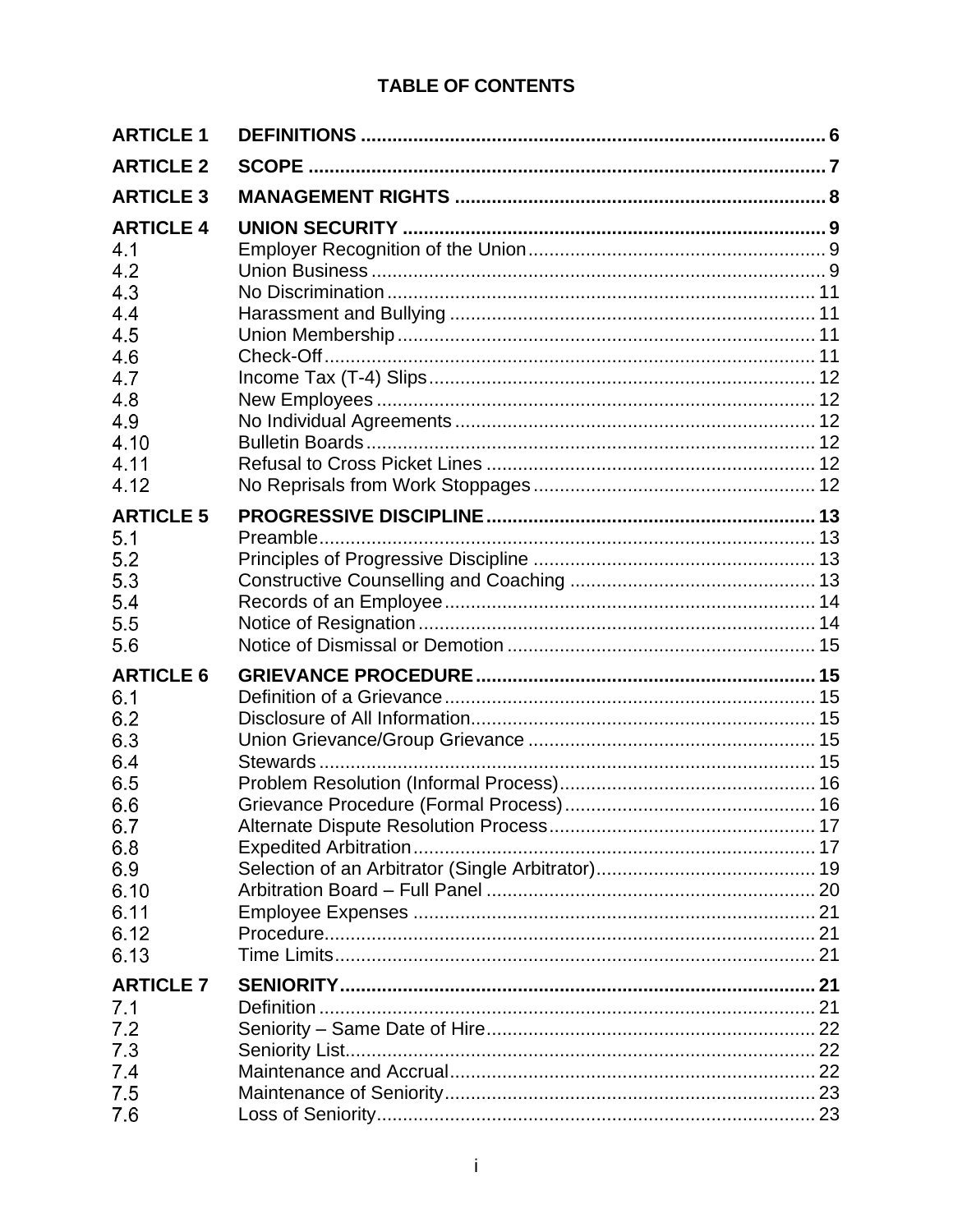# TABLE OF CONTENTS

| | | |
|---|---|---|
| **ARTICLE 1** | **DEFINITIONS** | **6** |
| **ARTICLE 2** | **SCOPE** | **7** |
| **ARTICLE 3** | **MANAGEMENT RIGHTS** | **8** |
| **ARTICLE 4** | **UNION SECURITY** | **9** |
| 4.1 | Employer Recognition of the Union | 9 |
| 4.2 | Union Business | 9 |
| 4.3 | No Discrimination | 11 |
| 4.4 | Harassment and Bullying | 11 |
| 4.5 | Union Membership | 11 |
| 4.6 | Check-Off | 11 |
| 4.7 | Income Tax (T-4) Slips | 12 |
| 4.8 | New Employees | 12 |
| 4.9 | No Individual Agreements | 12 |
| 4.10 | Bulletin Boards | 12 |
| 4.11 | Refusal to Cross Picket Lines | 12 |
| 4.12 | No Reprisals from Work Stoppages | 12 |
| **ARTICLE 5** | **PROGRESSIVE DISCIPLINE** | **13** |
| 5.1 | Preamble | 13 |
| 5.2 | Principles of Progressive Discipline | 13 |
| 5.3 | Constructive Counselling and Coaching | 13 |
| 5.4 | Records of an Employee | 14 |
| 5.5 | Notice of Resignation | 14 |
| 5.6 | Notice of Dismissal or Demotion | 15 |
| **ARTICLE 6** | **GRIEVANCE PROCEDURE** | **15** |
| 6.1 | Definition of a Grievance | 15 |
| 6.2 | Disclosure of All Information | 15 |
| 6.3 | Union Grievance/Group Grievance | 15 |
| 6.4 | Stewards | 15 |
| 6.5 | Problem Resolution (Informal Process) | 16 |
| 6.6 | Grievance Procedure (Formal Process) | 16 |
| 6.7 | Alternate Dispute Resolution Process | 17 |
| 6.8 | Expedited Arbitration | 17 |
| 6.9 | Selection of an Arbitrator (Single Arbitrator) | 19 |
| 6.10 | Arbitration Board – Full Panel | 20 |
| 6.11 | Employee Expenses | 21 |
| 6.12 | Procedure | 21 |
| 6.13 | Time Limits | 21 |
| **ARTICLE 7** | **SENIORITY** | **21** |
| 7.1 | Definition | 21 |
| 7.2 | Seniority – Same Date of Hire | 22 |
| 7.3 | Seniority List | 22 |
| 7.4 | Maintenance and Accrual | 22 |
| 7.5 | Maintenance of Seniority | 23 |
| 7.6 | Loss of Seniority | 23 |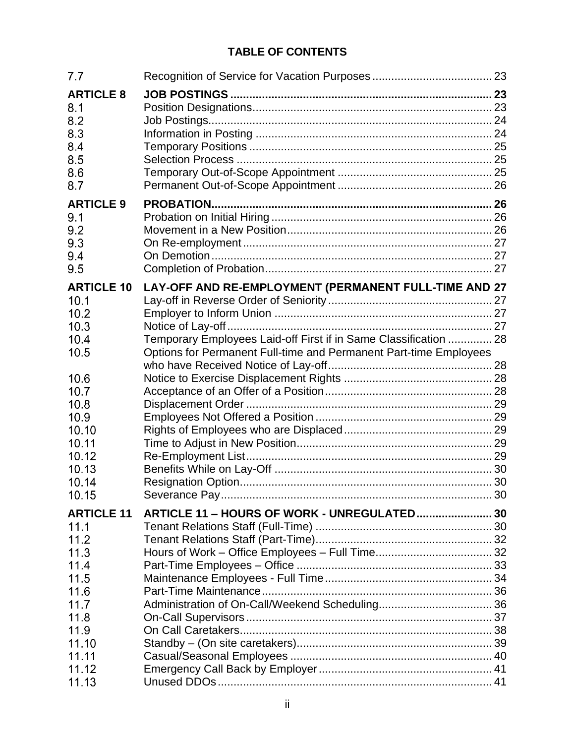## TABLE OF CONTENTS

| | | |
|---|---|---|
| 7.7 | Recognition of Service for Vacation Purposes | 23 |
| **ARTICLE 8** | **JOB POSTINGS** | **23** |
| 8.1 | Position Designations | 23 |
| 8.2 | Job Postings | 24 |
| 8.3 | Information in Posting | 24 |
| 8.4 | Temporary Positions | 25 |
| 8.5 | Selection Process | 25 |
| 8.6 | Temporary Out-of-Scope Appointment | 25 |
| 8.7 | Permanent Out-of-Scope Appointment | 26 |
| **ARTICLE 9** | **PROBATION** | **26** |
| 9.1 | Probation on Initial Hiring | 26 |
| 9.2 | Movement in a New Position | 26 |
| 9.3 | On Re-employment | 27 |
| 9.4 | On Demotion | 27 |
| 9.5 | Completion of Probation | 27 |
| **ARTICLE 10** | **LAY-OFF AND RE-EMPLOYMENT (PERMANENT FULL-TIME AND** | **27** |
| 10.1 | Lay-off in Reverse Order of Seniority | 27 |
| 10.2 | Employer to Inform Union | 27 |
| 10.3 | Notice of Lay-off | 27 |
| 10.4 | Temporary Employees Laid-off First if in Same Classification | 28 |
| 10.5 | Options for Permanent Full-time and Permanent Part-time Employees who have Received Notice of Lay-off | 28 |
| 10.6 | Notice to Exercise Displacement Rights | 28 |
| 10.7 | Acceptance of an Offer of a Position | 28 |
| 10.8 | Displacement Order | 29 |
| 10.9 | Employees Not Offered a Position | 29 |
| 10.10 | Rights of Employees who are Displaced | 29 |
| 10.11 | Time to Adjust in New Position | 29 |
| 10.12 | Re-Employment List | 29 |
| 10.13 | Benefits While on Lay-Off | 30 |
| 10.14 | Resignation Option | 30 |
| 10.15 | Severance Pay | 30 |
| **ARTICLE 11** | **ARTICLE 11 – HOURS OF WORK - UNREGULATED** | **30** |
| 11.1 | Tenant Relations Staff (Full-Time) | 30 |
| 11.2 | Tenant Relations Staff (Part-Time) | 32 |
| 11.3 | Hours of Work – Office Employees – Full Time | 32 |
| 11.4 | Part-Time Employees – Office | 33 |
| 11.5 | Maintenance Employees - Full Time | 34 |
| 11.6 | Part-Time Maintenance | 36 |
| 11.7 | Administration of On-Call/Weekend Scheduling | 36 |
| 11.8 | On-Call Supervisors | 37 |
| 11.9 | On Call Caretakers | 38 |
| 11.10 | Standby – (On site caretakers) | 39 |
| 11.11 | Casual/Seasonal Employees | 40 |
| 11.12 | Emergency Call Back by Employer | 41 |
| 11.13 | Unused DDOs | 41 |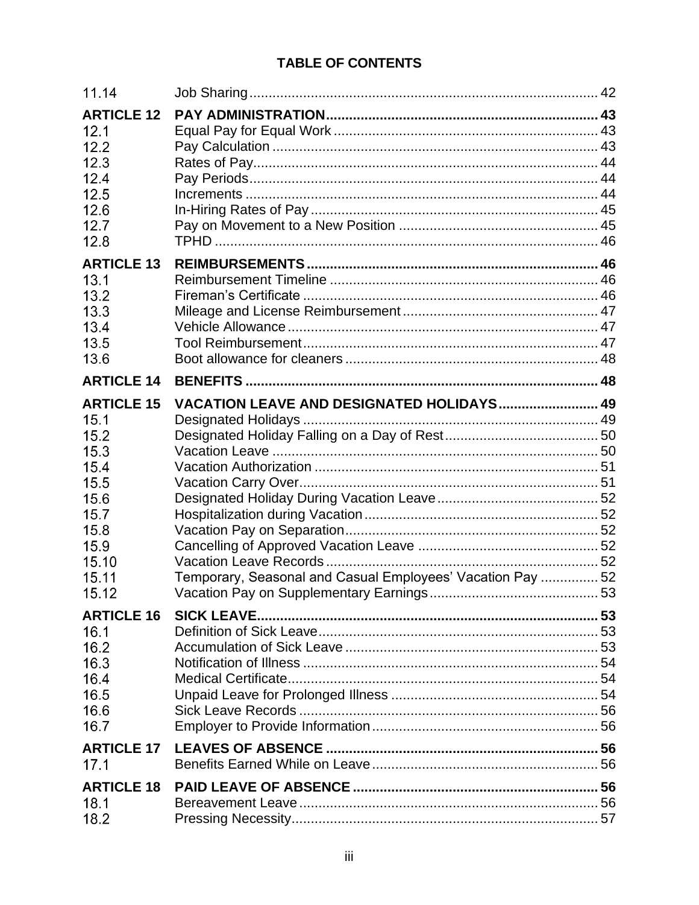# TABLE OF CONTENTS

| | | |
|---|---|---|
| 11.14 | Job Sharing | 42 |
| **ARTICLE 12** | **PAY ADMINISTRATION** | **43** |
| 12.1 | Equal Pay for Equal Work | 43 |
| 12.2 | Pay Calculation | 43 |
| 12.3 | Rates of Pay | 44 |
| 12.4 | Pay Periods | 44 |
| 12.5 | Increments | 44 |
| 12.6 | In-Hiring Rates of Pay | 45 |
| 12.7 | Pay on Movement to a New Position | 45 |
| 12.8 | TPHD | 46 |
| **ARTICLE 13** | **REIMBURSEMENTS** | **46** |
| 13.1 | Reimbursement Timeline | 46 |
| 13.2 | Fireman's Certificate | 46 |
| 13.3 | Mileage and License Reimbursement | 47 |
| 13.4 | Vehicle Allowance | 47 |
| 13.5 | Tool Reimbursement | 47 |
| 13.6 | Boot allowance for cleaners | 48 |
| **ARTICLE 14** | **BENEFITS** | **48** |
| **ARTICLE 15** | **VACATION LEAVE AND DESIGNATED HOLIDAYS** | **49** |
| 15.1 | Designated Holidays | 49 |
| 15.2 | Designated Holiday Falling on a Day of Rest | 50 |
| 15.3 | Vacation Leave | 50 |
| 15.4 | Vacation Authorization | 51 |
| 15.5 | Vacation Carry Over | 51 |
| 15.6 | Designated Holiday During Vacation Leave | 52 |
| 15.7 | Hospitalization during Vacation | 52 |
| 15.8 | Vacation Pay on Separation | 52 |
| 15.9 | Cancelling of Approved Vacation Leave | 52 |
| 15.10 | Vacation Leave Records | 52 |
| 15.11 | Temporary, Seasonal and Casual Employees' Vacation Pay | 52 |
| 15.12 | Vacation Pay on Supplementary Earnings | 53 |
| **ARTICLE 16** | **SICK LEAVE** | **53** |
| 16.1 | Definition of Sick Leave | 53 |
| 16.2 | Accumulation of Sick Leave | 53 |
| 16.3 | Notification of Illness | 54 |
| 16.4 | Medical Certificate | 54 |
| 16.5 | Unpaid Leave for Prolonged Illness | 54 |
| 16.6 | Sick Leave Records | 56 |
| 16.7 | Employer to Provide Information | 56 |
| **ARTICLE 17** | **LEAVES OF ABSENCE** | **56** |
| 17.1 | Benefits Earned While on Leave | 56 |
| **ARTICLE 18** | **PAID LEAVE OF ABSENCE** | **56** |
| 18.1 | Bereavement Leave | 56 |
| 18.2 | Pressing Necessity | 57 |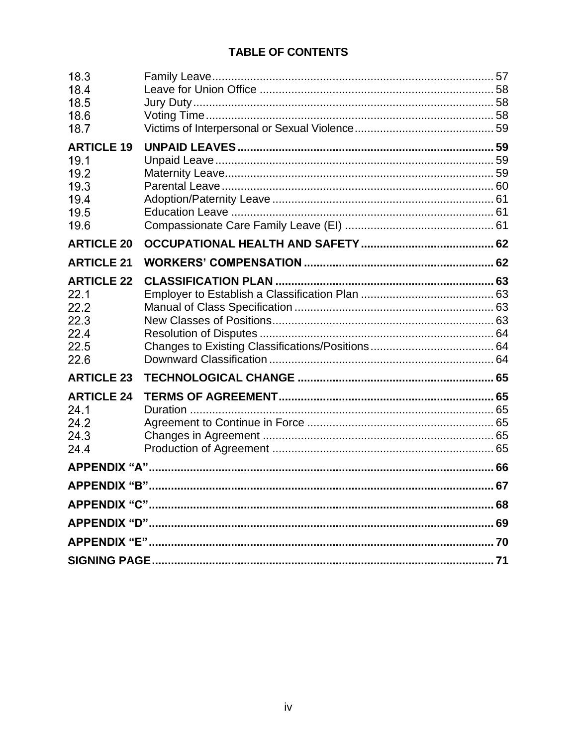## TABLE OF CONTENTS

| | | |
|---|---|---|
| 18.3 | Family Leave | 57 |
| 18.4 | Leave for Union Office | 58 |
| 18.5 | Jury Duty | 58 |
| 18.6 | Voting Time | 58 |
| 18.7 | Victims of Interpersonal or Sexual Violence | 59 |
| **ARTICLE 19** | **UNPAID LEAVES** | **59** |
| 19.1 | Unpaid Leave | 59 |
| 19.2 | Maternity Leave | 59 |
| 19.3 | Parental Leave | 60 |
| 19.4 | Adoption/Paternity Leave | 61 |
| 19.5 | Education Leave | 61 |
| 19.6 | Compassionate Care Family Leave (EI) | 61 |
| **ARTICLE 20** | **OCCUPATIONAL HEALTH AND SAFETY** | **62** |
| **ARTICLE 21** | **WORKERS' COMPENSATION** | **62** |
| **ARTICLE 22** | **CLASSIFICATION PLAN** | **63** |
| 22.1 | Employer to Establish a Classification Plan | 63 |
| 22.2 | Manual of Class Specification | 63 |
| 22.3 | New Classes of Positions | 63 |
| 22.4 | Resolution of Disputes | 64 |
| 22.5 | Changes to Existing Classifications/Positions | 64 |
| 22.6 | Downward Classification | 64 |
| **ARTICLE 23** | **TECHNOLOGICAL CHANGE** | **65** |
| **ARTICLE 24** | **TERMS OF AGREEMENT** | **65** |
| 24.1 | Duration | 65 |
| 24.2 | Agreement to Continue in Force | 65 |
| 24.3 | Changes in Agreement | 65 |
| 24.4 | Production of Agreement | 65 |
| **APPENDIX "A"** | | **66** |
| **APPENDIX "B"** | | **67** |
| **APPENDIX "C"** | | **68** |
| **APPENDIX "D"** | | **69** |
| **APPENDIX "E"** | | **70** |
| **SIGNING PAGE** | | **71** |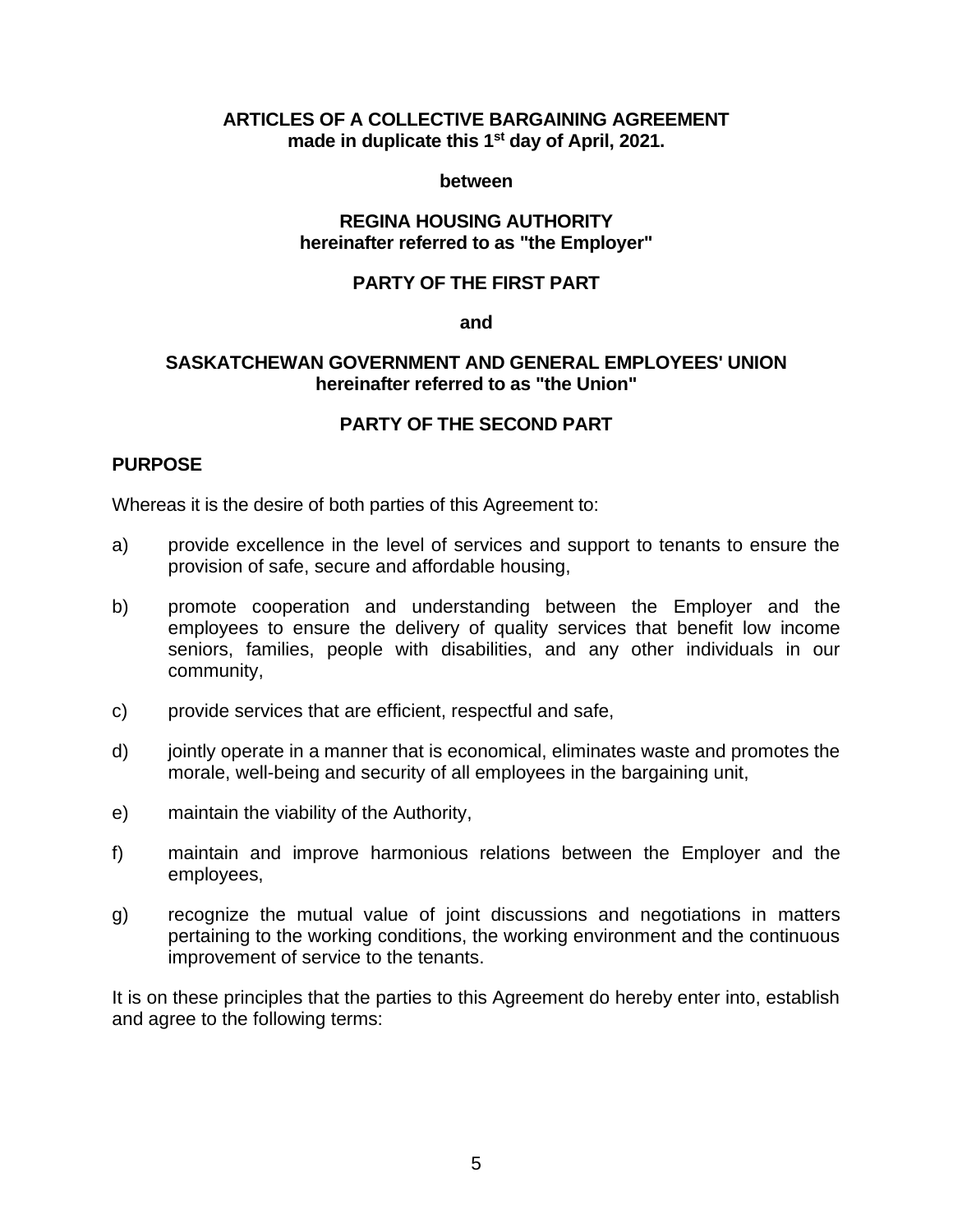**ARTICLES OF A COLLECTIVE BARGAINING AGREEMENT**
**made in duplicate this 1st day of April, 2021.**

**between**

**REGINA HOUSING AUTHORITY**
**hereinafter referred to as "the Employer"**

**PARTY OF THE FIRST PART**

**and**

**SASKATCHEWAN GOVERNMENT AND GENERAL EMPLOYEES' UNION**
**hereinafter referred to as "the Union"**

**PARTY OF THE SECOND PART**

## PURPOSE

Whereas it is the desire of both parties of this Agreement to:

a) provide excellence in the level of services and support to tenants to ensure the provision of safe, secure and affordable housing,

b) promote cooperation and understanding between the Employer and the employees to ensure the delivery of quality services that benefit low income seniors, families, people with disabilities, and any other individuals in our community,

c) provide services that are efficient, respectful and safe,

d) jointly operate in a manner that is economical, eliminates waste and promotes the morale, well-being and security of all employees in the bargaining unit,

e) maintain the viability of the Authority,

f) maintain and improve harmonious relations between the Employer and the employees,

g) recognize the mutual value of joint discussions and negotiations in matters pertaining to the working conditions, the working environment and the continuous improvement of service to the tenants.

It is on these principles that the parties to this Agreement do hereby enter into, establish and agree to the following terms: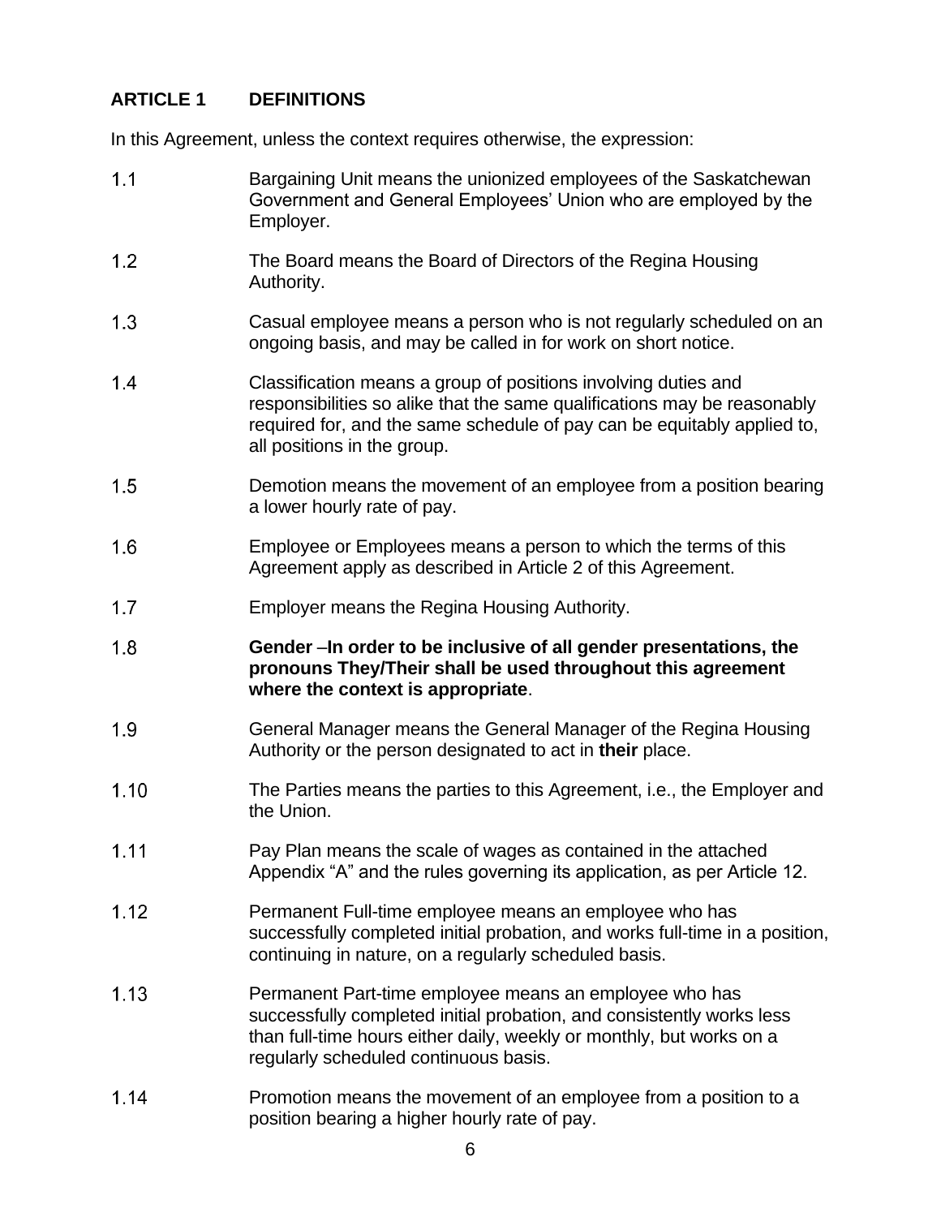## ARTICLE 1 DEFINITIONS

In this Agreement, unless the context requires otherwise, the expression:

1.1 Bargaining Unit means the unionized employees of the Saskatchewan Government and General Employees' Union who are employed by the Employer.

1.2 The Board means the Board of Directors of the Regina Housing Authority.

1.3 Casual employee means a person who is not regularly scheduled on an ongoing basis, and may be called in for work on short notice.

1.4 Classification means a group of positions involving duties and responsibilities so alike that the same qualifications may be reasonably required for, and the same schedule of pay can be equitably applied to, all positions in the group.

1.5 Demotion means the movement of an employee from a position bearing a lower hourly rate of pay.

1.6 Employee or Employees means a person to which the terms of this Agreement apply as described in Article 2 of this Agreement.

1.7 Employer means the Regina Housing Authority.

1.8 **Gender** –**In order to be inclusive of all gender presentations, the pronouns They/Their shall be used throughout this agreement where the context is appropriate**.

1.9 General Manager means the General Manager of the Regina Housing Authority or the person designated to act in **their** place.

1.10 The Parties means the parties to this Agreement, i.e., the Employer and the Union.

1.11 Pay Plan means the scale of wages as contained in the attached Appendix "A" and the rules governing its application, as per Article 12.

1.12 Permanent Full-time employee means an employee who has successfully completed initial probation, and works full-time in a position, continuing in nature, on a regularly scheduled basis.

1.13 Permanent Part-time employee means an employee who has successfully completed initial probation, and consistently works less than full-time hours either daily, weekly or monthly, but works on a regularly scheduled continuous basis.

1.14 Promotion means the movement of an employee from a position to a position bearing a higher hourly rate of pay.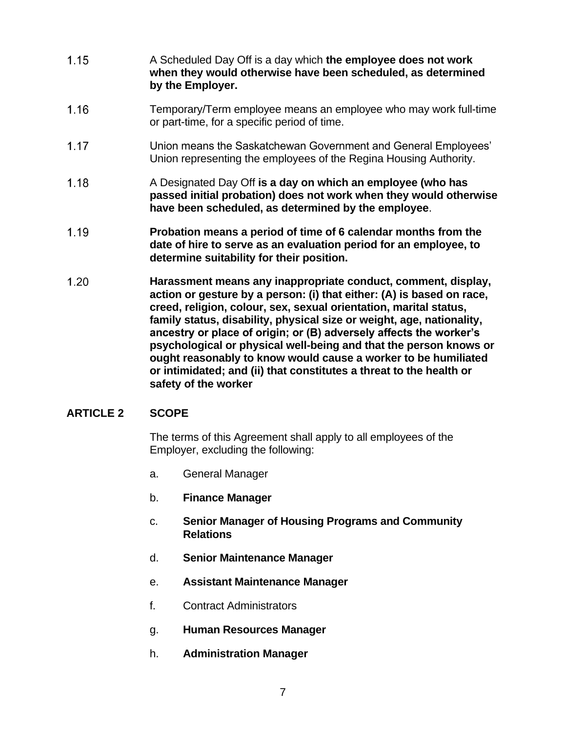1.15 A Scheduled Day Off is a day which **the employee does not work when they would otherwise have been scheduled, as determined by the Employer.**

1.16 Temporary/Term employee means an employee who may work full-time or part-time, for a specific period of time.

1.17 Union means the Saskatchewan Government and General Employees' Union representing the employees of the Regina Housing Authority.

1.18 A Designated Day Off **is a day on which an employee (who has passed initial probation) does not work when they would otherwise have been scheduled, as determined by the employee**.

1.19 **Probation means a period of time of 6 calendar months from the date of hire to serve as an evaluation period for an employee, to determine suitability for their position.**

1.20 **Harassment means any inappropriate conduct, comment, display, action or gesture by a person: (i) that either: (A) is based on race, creed, religion, colour, sex, sexual orientation, marital status, family status, disability, physical size or weight, age, nationality, ancestry or place of origin; or (B) adversely affects the worker's psychological or physical well-being and that the person knows or ought reasonably to know would cause a worker to be humiliated or intimidated; and (ii) that constitutes a threat to the health or safety of the worker**

## ARTICLE 2 SCOPE

The terms of this Agreement shall apply to all employees of the Employer, excluding the following:

a. General Manager

b. **Finance Manager**

c. **Senior Manager of Housing Programs and Community Relations**

d. **Senior Maintenance Manager**

e. **Assistant Maintenance Manager**

f. Contract Administrators

g. **Human Resources Manager**

h. **Administration Manager**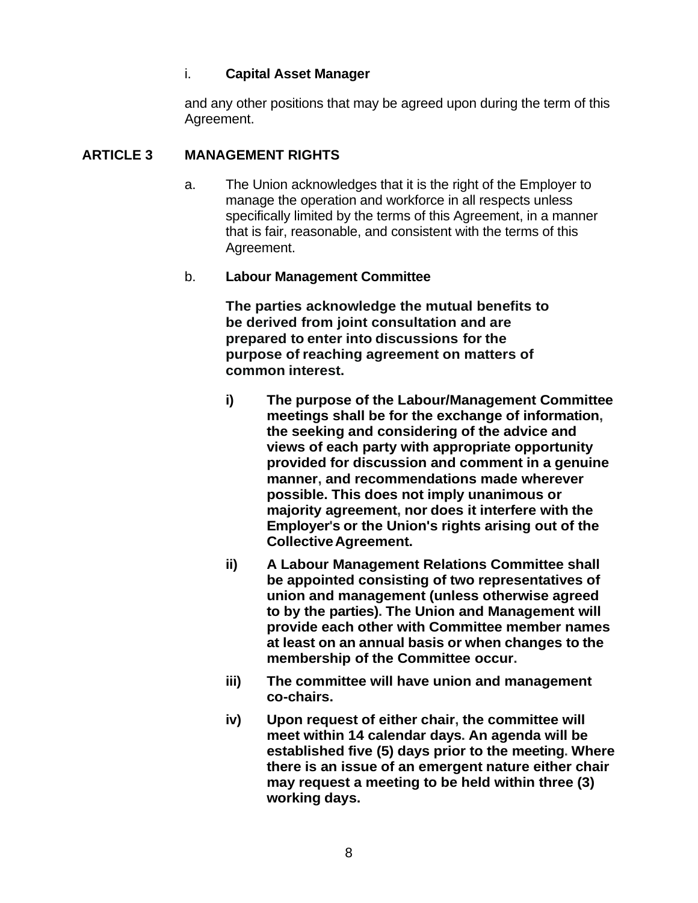i. **Capital Asset Manager**

and any other positions that may be agreed upon during the term of this Agreement.

## ARTICLE 3 MANAGEMENT RIGHTS

a. The Union acknowledges that it is the right of the Employer to manage the operation and workforce in all respects unless specifically limited by the terms of this Agreement, in a manner that is fair, reasonable, and consistent with the terms of this Agreement.

b. **Labour Management Committee**

**The parties acknowledge the mutual benefits to be derived from joint consultation and are prepared to enter into discussions for the purpose of reaching agreement on matters of common interest.**

**i) The purpose of the Labour/Management Committee meetings shall be for the exchange of information, the seeking and considering of the advice and views of each party with appropriate opportunity provided for discussion and comment in a genuine manner, and recommendations made wherever possible. This does not imply unanimous or majority agreement, nor does it interfere with the Employer's or the Union's rights arising out of the Collective Agreement.**

**ii) A Labour Management Relations Committee shall be appointed consisting of two representatives of union and management (unless otherwise agreed to by the parties). The Union and Management will provide each other with Committee member names at least on an annual basis or when changes to the membership of the Committee occur.**

**iii) The committee will have union and management co-chairs.**

**iv) Upon request of either chair, the committee will meet within 14 calendar days. An agenda will be established five (5) days prior to the meeting. Where there is an issue of an emergent nature either chair may request a meeting to be held within three (3) working days.**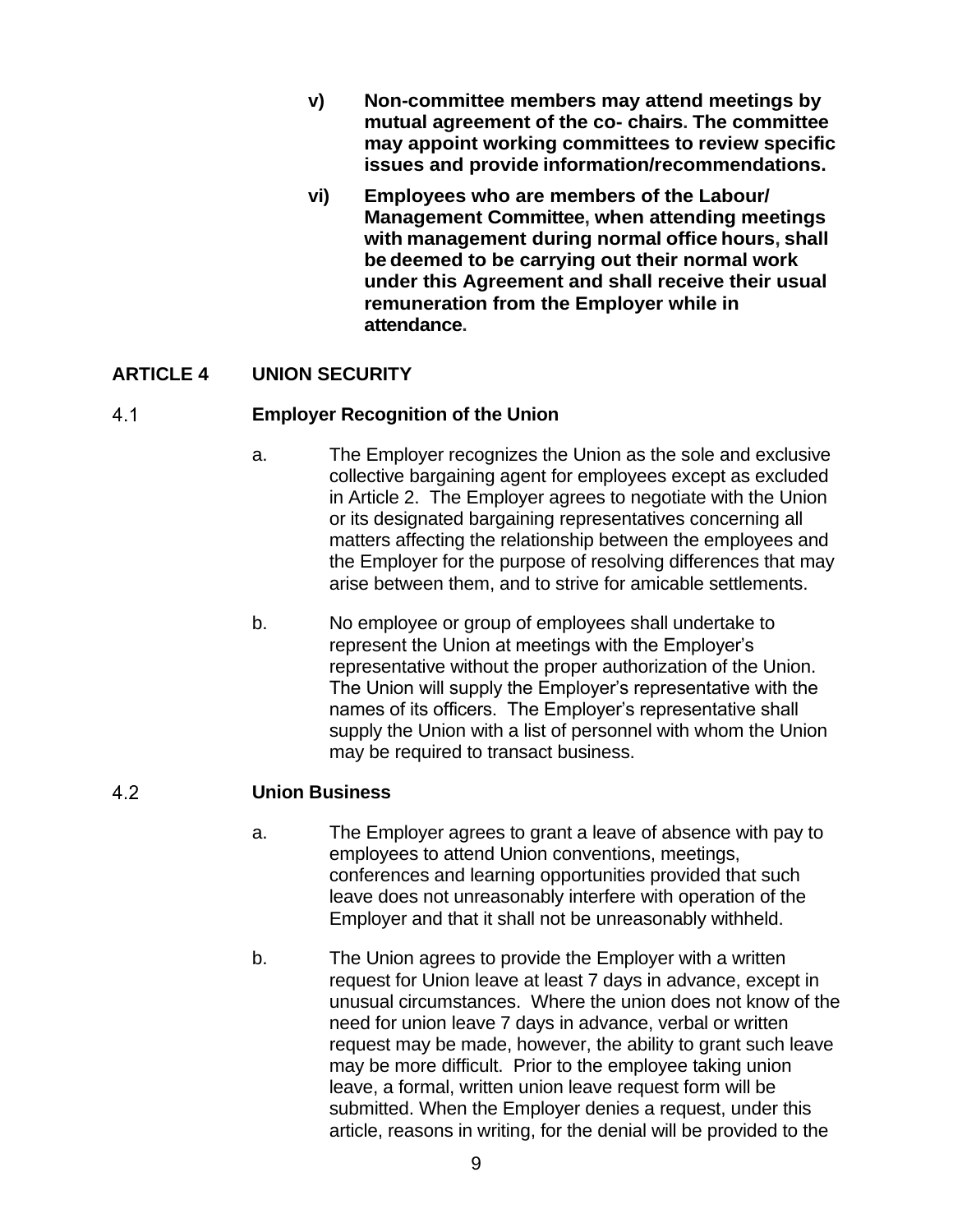**v) Non-committee members may attend meetings by mutual agreement of the co- chairs. The committee may appoint working committees to review specific issues and provide information/recommendations.**

**vi) Employees who are members of the Labour/ Management Committee, when attending meetings with management during normal office hours, shall be deemed to be carrying out their normal work under this Agreement and shall receive their usual remuneration from the Employer while in attendance.**

## ARTICLE 4 UNION SECURITY

### 4.1 Employer Recognition of the Union

a. The Employer recognizes the Union as the sole and exclusive collective bargaining agent for employees except as excluded in Article 2. The Employer agrees to negotiate with the Union or its designated bargaining representatives concerning all matters affecting the relationship between the employees and the Employer for the purpose of resolving differences that may arise between them, and to strive for amicable settlements.

b. No employee or group of employees shall undertake to represent the Union at meetings with the Employer's representative without the proper authorization of the Union. The Union will supply the Employer's representative with the names of its officers. The Employer's representative shall supply the Union with a list of personnel with whom the Union may be required to transact business.

### 4.2 Union Business

a. The Employer agrees to grant a leave of absence with pay to employees to attend Union conventions, meetings, conferences and learning opportunities provided that such leave does not unreasonably interfere with operation of the Employer and that it shall not be unreasonably withheld.

b. The Union agrees to provide the Employer with a written request for Union leave at least 7 days in advance, except in unusual circumstances. Where the union does not know of the need for union leave 7 days in advance, verbal or written request may be made, however, the ability to grant such leave may be more difficult. Prior to the employee taking union leave, a formal, written union leave request form will be submitted. When the Employer denies a request, under this article, reasons in writing, for the denial will be provided to the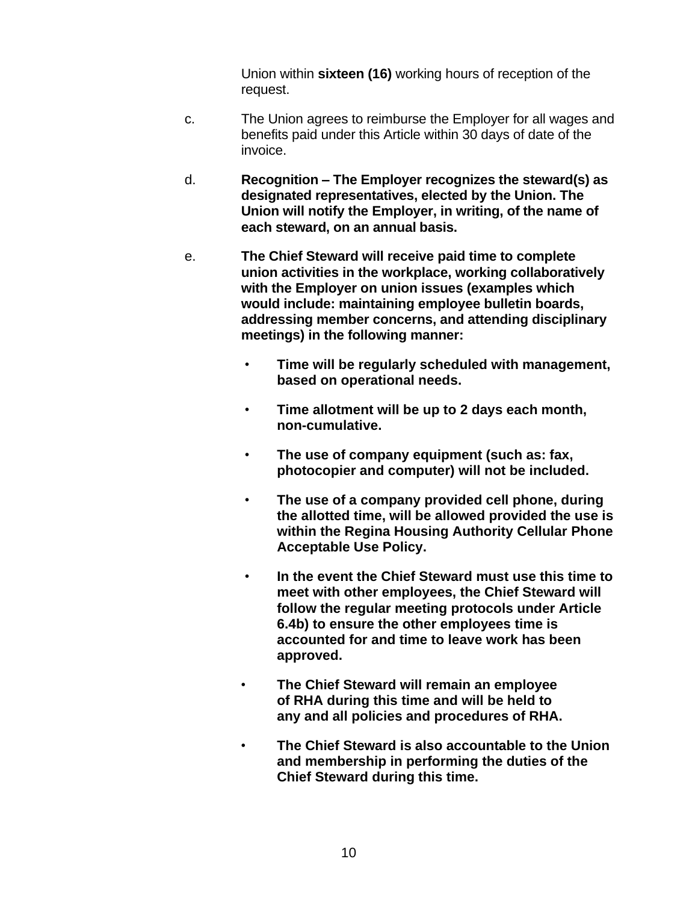Union within **sixteen (16)** working hours of reception of the request.

c. The Union agrees to reimburse the Employer for all wages and benefits paid under this Article within 30 days of date of the invoice.

d. **Recognition – The Employer recognizes the steward(s) as designated representatives, elected by the Union. The Union will notify the Employer, in writing, of the name of each steward, on an annual basis.**

e. **The Chief Steward will receive paid time to complete union activities in the workplace, working collaboratively with the Employer on union issues (examples which would include: maintaining employee bulletin boards, addressing member concerns, and attending disciplinary meetings) in the following manner:**

- **Time will be regularly scheduled with management, based on operational needs.**
- **Time allotment will be up to 2 days each month, non-cumulative.**
- **The use of company equipment (such as: fax, photocopier and computer) will not be included.**
- **The use of a company provided cell phone, during the allotted time, will be allowed provided the use is within the Regina Housing Authority Cellular Phone Acceptable Use Policy.**
- **In the event the Chief Steward must use this time to meet with other employees, the Chief Steward will follow the regular meeting protocols under Article 6.4b) to ensure the other employees time is accounted for and time to leave work has been approved.**
- **The Chief Steward will remain an employee of RHA during this time and will be held to any and all policies and procedures of RHA.**
- **The Chief Steward is also accountable to the Union and membership in performing the duties of the Chief Steward during this time.**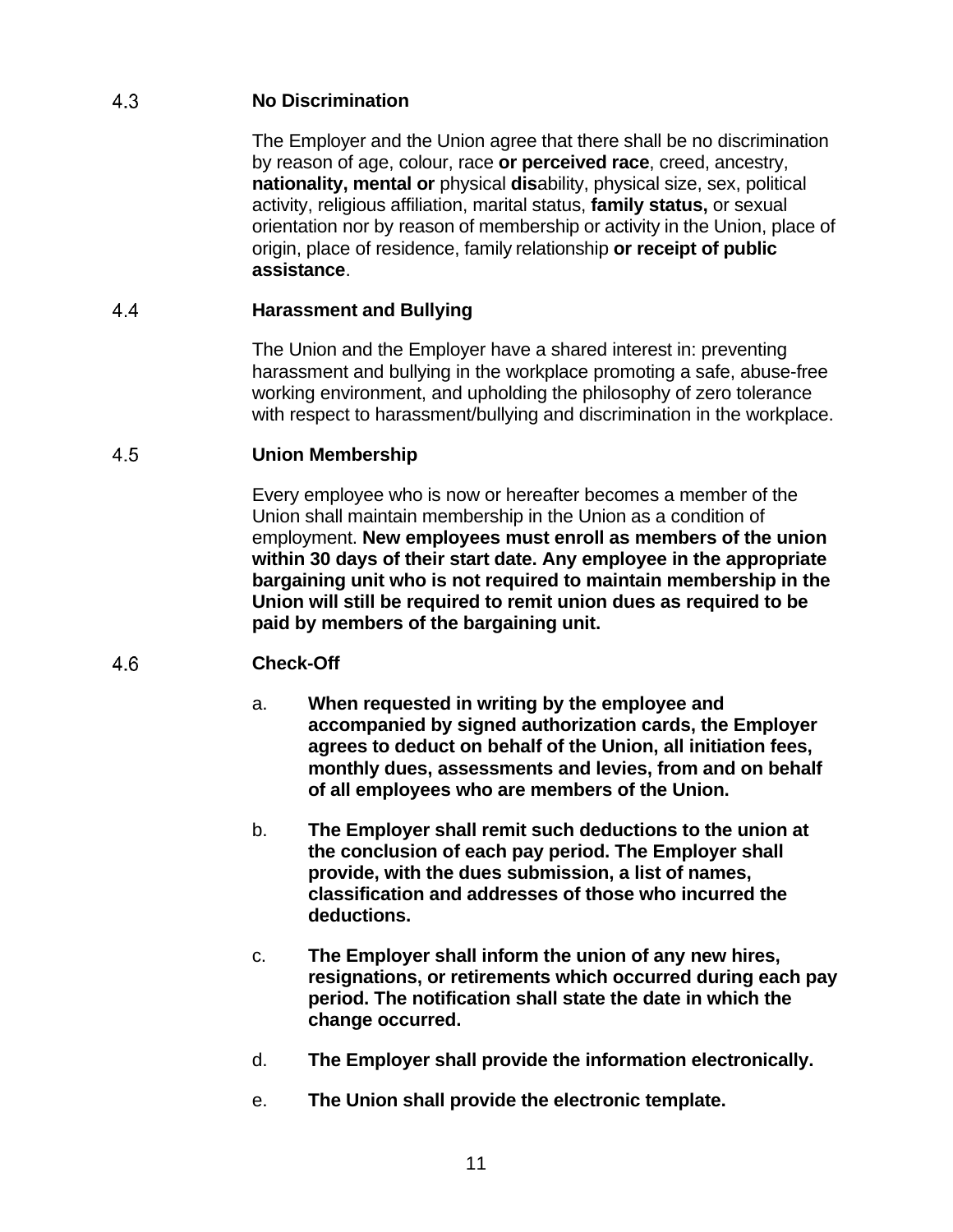### 4.3 No Discrimination

The Employer and the Union agree that there shall be no discrimination by reason of age, colour, race **or perceived race**, creed, ancestry, **nationality, mental or** physical **dis**ability, physical size, sex, political activity, religious affiliation, marital status, **family status,** or sexual orientation nor by reason of membership or activity in the Union, place of origin, place of residence, family relationship **or receipt of public assistance**.

### 4.4 Harassment and Bullying

The Union and the Employer have a shared interest in: preventing harassment and bullying in the workplace promoting a safe, abuse-free working environment, and upholding the philosophy of zero tolerance with respect to harassment/bullying and discrimination in the workplace.

### 4.5 Union Membership

Every employee who is now or hereafter becomes a member of the Union shall maintain membership in the Union as a condition of employment. **New employees must enroll as members of the union within 30 days of their start date. Any employee in the appropriate bargaining unit who is not required to maintain membership in the Union will still be required to remit union dues as required to be paid by members of the bargaining unit.**

### 4.6 Check-Off

a. **When requested in writing by the employee and accompanied by signed authorization cards, the Employer agrees to deduct on behalf of the Union, all initiation fees, monthly dues, assessments and levies, from and on behalf of all employees who are members of the Union.**

b. **The Employer shall remit such deductions to the union at the conclusion of each pay period. The Employer shall provide, with the dues submission, a list of names, classification and addresses of those who incurred the deductions.**

c. **The Employer shall inform the union of any new hires, resignations, or retirements which occurred during each pay period. The notification shall state the date in which the change occurred.**

d. **The Employer shall provide the information electronically.**

e. **The Union shall provide the electronic template.**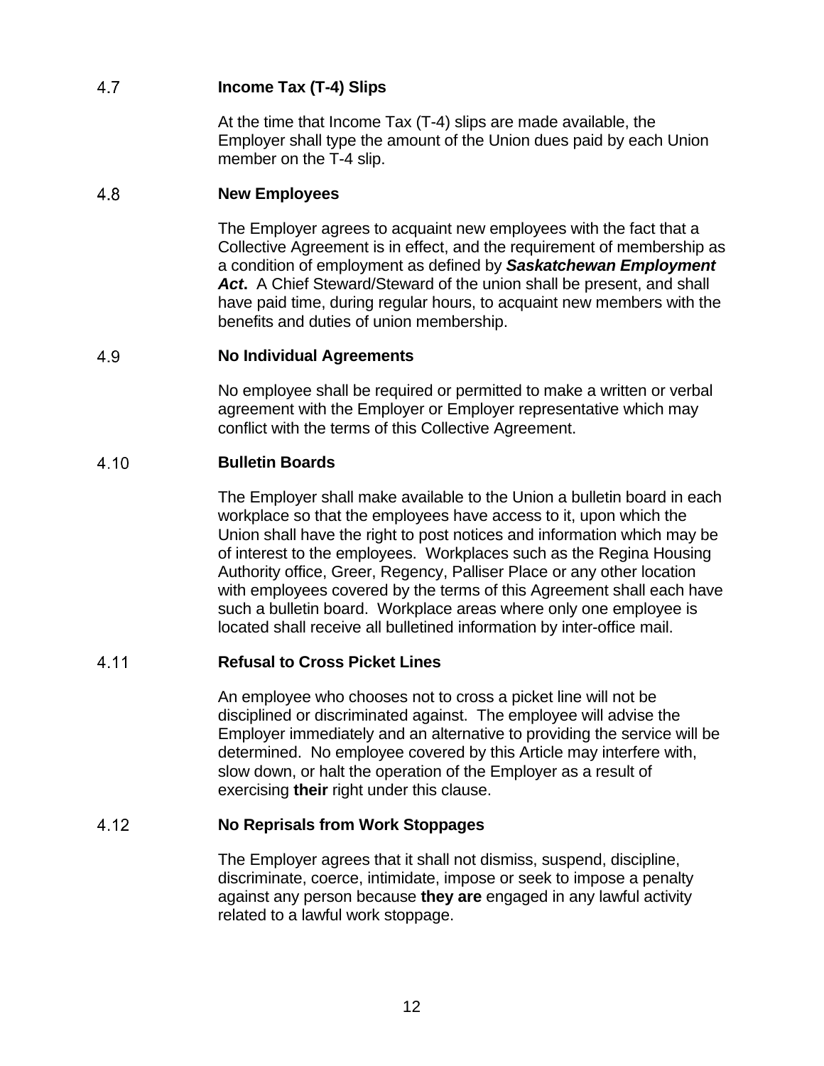### 4.7 **Income Tax (T-4) Slips**

At the time that Income Tax (T-4) slips are made available, the Employer shall type the amount of the Union dues paid by each Union member on the T-4 slip.

### 4.8 **New Employees**

The Employer agrees to acquaint new employees with the fact that a Collective Agreement is in effect, and the requirement of membership as a condition of employment as defined by ***Saskatchewan Employment Act***. A Chief Steward/Steward of the union shall be present, and shall have paid time, during regular hours, to acquaint new members with the benefits and duties of union membership.

### 4.9 **No Individual Agreements**

No employee shall be required or permitted to make a written or verbal agreement with the Employer or Employer representative which may conflict with the terms of this Collective Agreement.

### 4.10 **Bulletin Boards**

The Employer shall make available to the Union a bulletin board in each workplace so that the employees have access to it, upon which the Union shall have the right to post notices and information which may be of interest to the employees. Workplaces such as the Regina Housing Authority office, Greer, Regency, Palliser Place or any other location with employees covered by the terms of this Agreement shall each have such a bulletin board. Workplace areas where only one employee is located shall receive all bulletined information by inter-office mail.

### 4.11 **Refusal to Cross Picket Lines**

An employee who chooses not to cross a picket line will not be disciplined or discriminated against. The employee will advise the Employer immediately and an alternative to providing the service will be determined. No employee covered by this Article may interfere with, slow down, or halt the operation of the Employer as a result of exercising **their** right under this clause.

### 4.12 **No Reprisals from Work Stoppages**

The Employer agrees that it shall not dismiss, suspend, discipline, discriminate, coerce, intimidate, impose or seek to impose a penalty against any person because **they are** engaged in any lawful activity related to a lawful work stoppage.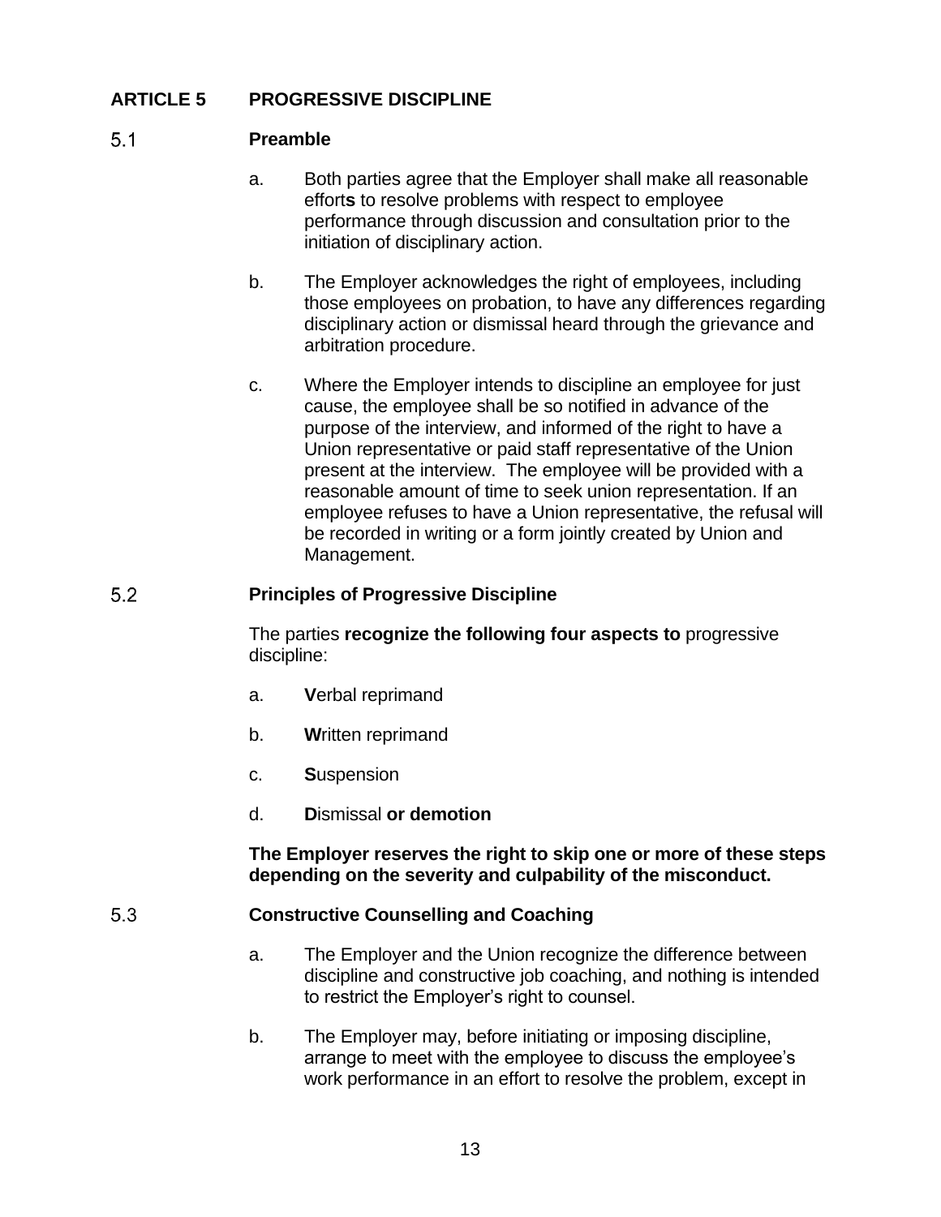## ARTICLE 5 PROGRESSIVE DISCIPLINE

### 5.1 Preamble

a. Both parties agree that the Employer shall make all reasonable effort**s** to resolve problems with respect to employee performance through discussion and consultation prior to the initiation of disciplinary action.

b. The Employer acknowledges the right of employees, including those employees on probation, to have any differences regarding disciplinary action or dismissal heard through the grievance and arbitration procedure.

c. Where the Employer intends to discipline an employee for just cause, the employee shall be so notified in advance of the purpose of the interview, and informed of the right to have a Union representative or paid staff representative of the Union present at the interview. The employee will be provided with a reasonable amount of time to seek union representation. If an employee refuses to have a Union representative, the refusal will be recorded in writing or a form jointly created by Union and Management.

### 5.2 Principles of Progressive Discipline

The parties **recognize the following four aspects to** progressive discipline:

a. **V**erbal reprimand

b. **W**ritten reprimand

c. **S**uspension

d. **D**ismissal **or demotion**

**The Employer reserves the right to skip one or more of these steps depending on the severity and culpability of the misconduct.**

### 5.3 Constructive Counselling and Coaching

a. The Employer and the Union recognize the difference between discipline and constructive job coaching, and nothing is intended to restrict the Employer's right to counsel.

b. The Employer may, before initiating or imposing discipline, arrange to meet with the employee to discuss the employee's work performance in an effort to resolve the problem, except in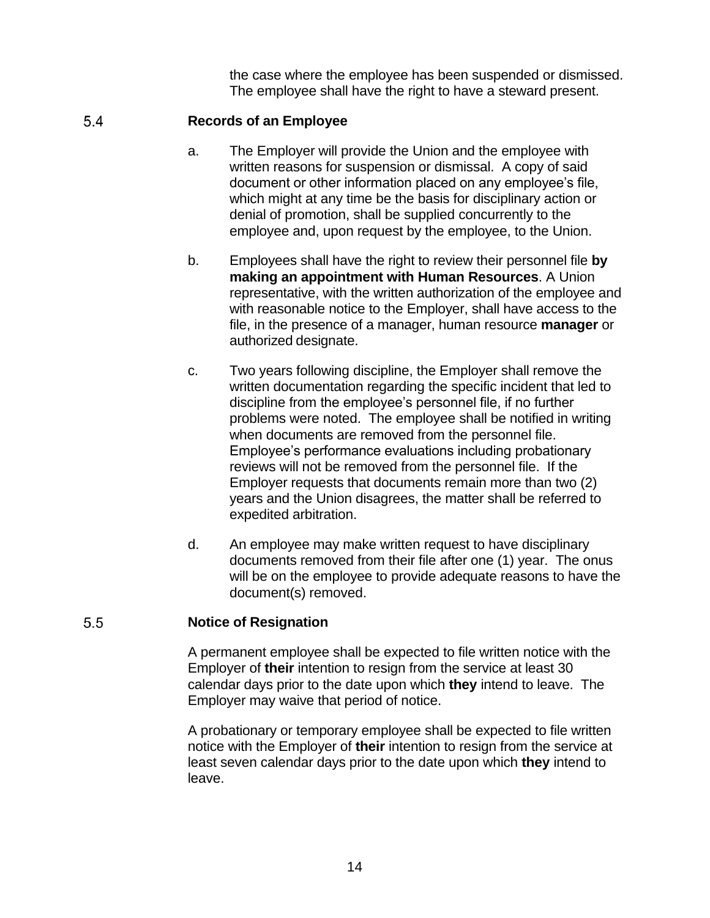the case where the employee has been suspended or dismissed. The employee shall have the right to have a steward present.

### 5.4 Records of an Employee

a. The Employer will provide the Union and the employee with written reasons for suspension or dismissal. A copy of said document or other information placed on any employee's file, which might at any time be the basis for disciplinary action or denial of promotion, shall be supplied concurrently to the employee and, upon request by the employee, to the Union.

b. Employees shall have the right to review their personnel file **by making an appointment with Human Resources**. A Union representative, with the written authorization of the employee and with reasonable notice to the Employer, shall have access to the file, in the presence of a manager, human resource **manager** or authorized designate.

c. Two years following discipline, the Employer shall remove the written documentation regarding the specific incident that led to discipline from the employee's personnel file, if no further problems were noted. The employee shall be notified in writing when documents are removed from the personnel file. Employee's performance evaluations including probationary reviews will not be removed from the personnel file. If the Employer requests that documents remain more than two (2) years and the Union disagrees, the matter shall be referred to expedited arbitration.

d. An employee may make written request to have disciplinary documents removed from their file after one (1) year. The onus will be on the employee to provide adequate reasons to have the document(s) removed.

### 5.5 Notice of Resignation

A permanent employee shall be expected to file written notice with the Employer of **their** intention to resign from the service at least 30 calendar days prior to the date upon which **they** intend to leave. The Employer may waive that period of notice.

A probationary or temporary employee shall be expected to file written notice with the Employer of **their** intention to resign from the service at least seven calendar days prior to the date upon which **they** intend to leave.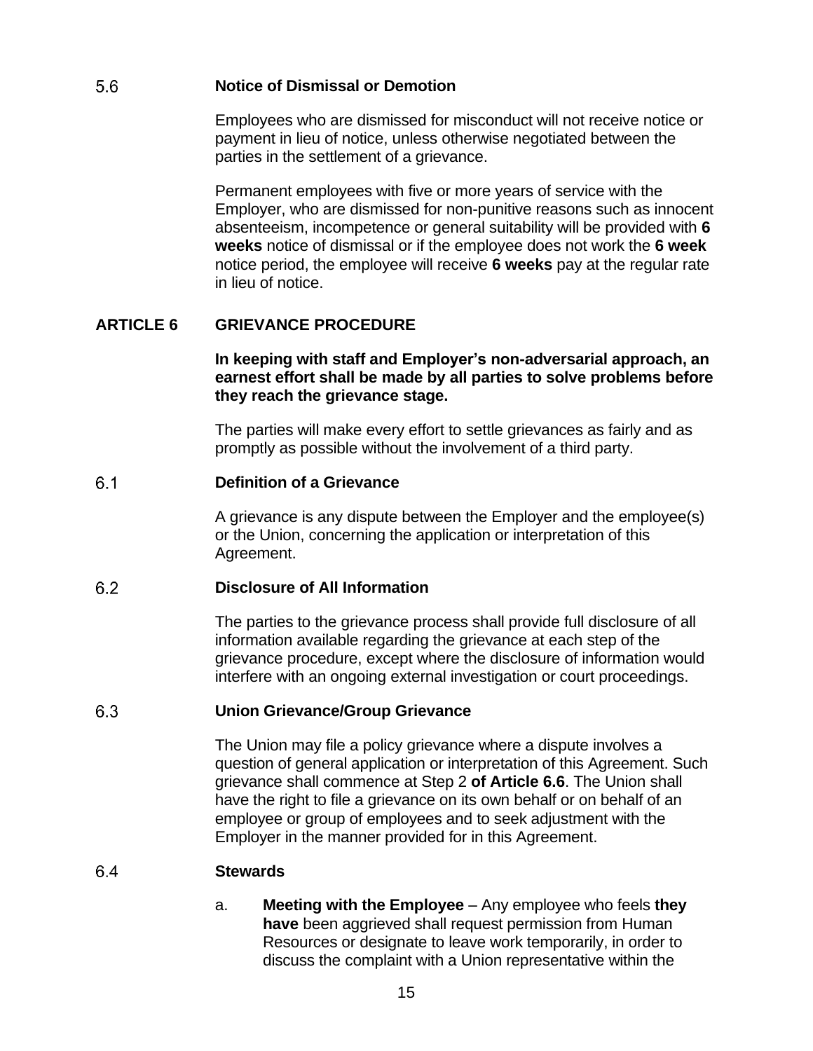### 5.6 Notice of Dismissal or Demotion

Employees who are dismissed for misconduct will not receive notice or payment in lieu of notice, unless otherwise negotiated between the parties in the settlement of a grievance.

Permanent employees with five or more years of service with the Employer, who are dismissed for non-punitive reasons such as innocent absenteeism, incompetence or general suitability will be provided with **6 weeks** notice of dismissal or if the employee does not work the **6 week** notice period, the employee will receive **6 weeks** pay at the regular rate in lieu of notice.

## ARTICLE 6 GRIEVANCE PROCEDURE

**In keeping with staff and Employer's non-adversarial approach, an earnest effort shall be made by all parties to solve problems before they reach the grievance stage.**

The parties will make every effort to settle grievances as fairly and as promptly as possible without the involvement of a third party.

### 6.1 Definition of a Grievance

A grievance is any dispute between the Employer and the employee(s) or the Union, concerning the application or interpretation of this Agreement.

### 6.2 Disclosure of All Information

The parties to the grievance process shall provide full disclosure of all information available regarding the grievance at each step of the grievance procedure, except where the disclosure of information would interfere with an ongoing external investigation or court proceedings.

### 6.3 Union Grievance/Group Grievance

The Union may file a policy grievance where a dispute involves a question of general application or interpretation of this Agreement. Such grievance shall commence at Step 2 **of Article 6.6**. The Union shall have the right to file a grievance on its own behalf or on behalf of an employee or group of employees and to seek adjustment with the Employer in the manner provided for in this Agreement.

### 6.4 Stewards

a. **Meeting with the Employee** – Any employee who feels **they have** been aggrieved shall request permission from Human Resources or designate to leave work temporarily, in order to discuss the complaint with a Union representative within the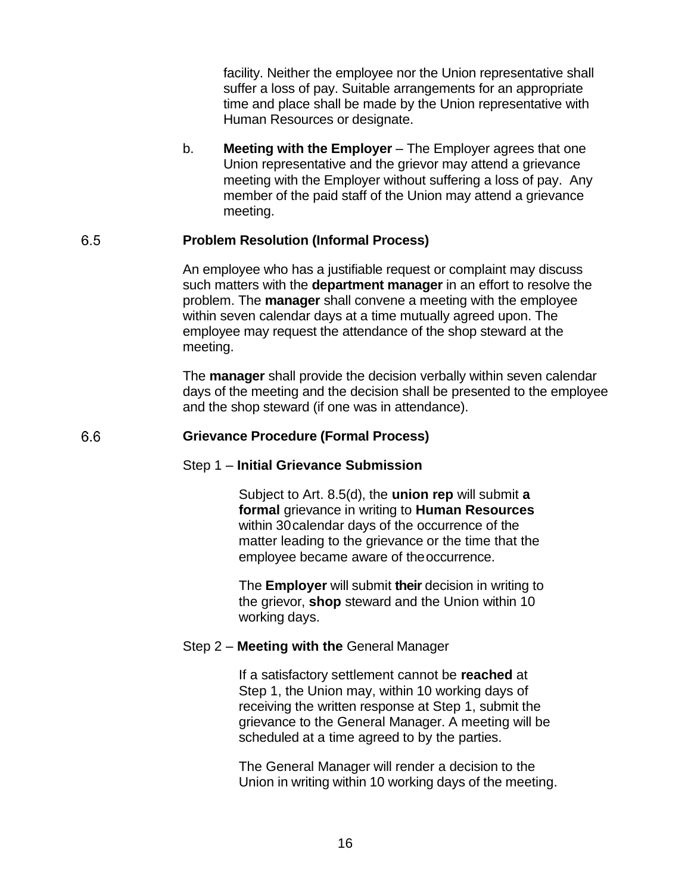facility. Neither the employee nor the Union representative shall suffer a loss of pay. Suitable arrangements for an appropriate time and place shall be made by the Union representative with Human Resources or designate.

b. **Meeting with the Employer** – The Employer agrees that one Union representative and the grievor may attend a grievance meeting with the Employer without suffering a loss of pay. Any member of the paid staff of the Union may attend a grievance meeting.

### 6.5 Problem Resolution (Informal Process)

An employee who has a justifiable request or complaint may discuss such matters with the **department manager** in an effort to resolve the problem. The **manager** shall convene a meeting with the employee within seven calendar days at a time mutually agreed upon. The employee may request the attendance of the shop steward at the meeting.

The **manager** shall provide the decision verbally within seven calendar days of the meeting and the decision shall be presented to the employee and the shop steward (if one was in attendance).

### 6.6 Grievance Procedure (Formal Process)

Step 1 – **Initial Grievance Submission**

Subject to Art. 8.5(d), the **union rep** will submit **a formal** grievance in writing to **Human Resources** within 30 calendar days of the occurrence of the matter leading to the grievance or the time that the employee became aware of the occurrence.

The **Employer** will submit **their** decision in writing to the grievor, **shop** steward and the Union within 10 working days.

Step 2 – **Meeting with the** General Manager

If a satisfactory settlement cannot be **reached** at Step 1, the Union may, within 10 working days of receiving the written response at Step 1, submit the grievance to the General Manager. A meeting will be scheduled at a time agreed to by the parties.

The General Manager will render a decision to the Union in writing within 10 working days of the meeting.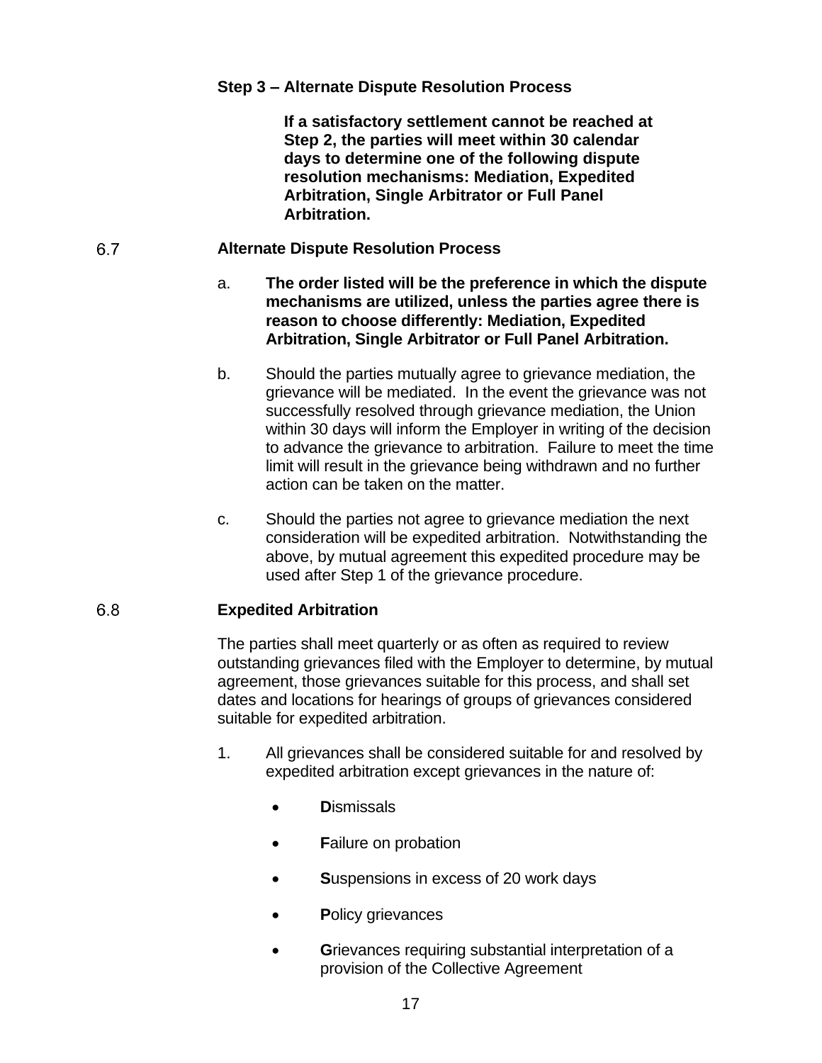**Step 3 – Alternate Dispute Resolution Process**

**If a satisfactory settlement cannot be reached at Step 2, the parties will meet within 30 calendar days to determine one of the following dispute resolution mechanisms: Mediation, Expedited Arbitration, Single Arbitrator or Full Panel Arbitration.**

## 6.7 Alternate Dispute Resolution Process

a. **The order listed will be the preference in which the dispute mechanisms are utilized, unless the parties agree there is reason to choose differently: Mediation, Expedited Arbitration, Single Arbitrator or Full Panel Arbitration.**

b. Should the parties mutually agree to grievance mediation, the grievance will be mediated. In the event the grievance was not successfully resolved through grievance mediation, the Union within 30 days will inform the Employer in writing of the decision to advance the grievance to arbitration. Failure to meet the time limit will result in the grievance being withdrawn and no further action can be taken on the matter.

c. Should the parties not agree to grievance mediation the next consideration will be expedited arbitration. Notwithstanding the above, by mutual agreement this expedited procedure may be used after Step 1 of the grievance procedure.

## 6.8 Expedited Arbitration

The parties shall meet quarterly or as often as required to review outstanding grievances filed with the Employer to determine, by mutual agreement, those grievances suitable for this process, and shall set dates and locations for hearings of groups of grievances considered suitable for expedited arbitration.

1. All grievances shall be considered suitable for and resolved by expedited arbitration except grievances in the nature of:

   - **D**ismissals
   - **F**ailure on probation
   - **S**uspensions in excess of 20 work days
   - **P**olicy grievances
   - **G**rievances requiring substantial interpretation of a provision of the Collective Agreement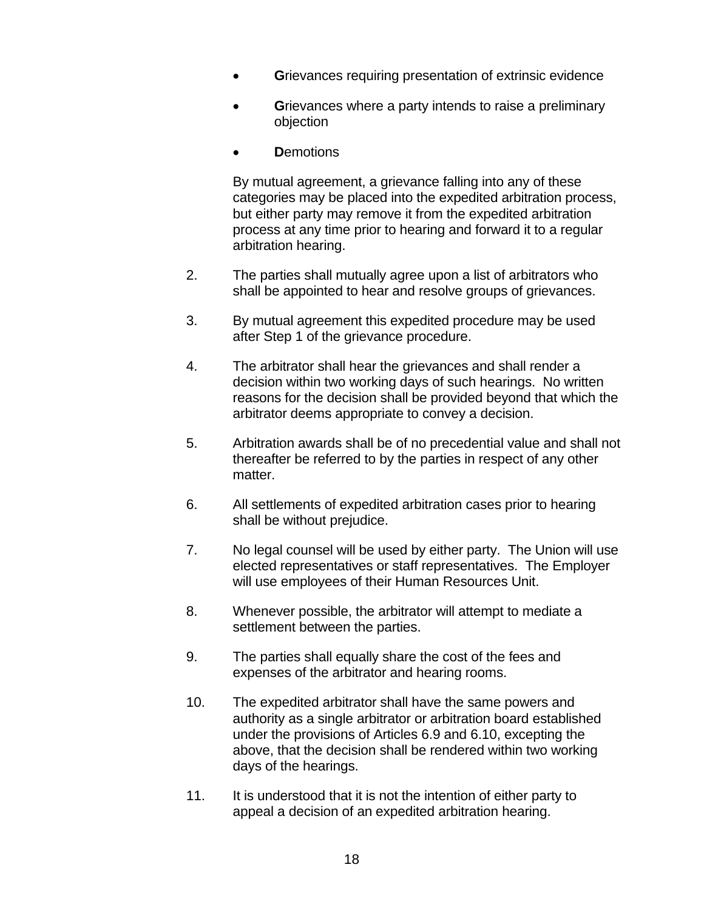- **G**rievances requiring presentation of extrinsic evidence

- **G**rievances where a party intends to raise a preliminary objection

- **D**emotions

  By mutual agreement, a grievance falling into any of these categories may be placed into the expedited arbitration process, but either party may remove it from the expedited arbitration process at any time prior to hearing and forward it to a regular arbitration hearing.

2. The parties shall mutually agree upon a list of arbitrators who shall be appointed to hear and resolve groups of grievances.

3. By mutual agreement this expedited procedure may be used after Step 1 of the grievance procedure.

4. The arbitrator shall hear the grievances and shall render a decision within two working days of such hearings. No written reasons for the decision shall be provided beyond that which the arbitrator deems appropriate to convey a decision.

5. Arbitration awards shall be of no precedential value and shall not thereafter be referred to by the parties in respect of any other matter.

6. All settlements of expedited arbitration cases prior to hearing shall be without prejudice.

7. No legal counsel will be used by either party. The Union will use elected representatives or staff representatives. The Employer will use employees of their Human Resources Unit.

8. Whenever possible, the arbitrator will attempt to mediate a settlement between the parties.

9. The parties shall equally share the cost of the fees and expenses of the arbitrator and hearing rooms.

10. The expedited arbitrator shall have the same powers and authority as a single arbitrator or arbitration board established under the provisions of Articles 6.9 and 6.10, excepting the above, that the decision shall be rendered within two working days of the hearings.

11. It is understood that it is not the intention of either party to appeal a decision of an expedited arbitration hearing.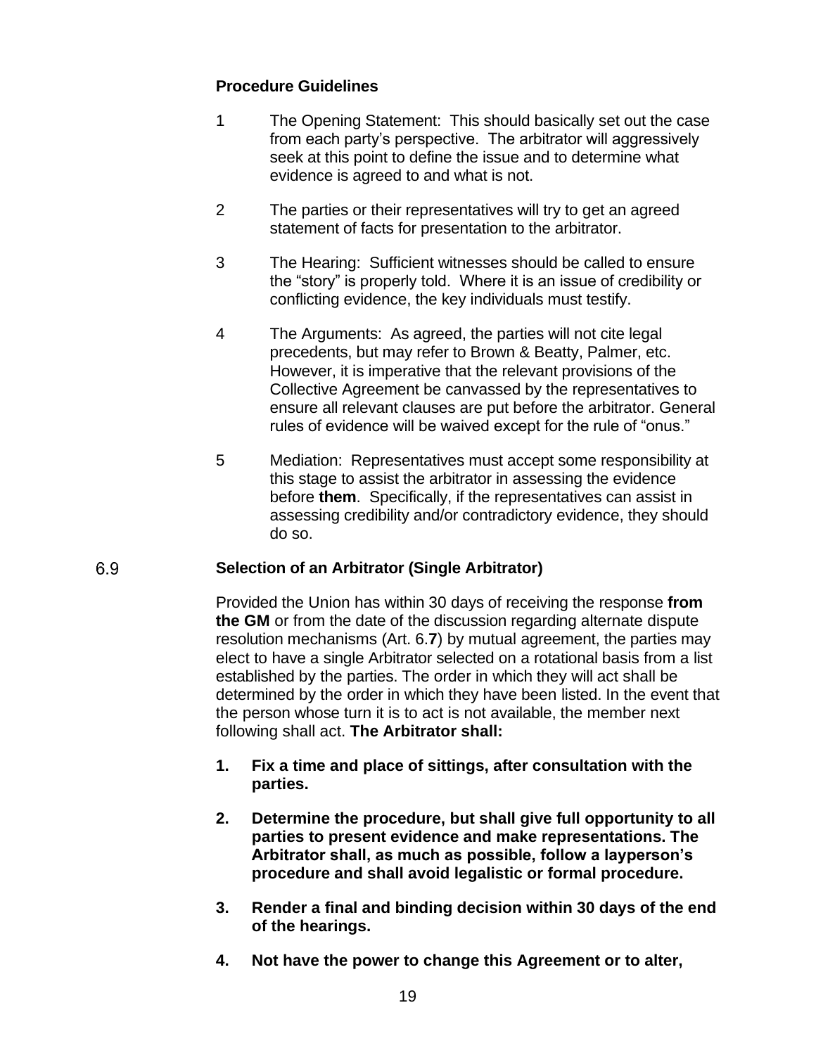**Procedure Guidelines**

1. The Opening Statement: This should basically set out the case from each party's perspective. The arbitrator will aggressively seek at this point to define the issue and to determine what evidence is agreed to and what is not.

2. The parties or their representatives will try to get an agreed statement of facts for presentation to the arbitrator.

3. The Hearing: Sufficient witnesses should be called to ensure the "story" is properly told. Where it is an issue of credibility or conflicting evidence, the key individuals must testify.

4. The Arguments: As agreed, the parties will not cite legal precedents, but may refer to Brown & Beatty, Palmer, etc. However, it is imperative that the relevant provisions of the Collective Agreement be canvassed by the representatives to ensure all relevant clauses are put before the arbitrator. General rules of evidence will be waived except for the rule of "onus."

5. Mediation: Representatives must accept some responsibility at this stage to assist the arbitrator in assessing the evidence before **them**. Specifically, if the representatives can assist in assessing credibility and/or contradictory evidence, they should do so.

### 6.9 Selection of an Arbitrator (Single Arbitrator)

Provided the Union has within 30 days of receiving the response **from the GM** or from the date of the discussion regarding alternate dispute resolution mechanisms (Art. 6.**7**) by mutual agreement, the parties may elect to have a single Arbitrator selected on a rotational basis from a list established by the parties. The order in which they will act shall be determined by the order in which they have been listed. In the event that the person whose turn it is to act is not available, the member next following shall act. **The Arbitrator shall:**

1. **Fix a time and place of sittings, after consultation with the parties.**

2. **Determine the procedure, but shall give full opportunity to all parties to present evidence and make representations. The Arbitrator shall, as much as possible, follow a layperson's procedure and shall avoid legalistic or formal procedure.**

3. **Render a final and binding decision within 30 days of the end of the hearings.**

4. **Not have the power to change this Agreement or to alter,**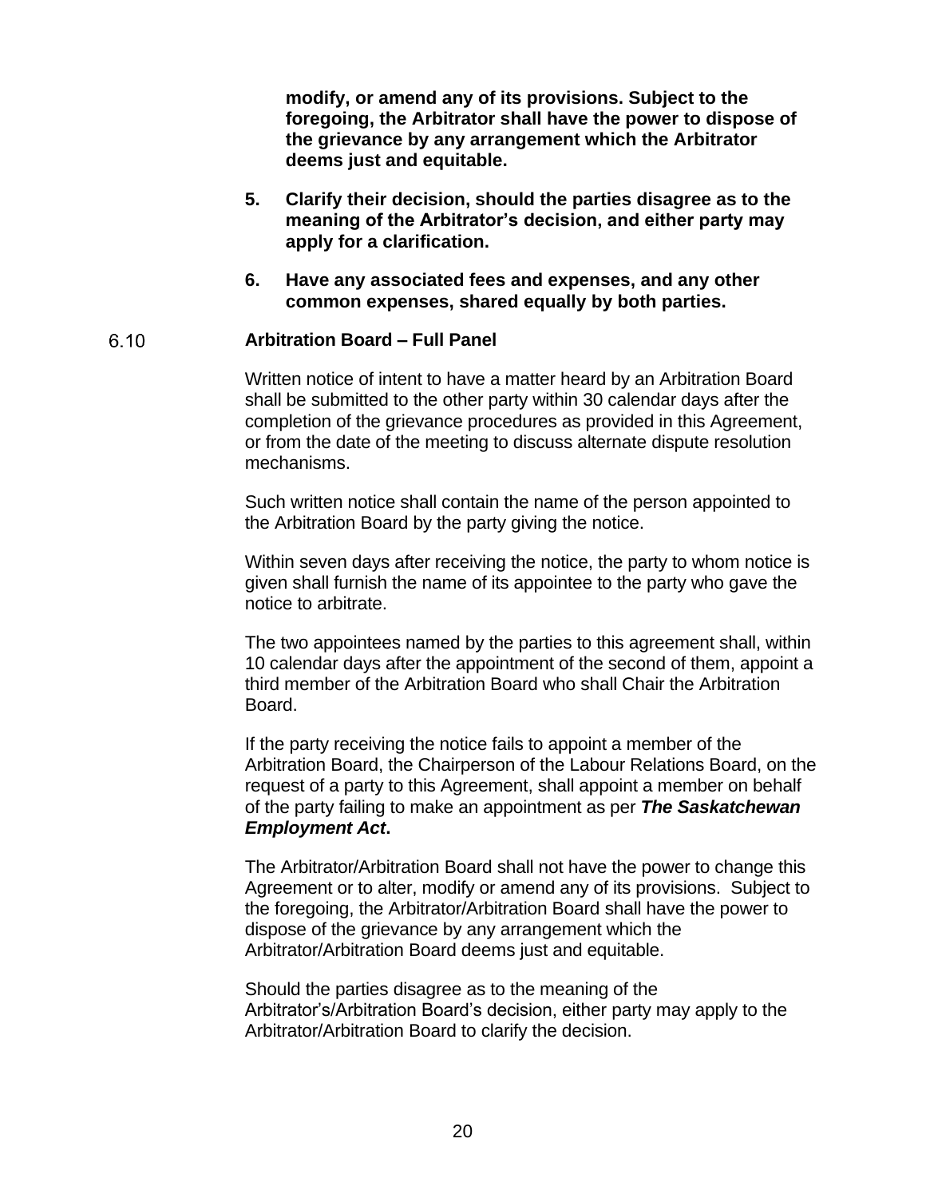**modify, or amend any of its provisions. Subject to the foregoing, the Arbitrator shall have the power to dispose of the grievance by any arrangement which the Arbitrator deems just and equitable.**

**5. Clarify their decision, should the parties disagree as to the meaning of the Arbitrator's decision, and either party may apply for a clarification.**

**6. Have any associated fees and expenses, and any other common expenses, shared equally by both parties.**

6.10 **Arbitration Board – Full Panel**

Written notice of intent to have a matter heard by an Arbitration Board shall be submitted to the other party within 30 calendar days after the completion of the grievance procedures as provided in this Agreement, or from the date of the meeting to discuss alternate dispute resolution mechanisms.

Such written notice shall contain the name of the person appointed to the Arbitration Board by the party giving the notice.

Within seven days after receiving the notice, the party to whom notice is given shall furnish the name of its appointee to the party who gave the notice to arbitrate.

The two appointees named by the parties to this agreement shall, within 10 calendar days after the appointment of the second of them, appoint a third member of the Arbitration Board who shall Chair the Arbitration Board.

If the party receiving the notice fails to appoint a member of the Arbitration Board, the Chairperson of the Labour Relations Board, on the request of a party to this Agreement, shall appoint a member on behalf of the party failing to make an appointment as per ***The Saskatchewan Employment Act*****.**

The Arbitrator/Arbitration Board shall not have the power to change this Agreement or to alter, modify or amend any of its provisions. Subject to the foregoing, the Arbitrator/Arbitration Board shall have the power to dispose of the grievance by any arrangement which the Arbitrator/Arbitration Board deems just and equitable.

Should the parties disagree as to the meaning of the Arbitrator's/Arbitration Board's decision, either party may apply to the Arbitrator/Arbitration Board to clarify the decision.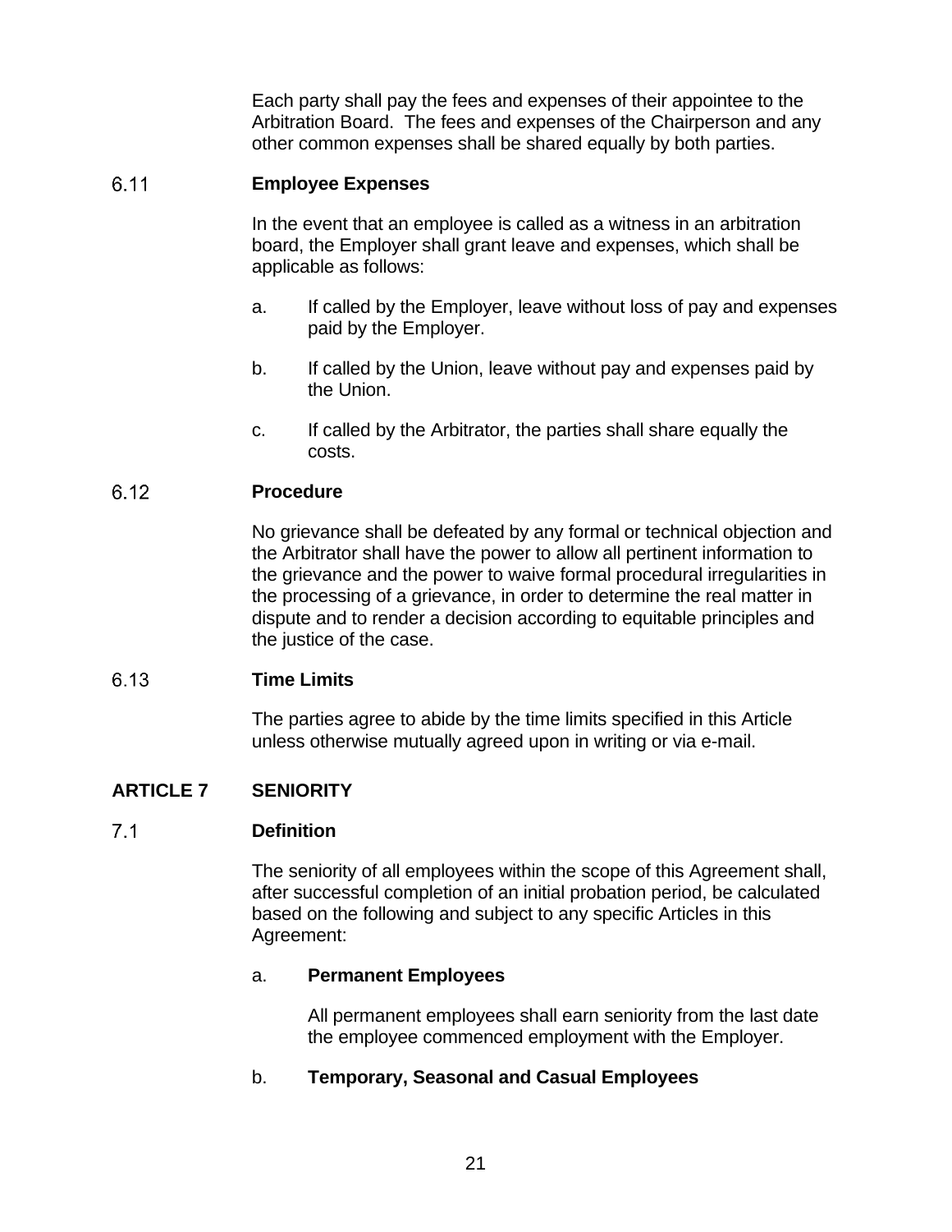Each party shall pay the fees and expenses of their appointee to the Arbitration Board. The fees and expenses of the Chairperson and any other common expenses shall be shared equally by both parties.

### 6.11 Employee Expenses

In the event that an employee is called as a witness in an arbitration board, the Employer shall grant leave and expenses, which shall be applicable as follows:

a. If called by the Employer, leave without loss of pay and expenses paid by the Employer.

b. If called by the Union, leave without pay and expenses paid by the Union.

c. If called by the Arbitrator, the parties shall share equally the costs.

### 6.12 Procedure

No grievance shall be defeated by any formal or technical objection and the Arbitrator shall have the power to allow all pertinent information to the grievance and the power to waive formal procedural irregularities in the processing of a grievance, in order to determine the real matter in dispute and to render a decision according to equitable principles and the justice of the case.

### 6.13 Time Limits

The parties agree to abide by the time limits specified in this Article unless otherwise mutually agreed upon in writing or via e-mail.

## ARTICLE 7 SENIORITY

### 7.1 Definition

The seniority of all employees within the scope of this Agreement shall, after successful completion of an initial probation period, be calculated based on the following and subject to any specific Articles in this Agreement:

a. **Permanent Employees**

All permanent employees shall earn seniority from the last date the employee commenced employment with the Employer.

b. **Temporary, Seasonal and Casual Employees**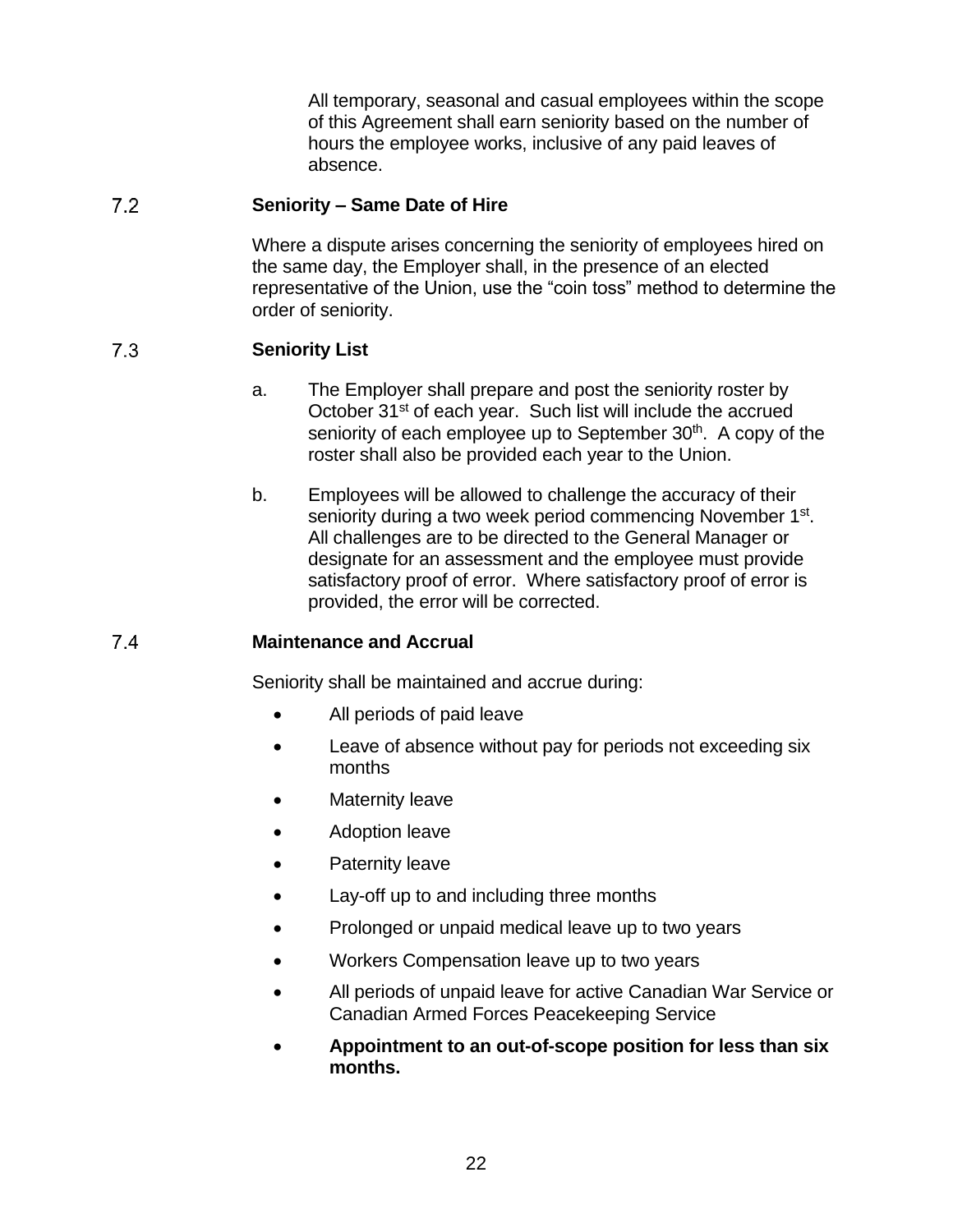All temporary, seasonal and casual employees within the scope of this Agreement shall earn seniority based on the number of hours the employee works, inclusive of any paid leaves of absence.

### 7.2 Seniority – Same Date of Hire

Where a dispute arises concerning the seniority of employees hired on the same day, the Employer shall, in the presence of an elected representative of the Union, use the “coin toss” method to determine the order of seniority.

### 7.3 Seniority List

a. The Employer shall prepare and post the seniority roster by October 31st of each year. Such list will include the accrued seniority of each employee up to September 30th. A copy of the roster shall also be provided each year to the Union.

b. Employees will be allowed to challenge the accuracy of their seniority during a two week period commencing November 1st. All challenges are to be directed to the General Manager or designate for an assessment and the employee must provide satisfactory proof of error. Where satisfactory proof of error is provided, the error will be corrected.

### 7.4 Maintenance and Accrual

Seniority shall be maintained and accrue during:

- All periods of paid leave
- Leave of absence without pay for periods not exceeding six months
- Maternity leave
- Adoption leave
- Paternity leave
- Lay-off up to and including three months
- Prolonged or unpaid medical leave up to two years
- Workers Compensation leave up to two years
- All periods of unpaid leave for active Canadian War Service or Canadian Armed Forces Peacekeeping Service
- **Appointment to an out-of-scope position for less than six months.**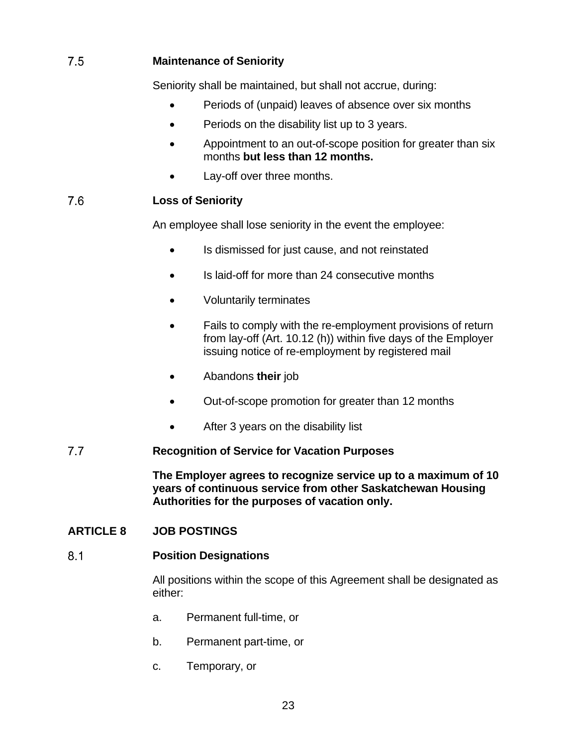### 7.5 Maintenance of Seniority

Seniority shall be maintained, but shall not accrue, during:

- Periods of (unpaid) leaves of absence over six months
- Periods on the disability list up to 3 years.
- Appointment to an out-of-scope position for greater than six months **but less than 12 months.**
- Lay-off over three months.

### 7.6 Loss of Seniority

An employee shall lose seniority in the event the employee:

- Is dismissed for just cause, and not reinstated
- Is laid-off for more than 24 consecutive months
- Voluntarily terminates
- Fails to comply with the re-employment provisions of return from lay-off (Art. 10.12 (h)) within five days of the Employer issuing notice of re-employment by registered mail
- Abandons **their** job
- Out-of-scope promotion for greater than 12 months
- After 3 years on the disability list

### 7.7 Recognition of Service for Vacation Purposes

**The Employer agrees to recognize service up to a maximum of 10 years of continuous service from other Saskatchewan Housing Authorities for the purposes of vacation only.**

## ARTICLE 8 JOB POSTINGS

### 8.1 Position Designations

All positions within the scope of this Agreement shall be designated as either:

a. Permanent full-time, or

b. Permanent part-time, or

c. Temporary, or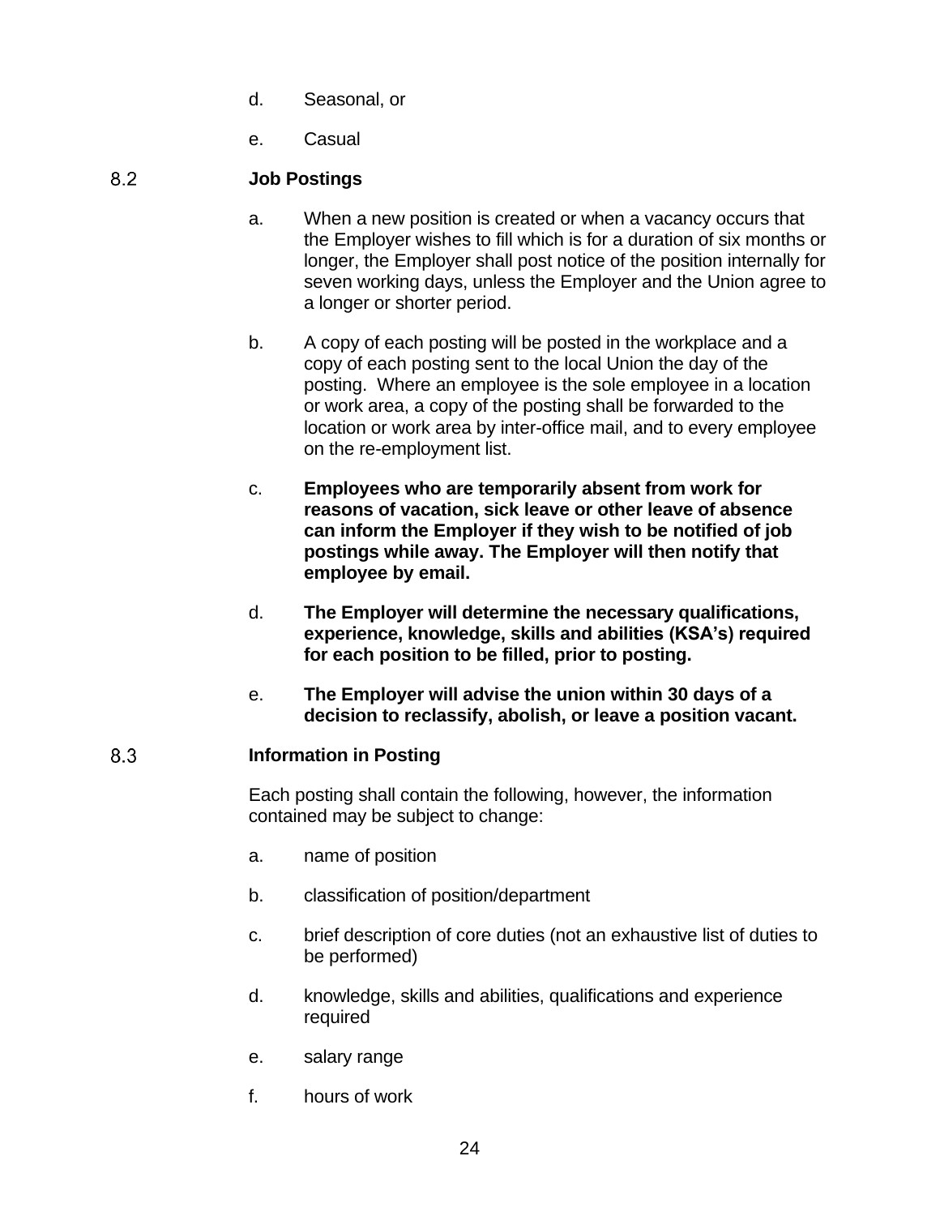d. Seasonal, or

e. Casual

### 8.2 Job Postings

a. When a new position is created or when a vacancy occurs that the Employer wishes to fill which is for a duration of six months or longer, the Employer shall post notice of the position internally for seven working days, unless the Employer and the Union agree to a longer or shorter period.

b. A copy of each posting will be posted in the workplace and a copy of each posting sent to the local Union the day of the posting. Where an employee is the sole employee in a location or work area, a copy of the posting shall be forwarded to the location or work area by inter-office mail, and to every employee on the re-employment list.

c. **Employees who are temporarily absent from work for reasons of vacation, sick leave or other leave of absence can inform the Employer if they wish to be notified of job postings while away. The Employer will then notify that employee by email.**

d. **The Employer will determine the necessary qualifications, experience, knowledge, skills and abilities (KSA's) required for each position to be filled, prior to posting.**

e. **The Employer will advise the union within 30 days of a decision to reclassify, abolish, or leave a position vacant.**

### 8.3 Information in Posting

Each posting shall contain the following, however, the information contained may be subject to change:

a. name of position

b. classification of position/department

c. brief description of core duties (not an exhaustive list of duties to be performed)

d. knowledge, skills and abilities, qualifications and experience required

e. salary range

f. hours of work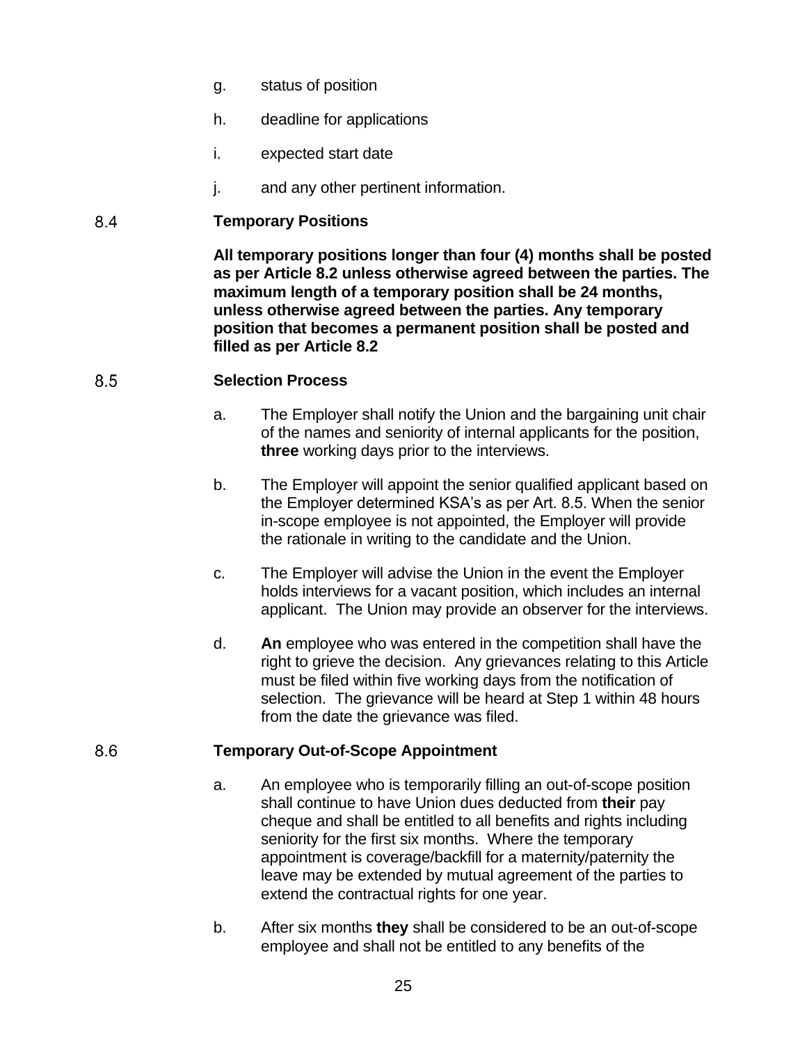g. status of position

h. deadline for applications

i. expected start date

j. and any other pertinent information.

### 8.4 Temporary Positions

**All temporary positions longer than four (4) months shall be posted as per Article 8.2 unless otherwise agreed between the parties. The maximum length of a temporary position shall be 24 months, unless otherwise agreed between the parties. Any temporary position that becomes a permanent position shall be posted and filled as per Article 8.2**

### 8.5 Selection Process

a. The Employer shall notify the Union and the bargaining unit chair of the names and seniority of internal applicants for the position, **three** working days prior to the interviews.

b. The Employer will appoint the senior qualified applicant based on the Employer determined KSA's as per Art. 8.5. When the senior in-scope employee is not appointed, the Employer will provide the rationale in writing to the candidate and the Union.

c. The Employer will advise the Union in the event the Employer holds interviews for a vacant position, which includes an internal applicant. The Union may provide an observer for the interviews.

d. **An** employee who was entered in the competition shall have the right to grieve the decision. Any grievances relating to this Article must be filed within five working days from the notification of selection. The grievance will be heard at Step 1 within 48 hours from the date the grievance was filed.

### 8.6 Temporary Out-of-Scope Appointment

a. An employee who is temporarily filling an out-of-scope position shall continue to have Union dues deducted from **their** pay cheque and shall be entitled to all benefits and rights including seniority for the first six months. Where the temporary appointment is coverage/backfill for a maternity/paternity the leave may be extended by mutual agreement of the parties to extend the contractual rights for one year.

b. After six months **they** shall be considered to be an out-of-scope employee and shall not be entitled to any benefits of the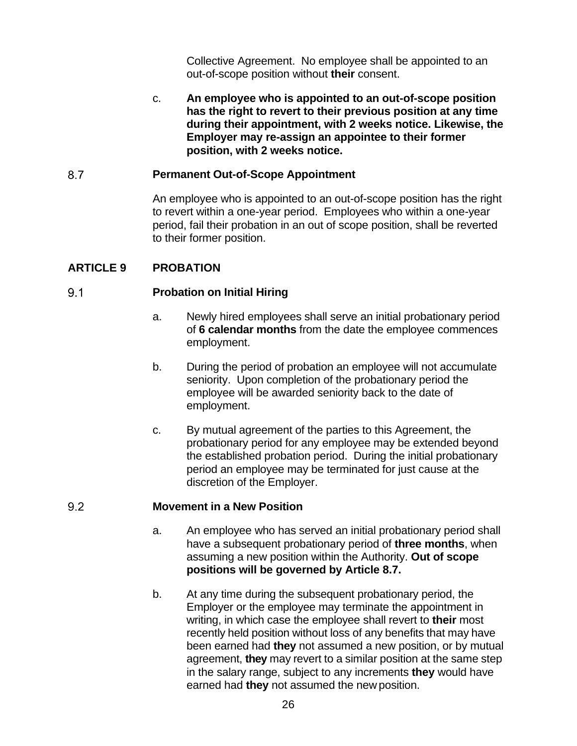Collective Agreement. No employee shall be appointed to an out-of-scope position without **their** consent.

c. **An employee who is appointed to an out-of-scope position has the right to revert to their previous position at any time during their appointment, with 2 weeks notice. Likewise, the Employer may re-assign an appointee to their former position, with 2 weeks notice.**

### 8.7 Permanent Out-of-Scope Appointment

An employee who is appointed to an out-of-scope position has the right to revert within a one-year period. Employees who within a one-year period, fail their probation in an out of scope position, shall be reverted to their former position.

## ARTICLE 9 PROBATION

### 9.1 Probation on Initial Hiring

a. Newly hired employees shall serve an initial probationary period of **6 calendar months** from the date the employee commences employment.

b. During the period of probation an employee will not accumulate seniority. Upon completion of the probationary period the employee will be awarded seniority back to the date of employment.

c. By mutual agreement of the parties to this Agreement, the probationary period for any employee may be extended beyond the established probation period. During the initial probationary period an employee may be terminated for just cause at the discretion of the Employer.

### 9.2 Movement in a New Position

a. An employee who has served an initial probationary period shall have a subsequent probationary period of **three months**, when assuming a new position within the Authority. **Out of scope positions will be governed by Article 8.7.**

b. At any time during the subsequent probationary period, the Employer or the employee may terminate the appointment in writing, in which case the employee shall revert to **their** most recently held position without loss of any benefits that may have been earned had **they** not assumed a new position, or by mutual agreement, **they** may revert to a similar position at the same step in the salary range, subject to any increments **they** would have earned had **they** not assumed the new position.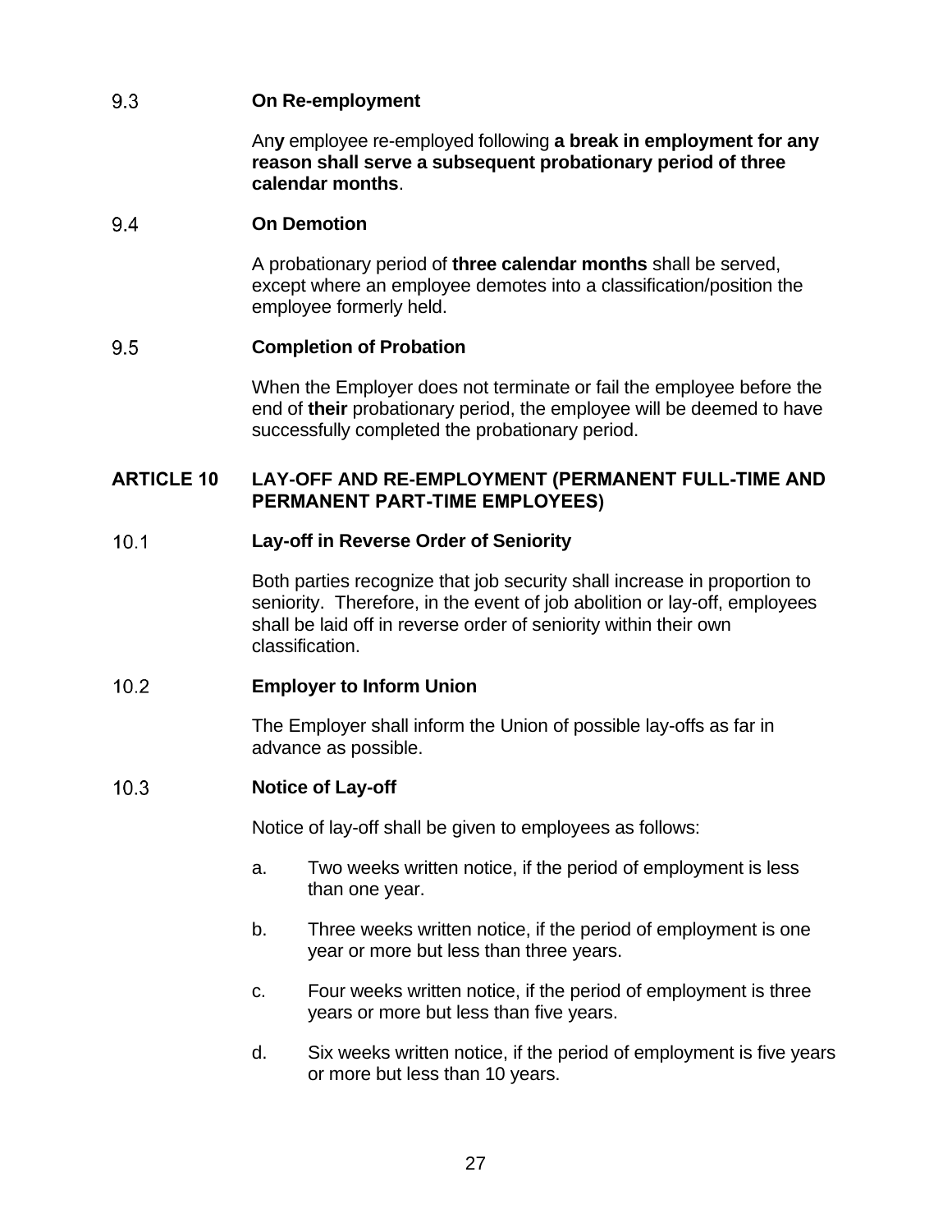### 9.3 On Re-employment

An**y** employee re-employed following **a break in employment for any reason shall serve a subsequent probationary period of three calendar months**.

### 9.4 On Demotion

A probationary period of **three calendar months** shall be served, except where an employee demotes into a classification/position the employee formerly held.

### 9.5 Completion of Probation

When the Employer does not terminate or fail the employee before the end of **their** probationary period, the employee will be deemed to have successfully completed the probationary period.

## ARTICLE 10 LAY-OFF AND RE-EMPLOYMENT (PERMANENT FULL-TIME AND PERMANENT PART-TIME EMPLOYEES)

### 10.1 Lay-off in Reverse Order of Seniority

Both parties recognize that job security shall increase in proportion to seniority. Therefore, in the event of job abolition or lay-off, employees shall be laid off in reverse order of seniority within their own classification.

### 10.2 Employer to Inform Union

The Employer shall inform the Union of possible lay-offs as far in advance as possible.

### 10.3 Notice of Lay-off

Notice of lay-off shall be given to employees as follows:

a. Two weeks written notice, if the period of employment is less than one year.

b. Three weeks written notice, if the period of employment is one year or more but less than three years.

c. Four weeks written notice, if the period of employment is three years or more but less than five years.

d. Six weeks written notice, if the period of employment is five years or more but less than 10 years.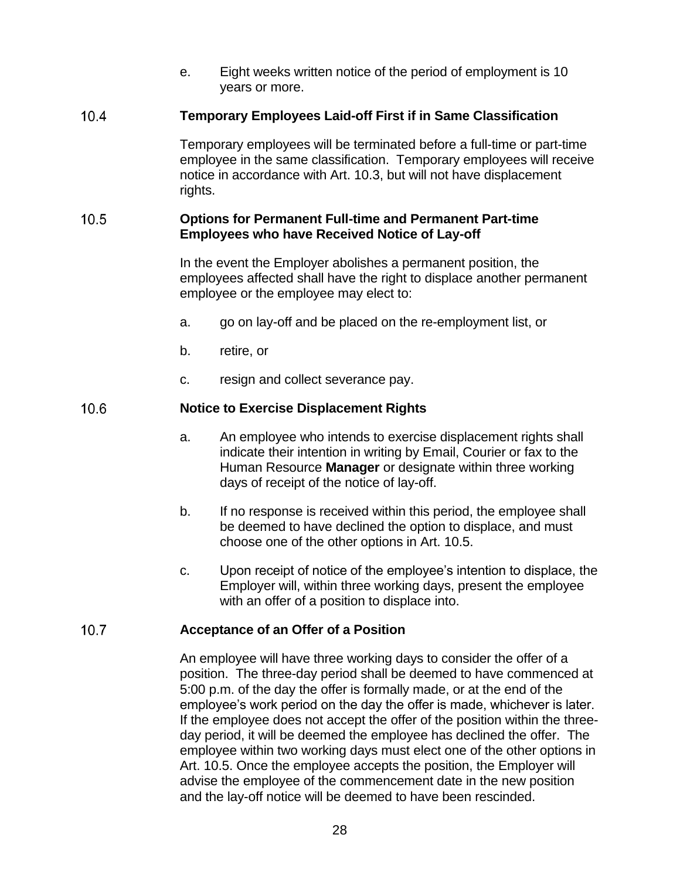e. Eight weeks written notice of the period of employment is 10 years or more.

### 10.4 Temporary Employees Laid-off First if in Same Classification

Temporary employees will be terminated before a full-time or part-time employee in the same classification. Temporary employees will receive notice in accordance with Art. 10.3, but will not have displacement rights.

### 10.5 Options for Permanent Full-time and Permanent Part-time Employees who have Received Notice of Lay-off

In the event the Employer abolishes a permanent position, the employees affected shall have the right to displace another permanent employee or the employee may elect to:

a. go on lay-off and be placed on the re-employment list, or

b. retire, or

c. resign and collect severance pay.

### 10.6 Notice to Exercise Displacement Rights

a. An employee who intends to exercise displacement rights shall indicate their intention in writing by Email, Courier or fax to the Human Resource **Manager** or designate within three working days of receipt of the notice of lay-off.

b. If no response is received within this period, the employee shall be deemed to have declined the option to displace, and must choose one of the other options in Art. 10.5.

c. Upon receipt of notice of the employee's intention to displace, the Employer will, within three working days, present the employee with an offer of a position to displace into.

### 10.7 Acceptance of an Offer of a Position

An employee will have three working days to consider the offer of a position. The three-day period shall be deemed to have commenced at 5:00 p.m. of the day the offer is formally made, or at the end of the employee's work period on the day the offer is made, whichever is later. If the employee does not accept the offer of the position within the three-day period, it will be deemed the employee has declined the offer. The employee within two working days must elect one of the other options in Art. 10.5. Once the employee accepts the position, the Employer will advise the employee of the commencement date in the new position and the lay-off notice will be deemed to have been rescinded.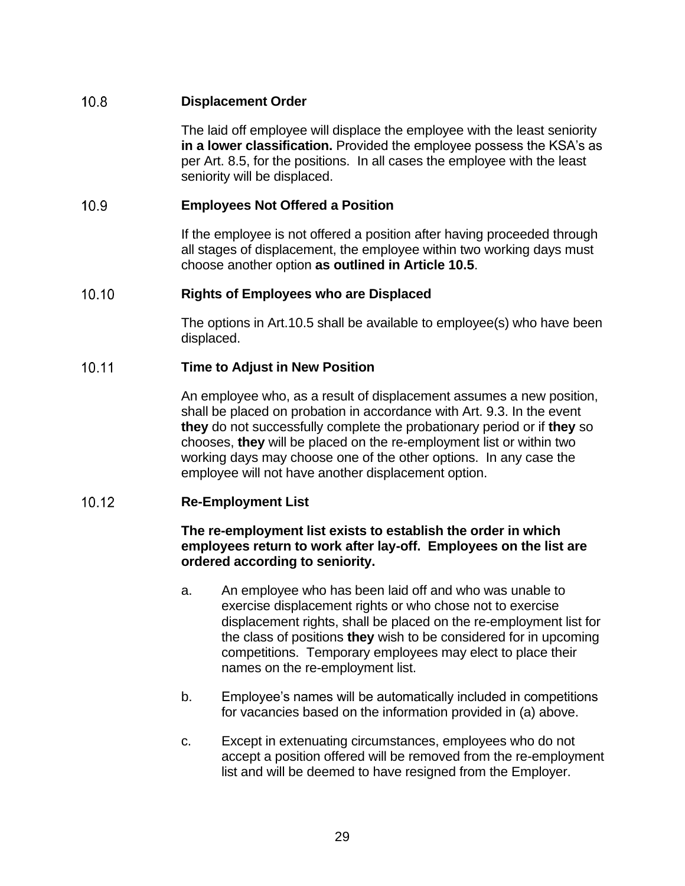### 10.8 Displacement Order

The laid off employee will displace the employee with the least seniority **in a lower classification.** Provided the employee possess the KSA's as per Art. 8.5, for the positions. In all cases the employee with the least seniority will be displaced.

### 10.9 Employees Not Offered a Position

If the employee is not offered a position after having proceeded through all stages of displacement, the employee within two working days must choose another option **as outlined in Article 10.5**.

### 10.10 Rights of Employees who are Displaced

The options in Art.10.5 shall be available to employee(s) who have been displaced.

### 10.11 Time to Adjust in New Position

An employee who, as a result of displacement assumes a new position, shall be placed on probation in accordance with Art. 9.3. In the event **they** do not successfully complete the probationary period or if **they** so chooses, **they** will be placed on the re-employment list or within two working days may choose one of the other options. In any case the employee will not have another displacement option.

### 10.12 Re-Employment List

**The re-employment list exists to establish the order in which employees return to work after lay-off. Employees on the list are ordered according to seniority.**

a. An employee who has been laid off and who was unable to exercise displacement rights or who chose not to exercise displacement rights, shall be placed on the re-employment list for the class of positions **they** wish to be considered for in upcoming competitions. Temporary employees may elect to place their names on the re-employment list.

b. Employee's names will be automatically included in competitions for vacancies based on the information provided in (a) above.

c. Except in extenuating circumstances, employees who do not accept a position offered will be removed from the re-employment list and will be deemed to have resigned from the Employer.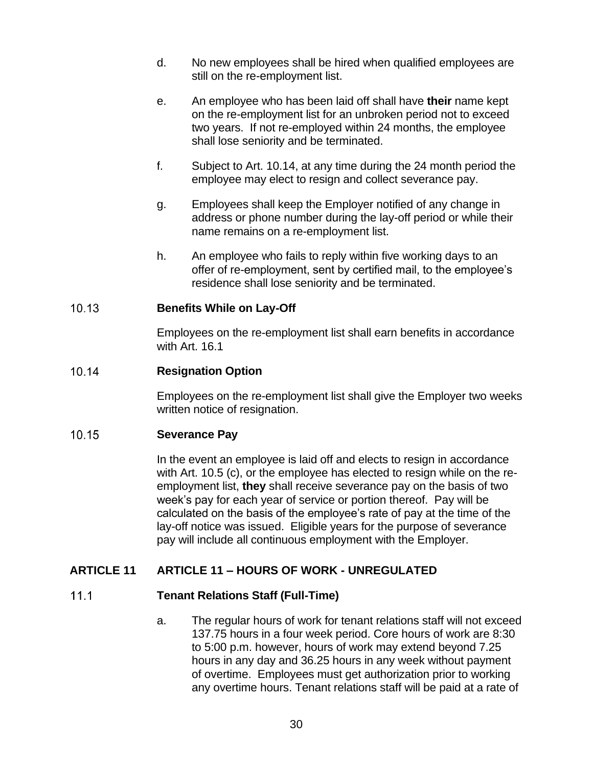d. No new employees shall be hired when qualified employees are still on the re-employment list.

e. An employee who has been laid off shall have **their** name kept on the re-employment list for an unbroken period not to exceed two years. If not re-employed within 24 months, the employee shall lose seniority and be terminated.

f. Subject to Art. 10.14, at any time during the 24 month period the employee may elect to resign and collect severance pay.

g. Employees shall keep the Employer notified of any change in address or phone number during the lay-off period or while their name remains on a re-employment list.

h. An employee who fails to reply within five working days to an offer of re-employment, sent by certified mail, to the employee's residence shall lose seniority and be terminated.

### 10.13 Benefits While on Lay-Off

Employees on the re-employment list shall earn benefits in accordance with Art. 16.1

### 10.14 Resignation Option

Employees on the re-employment list shall give the Employer two weeks written notice of resignation.

### 10.15 Severance Pay

In the event an employee is laid off and elects to resign in accordance with Art. 10.5 (c), or the employee has elected to resign while on the re-employment list, **they** shall receive severance pay on the basis of two week's pay for each year of service or portion thereof. Pay will be calculated on the basis of the employee's rate of pay at the time of the lay-off notice was issued. Eligible years for the purpose of severance pay will include all continuous employment with the Employer.

## ARTICLE 11 ARTICLE 11 – HOURS OF WORK - UNREGULATED

### 11.1 Tenant Relations Staff (Full-Time)

a. The regular hours of work for tenant relations staff will not exceed 137.75 hours in a four week period. Core hours of work are 8:30 to 5:00 p.m. however, hours of work may extend beyond 7.25 hours in any day and 36.25 hours in any week without payment of overtime. Employees must get authorization prior to working any overtime hours. Tenant relations staff will be paid at a rate of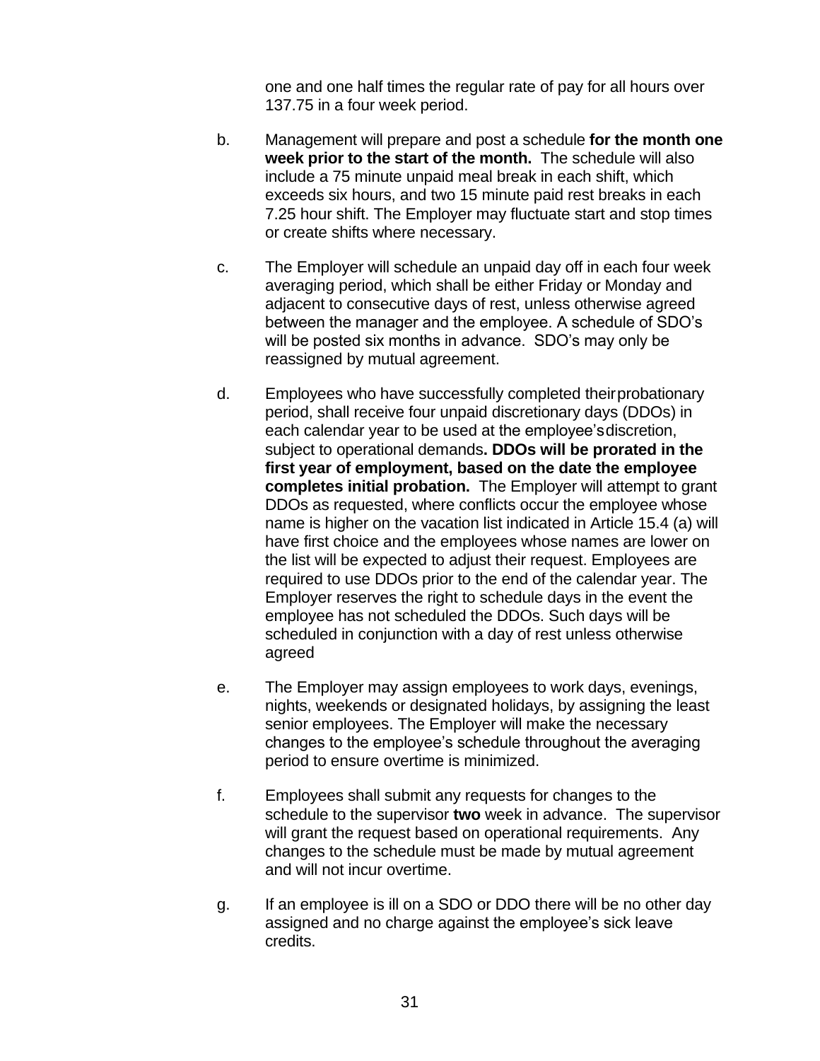one and one half times the regular rate of pay for all hours over 137.75 in a four week period.

b. Management will prepare and post a schedule **for the month one week prior to the start of the month.** The schedule will also include a 75 minute unpaid meal break in each shift, which exceeds six hours, and two 15 minute paid rest breaks in each 7.25 hour shift. The Employer may fluctuate start and stop times or create shifts where necessary.

c. The Employer will schedule an unpaid day off in each four week averaging period, which shall be either Friday or Monday and adjacent to consecutive days of rest, unless otherwise agreed between the manager and the employee. A schedule of SDO's will be posted six months in advance. SDO's may only be reassigned by mutual agreement.

d. Employees who have successfully completed their probationary period, shall receive four unpaid discretionary days (DDOs) in each calendar year to be used at the employee's discretion, subject to operational demands**. DDOs will be prorated in the first year of employment, based on the date the employee completes initial probation.** The Employer will attempt to grant DDOs as requested, where conflicts occur the employee whose name is higher on the vacation list indicated in Article 15.4 (a) will have first choice and the employees whose names are lower on the list will be expected to adjust their request. Employees are required to use DDOs prior to the end of the calendar year. The Employer reserves the right to schedule days in the event the employee has not scheduled the DDOs. Such days will be scheduled in conjunction with a day of rest unless otherwise agreed

e. The Employer may assign employees to work days, evenings, nights, weekends or designated holidays, by assigning the least senior employees. The Employer will make the necessary changes to the employee's schedule throughout the averaging period to ensure overtime is minimized.

f. Employees shall submit any requests for changes to the schedule to the supervisor **two** week in advance. The supervisor will grant the request based on operational requirements. Any changes to the schedule must be made by mutual agreement and will not incur overtime.

g. If an employee is ill on a SDO or DDO there will be no other day assigned and no charge against the employee's sick leave credits.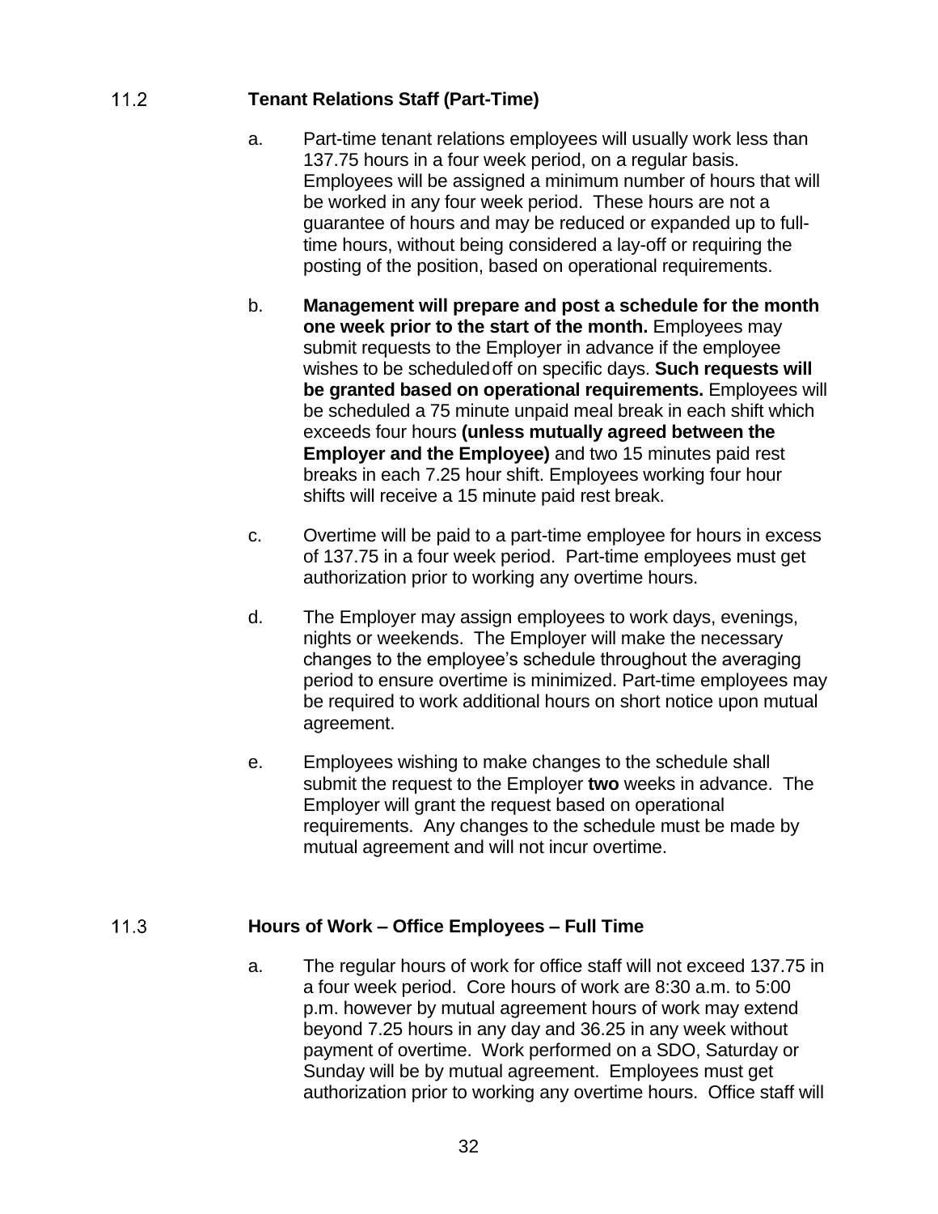## 11.2 **Tenant Relations Staff (Part-Time)**

a. Part-time tenant relations employees will usually work less than 137.75 hours in a four week period, on a regular basis. Employees will be assigned a minimum number of hours that will be worked in any four week period. These hours are not a guarantee of hours and may be reduced or expanded up to full-time hours, without being considered a lay-off or requiring the posting of the position, based on operational requirements.

b. **Management will prepare and post a schedule for the month one week prior to the start of the month.** Employees may submit requests to the Employer in advance if the employee wishes to be scheduled off on specific days. **Such requests will be granted based on operational requirements.** Employees will be scheduled a 75 minute unpaid meal break in each shift which exceeds four hours **(unless mutually agreed between the Employer and the Employee)** and two 15 minutes paid rest breaks in each 7.25 hour shift. Employees working four hour shifts will receive a 15 minute paid rest break.

c. Overtime will be paid to a part-time employee for hours in excess of 137.75 in a four week period. Part-time employees must get authorization prior to working any overtime hours.

d. The Employer may assign employees to work days, evenings, nights or weekends. The Employer will make the necessary changes to the employee's schedule throughout the averaging period to ensure overtime is minimized. Part-time employees may be required to work additional hours on short notice upon mutual agreement.

e. Employees wishing to make changes to the schedule shall submit the request to the Employer **two** weeks in advance. The Employer will grant the request based on operational requirements. Any changes to the schedule must be made by mutual agreement and will not incur overtime.

## 11.3 **Hours of Work – Office Employees – Full Time**

a. The regular hours of work for office staff will not exceed 137.75 in a four week period. Core hours of work are 8:30 a.m. to 5:00 p.m. however by mutual agreement hours of work may extend beyond 7.25 hours in any day and 36.25 in any week without payment of overtime. Work performed on a SDO, Saturday or Sunday will be by mutual agreement. Employees must get authorization prior to working any overtime hours. Office staff will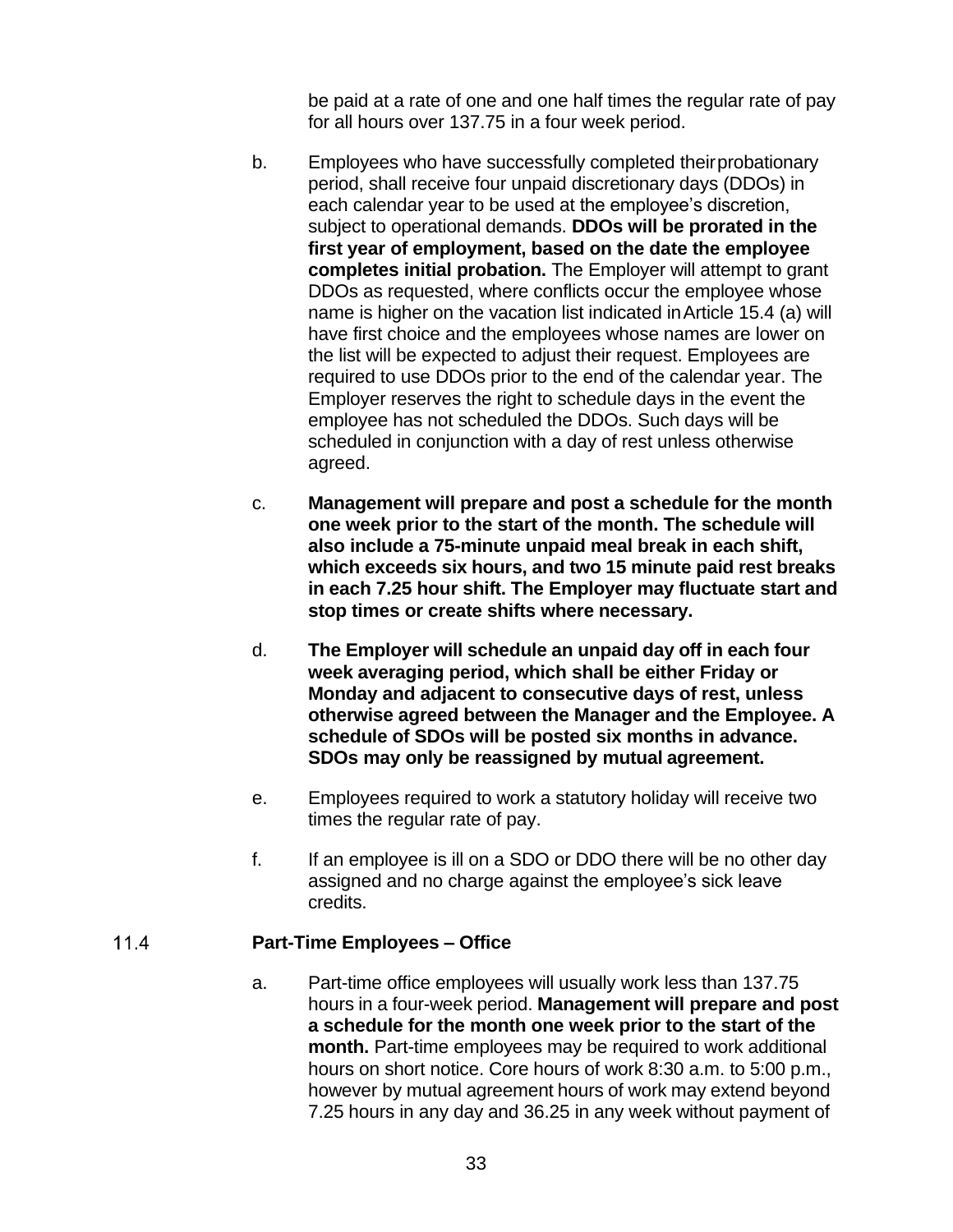be paid at a rate of one and one half times the regular rate of pay for all hours over 137.75 in a four week period.

b. Employees who have successfully completed their probationary period, shall receive four unpaid discretionary days (DDOs) in each calendar year to be used at the employee's discretion, subject to operational demands. **DDOs will be prorated in the first year of employment, based on the date the employee completes initial probation.** The Employer will attempt to grant DDOs as requested, where conflicts occur the employee whose name is higher on the vacation list indicated in Article 15.4 (a) will have first choice and the employees whose names are lower on the list will be expected to adjust their request. Employees are required to use DDOs prior to the end of the calendar year. The Employer reserves the right to schedule days in the event the employee has not scheduled the DDOs. Such days will be scheduled in conjunction with a day of rest unless otherwise agreed.

c. **Management will prepare and post a schedule for the month one week prior to the start of the month. The schedule will also include a 75-minute unpaid meal break in each shift, which exceeds six hours, and two 15 minute paid rest breaks in each 7.25 hour shift. The Employer may fluctuate start and stop times or create shifts where necessary.**

d. **The Employer will schedule an unpaid day off in each four week averaging period, which shall be either Friday or Monday and adjacent to consecutive days of rest, unless otherwise agreed between the Manager and the Employee. A schedule of SDOs will be posted six months in advance. SDOs may only be reassigned by mutual agreement.**

e. Employees required to work a statutory holiday will receive two times the regular rate of pay.

f. If an employee is ill on a SDO or DDO there will be no other day assigned and no charge against the employee's sick leave credits.

### 11.4 Part-Time Employees – Office

a. Part-time office employees will usually work less than 137.75 hours in a four-week period. **Management will prepare and post a schedule for the month one week prior to the start of the month.** Part-time employees may be required to work additional hours on short notice. Core hours of work 8:30 a.m. to 5:00 p.m., however by mutual agreement hours of work may extend beyond 7.25 hours in any day and 36.25 in any week without payment of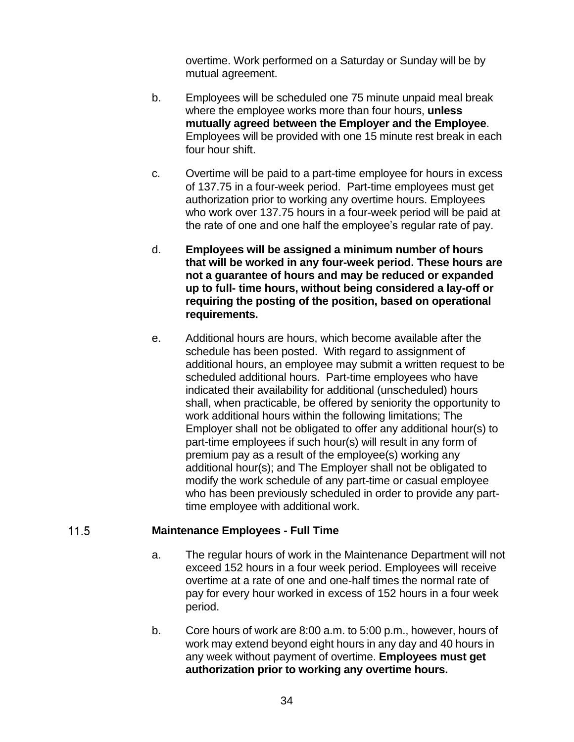overtime. Work performed on a Saturday or Sunday will be by mutual agreement.

b. Employees will be scheduled one 75 minute unpaid meal break where the employee works more than four hours, **unless mutually agreed between the Employer and the Employee**. Employees will be provided with one 15 minute rest break in each four hour shift.

c. Overtime will be paid to a part-time employee for hours in excess of 137.75 in a four-week period. Part-time employees must get authorization prior to working any overtime hours. Employees who work over 137.75 hours in a four-week period will be paid at the rate of one and one half the employee's regular rate of pay.

d. **Employees will be assigned a minimum number of hours that will be worked in any four-week period. These hours are not a guarantee of hours and may be reduced or expanded up to full- time hours, without being considered a lay-off or requiring the posting of the position, based on operational requirements.**

e. Additional hours are hours, which become available after the schedule has been posted. With regard to assignment of additional hours, an employee may submit a written request to be scheduled additional hours. Part-time employees who have indicated their availability for additional (unscheduled) hours shall, when practicable, be offered by seniority the opportunity to work additional hours within the following limitations; The Employer shall not be obligated to offer any additional hour(s) to part-time employees if such hour(s) will result in any form of premium pay as a result of the employee(s) working any additional hour(s); and The Employer shall not be obligated to modify the work schedule of any part-time or casual employee who has been previously scheduled in order to provide any part-time employee with additional work.

## 11.5 Maintenance Employees - Full Time

a. The regular hours of work in the Maintenance Department will not exceed 152 hours in a four week period. Employees will receive overtime at a rate of one and one-half times the normal rate of pay for every hour worked in excess of 152 hours in a four week period.

b. Core hours of work are 8:00 a.m. to 5:00 p.m., however, hours of work may extend beyond eight hours in any day and 40 hours in any week without payment of overtime. **Employees must get authorization prior to working any overtime hours.**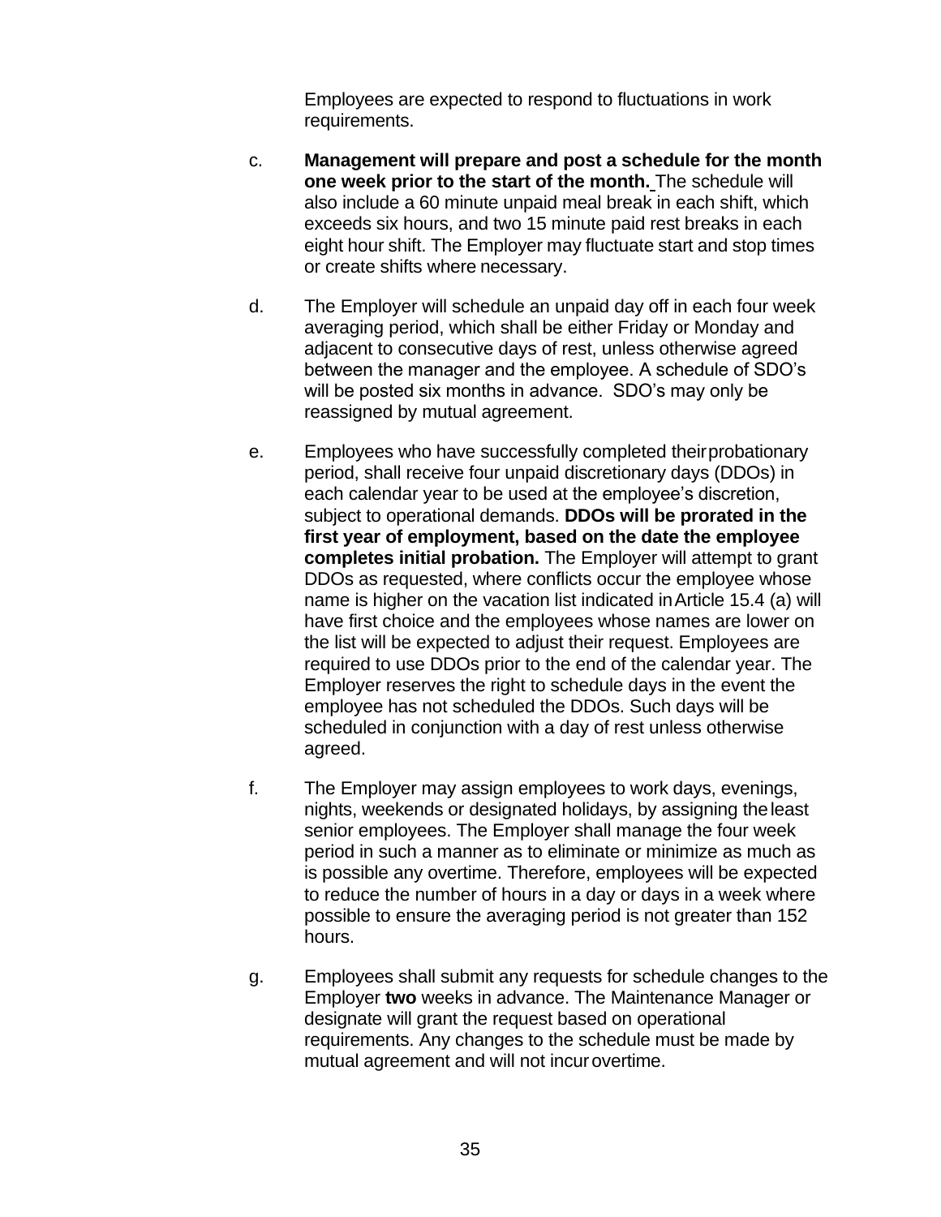Employees are expected to respond to fluctuations in work requirements.

c. **Management will prepare and post a schedule for the month one week prior to the start of the month.** The schedule will also include a 60 minute unpaid meal break in each shift, which exceeds six hours, and two 15 minute paid rest breaks in each eight hour shift. The Employer may fluctuate start and stop times or create shifts where necessary.

d. The Employer will schedule an unpaid day off in each four week averaging period, which shall be either Friday or Monday and adjacent to consecutive days of rest, unless otherwise agreed between the manager and the employee. A schedule of SDO's will be posted six months in advance. SDO's may only be reassigned by mutual agreement.

e. Employees who have successfully completed their probationary period, shall receive four unpaid discretionary days (DDOs) in each calendar year to be used at the employee's discretion, subject to operational demands. **DDOs will be prorated in the first year of employment, based on the date the employee completes initial probation.** The Employer will attempt to grant DDOs as requested, where conflicts occur the employee whose name is higher on the vacation list indicated in Article 15.4 (a) will have first choice and the employees whose names are lower on the list will be expected to adjust their request. Employees are required to use DDOs prior to the end of the calendar year. The Employer reserves the right to schedule days in the event the employee has not scheduled the DDOs. Such days will be scheduled in conjunction with a day of rest unless otherwise agreed.

f. The Employer may assign employees to work days, evenings, nights, weekends or designated holidays, by assigning the least senior employees. The Employer shall manage the four week period in such a manner as to eliminate or minimize as much as is possible any overtime. Therefore, employees will be expected to reduce the number of hours in a day or days in a week where possible to ensure the averaging period is not greater than 152 hours.

g. Employees shall submit any requests for schedule changes to the Employer **two** weeks in advance. The Maintenance Manager or designate will grant the request based on operational requirements. Any changes to the schedule must be made by mutual agreement and will not incur overtime.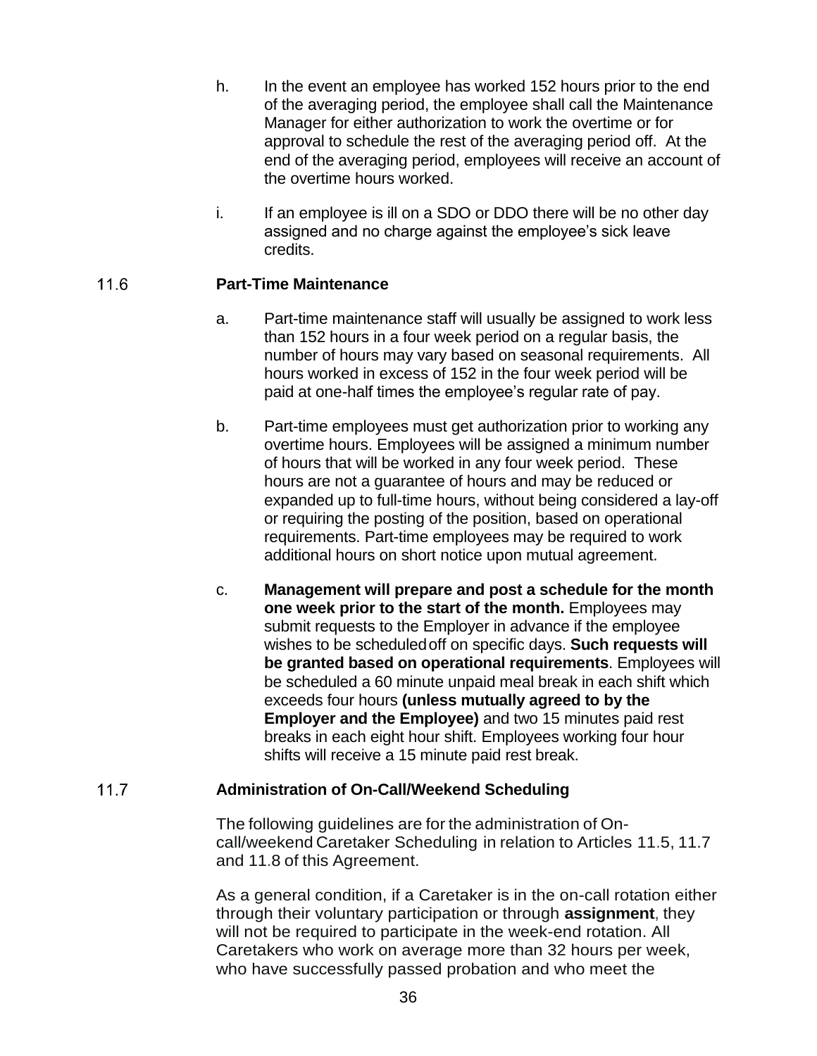h. In the event an employee has worked 152 hours prior to the end of the averaging period, the employee shall call the Maintenance Manager for either authorization to work the overtime or for approval to schedule the rest of the averaging period off. At the end of the averaging period, employees will receive an account of the overtime hours worked.

i. If an employee is ill on a SDO or DDO there will be no other day assigned and no charge against the employee's sick leave credits.

## 11.6 Part-Time Maintenance

a. Part-time maintenance staff will usually be assigned to work less than 152 hours in a four week period on a regular basis, the number of hours may vary based on seasonal requirements. All hours worked in excess of 152 in the four week period will be paid at one-half times the employee's regular rate of pay.

b. Part-time employees must get authorization prior to working any overtime hours. Employees will be assigned a minimum number of hours that will be worked in any four week period. These hours are not a guarantee of hours and may be reduced or expanded up to full-time hours, without being considered a lay-off or requiring the posting of the position, based on operational requirements. Part-time employees may be required to work additional hours on short notice upon mutual agreement.

c. **Management will prepare and post a schedule for the month one week prior to the start of the month.** Employees may submit requests to the Employer in advance if the employee wishes to be scheduled off on specific days. **Such requests will be granted based on operational requirements**. Employees will be scheduled a 60 minute unpaid meal break in each shift which exceeds four hours **(unless mutually agreed to by the Employer and the Employee)** and two 15 minutes paid rest breaks in each eight hour shift. Employees working four hour shifts will receive a 15 minute paid rest break.

## 11.7 Administration of On-Call/Weekend Scheduling

The following guidelines are for the administration of On-call/weekend Caretaker Scheduling in relation to Articles 11.5, 11.7 and 11.8 of this Agreement.

As a general condition, if a Caretaker is in the on-call rotation either through their voluntary participation or through **assignment**, they will not be required to participate in the week-end rotation. All Caretakers who work on average more than 32 hours per week, who have successfully passed probation and who meet the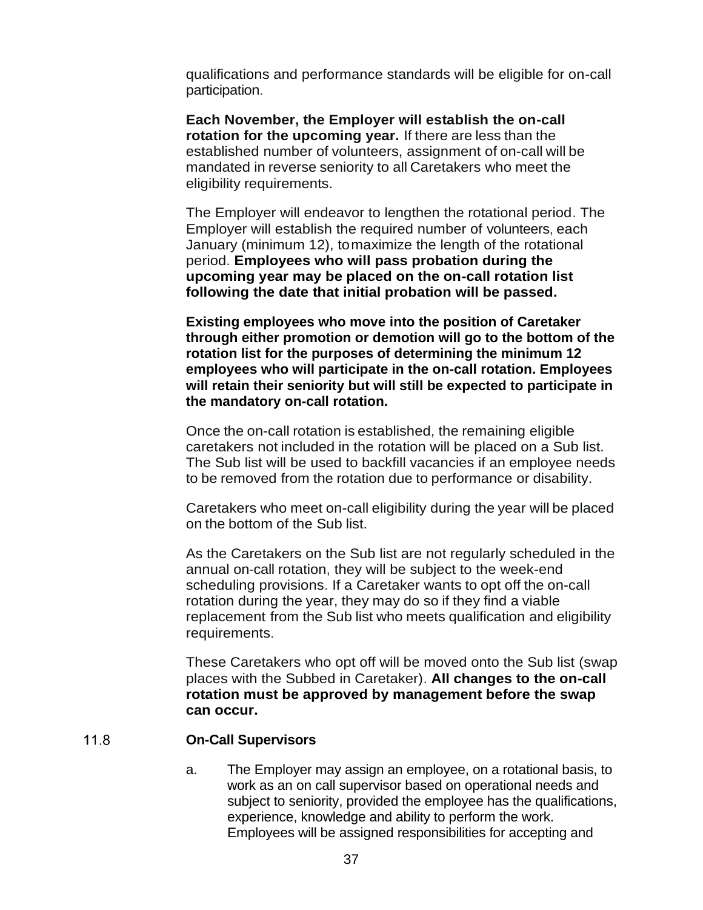qualifications and performance standards will be eligible for on-call participation.

**Each November, the Employer will establish the on-call rotation for the upcoming year.** If there are less than the established number of volunteers, assignment of on-call will be mandated in reverse seniority to all Caretakers who meet the eligibility requirements.

The Employer will endeavor to lengthen the rotational period. The Employer will establish the required number of volunteers, each January (minimum 12), to maximize the length of the rotational period. **Employees who will pass probation during the upcoming year may be placed on the on-call rotation list following the date that initial probation will be passed.**

**Existing employees who move into the position of Caretaker through either promotion or demotion will go to the bottom of the rotation list for the purposes of determining the minimum 12 employees who will participate in the on-call rotation. Employees will retain their seniority but will still be expected to participate in the mandatory on-call rotation.**

Once the on-call rotation is established, the remaining eligible caretakers not included in the rotation will be placed on a Sub list. The Sub list will be used to backfill vacancies if an employee needs to be removed from the rotation due to performance or disability.

Caretakers who meet on-call eligibility during the year will be placed on the bottom of the Sub list.

As the Caretakers on the Sub list are not regularly scheduled in the annual on-call rotation, they will be subject to the week-end scheduling provisions. If a Caretaker wants to opt off the on-call rotation during the year, they may do so if they find a viable replacement from the Sub list who meets qualification and eligibility requirements.

These Caretakers who opt off will be moved onto the Sub list (swap places with the Subbed in Caretaker). **All changes to the on-call rotation must be approved by management before the swap can occur.**

11.8 **On-Call Supervisors**

a. The Employer may assign an employee, on a rotational basis, to work as an on call supervisor based on operational needs and subject to seniority, provided the employee has the qualifications, experience, knowledge and ability to perform the work. Employees will be assigned responsibilities for accepting and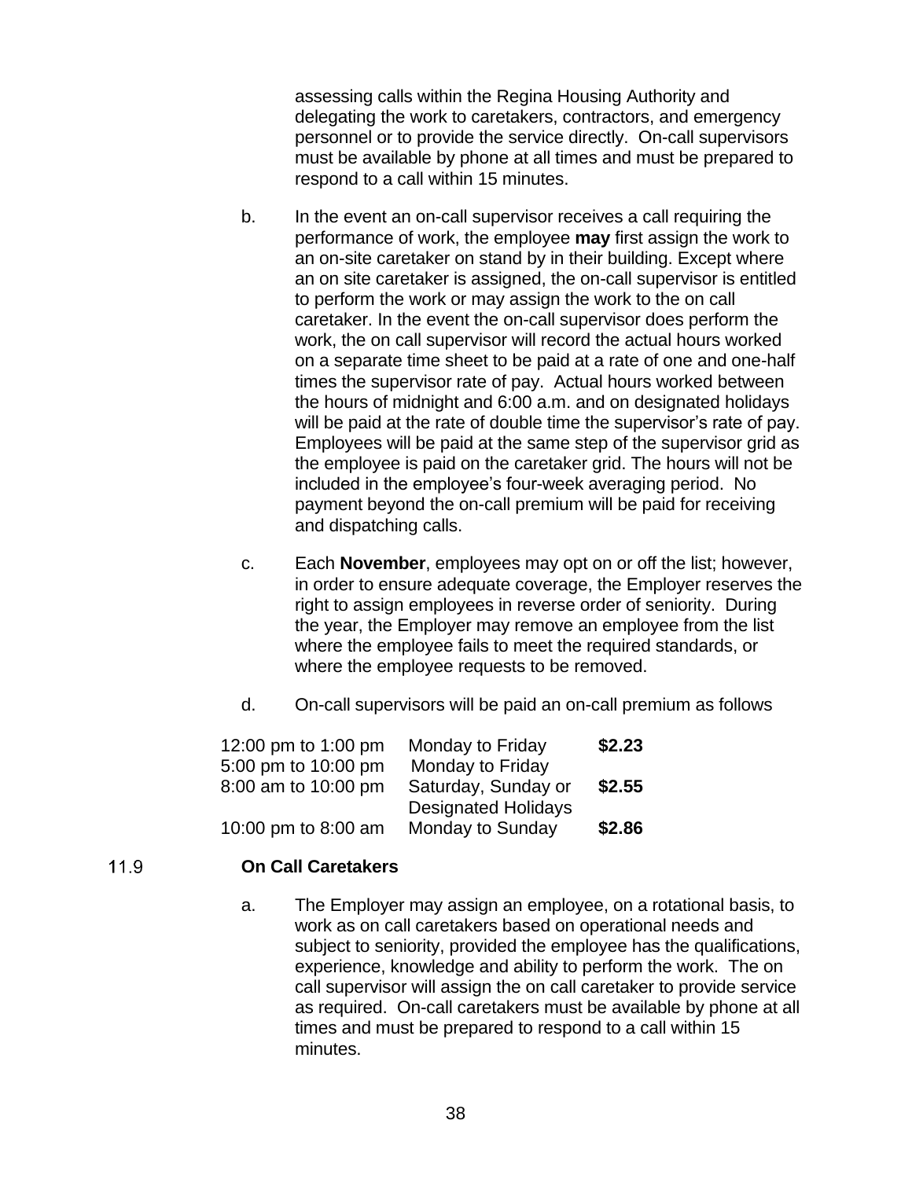assessing calls within the Regina Housing Authority and delegating the work to caretakers, contractors, and emergency personnel or to provide the service directly. On-call supervisors must be available by phone at all times and must be prepared to respond to a call within 15 minutes.

b. In the event an on-call supervisor receives a call requiring the performance of work, the employee **may** first assign the work to an on-site caretaker on stand by in their building. Except where an on site caretaker is assigned, the on-call supervisor is entitled to perform the work or may assign the work to the on call caretaker. In the event the on-call supervisor does perform the work, the on call supervisor will record the actual hours worked on a separate time sheet to be paid at a rate of one and one-half times the supervisor rate of pay. Actual hours worked between the hours of midnight and 6:00 a.m. and on designated holidays will be paid at the rate of double time the supervisor's rate of pay. Employees will be paid at the same step of the supervisor grid as the employee is paid on the caretaker grid. The hours will not be included in the employee's four-week averaging period. No payment beyond the on-call premium will be paid for receiving and dispatching calls.

c. Each **November**, employees may opt on or off the list; however, in order to ensure adequate coverage, the Employer reserves the right to assign employees in reverse order of seniority. During the year, the Employer may remove an employee from the list where the employee fails to meet the required standards, or where the employee requests to be removed.

d. On-call supervisors will be paid an on-call premium as follows

| | | |
|---|---|---|
| 12:00 pm to 1:00 pm<br>5:00 pm to 10:00 pm | Monday to Friday<br>Monday to Friday | **$2.23** |
| 8:00 am to 10:00 pm | Saturday, Sunday or Designated Holidays | **$2.55** |
| 10:00 pm to 8:00 am | Monday to Sunday | **$2.86** |

## 11.9 On Call Caretakers

a. The Employer may assign an employee, on a rotational basis, to work as on call caretakers based on operational needs and subject to seniority, provided the employee has the qualifications, experience, knowledge and ability to perform the work. The on call supervisor will assign the on call caretaker to provide service as required. On-call caretakers must be available by phone at all times and must be prepared to respond to a call within 15 minutes.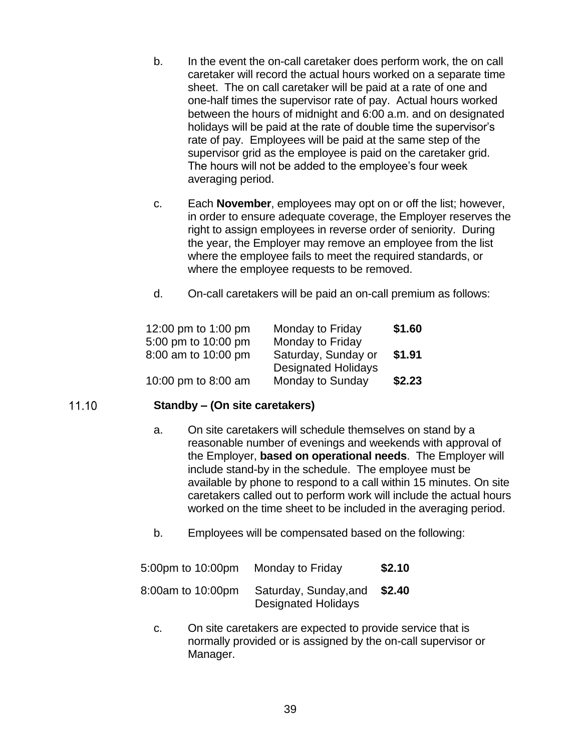b. In the event the on-call caretaker does perform work, the on call caretaker will record the actual hours worked on a separate time sheet. The on call caretaker will be paid at a rate of one and one-half times the supervisor rate of pay. Actual hours worked between the hours of midnight and 6:00 a.m. and on designated holidays will be paid at the rate of double time the supervisor's rate of pay. Employees will be paid at the same step of the supervisor grid as the employee is paid on the caretaker grid. The hours will not be added to the employee's four week averaging period.

c. Each **November**, employees may opt on or off the list; however, in order to ensure adequate coverage, the Employer reserves the right to assign employees in reverse order of seniority. During the year, the Employer may remove an employee from the list where the employee fails to meet the required standards, or where the employee requests to be removed.

d. On-call caretakers will be paid an on-call premium as follows:

| | | |
|---|---|---|
| 12:00 pm to 1:00 pm<br>5:00 pm to 10:00 pm | Monday to Friday<br>Monday to Friday | **$1.60** |
| 8:00 am to 10:00 pm | Saturday, Sunday or Designated Holidays | **$1.91** |
| 10:00 pm to 8:00 am | Monday to Sunday | **$2.23** |

11.10 **Standby – (On site caretakers)**

a. On site caretakers will schedule themselves on stand by a reasonable number of evenings and weekends with approval of the Employer, **based on operational needs**. The Employer will include stand-by in the schedule. The employee must be available by phone to respond to a call within 15 minutes. On site caretakers called out to perform work will include the actual hours worked on the time sheet to be included in the averaging period.

b. Employees will be compensated based on the following:

| | | |
|---|---|---|
| 5:00pm to 10:00pm | Monday to Friday | **$2.10** |
| 8:00am to 10:00pm | Saturday, Sunday,and Designated Holidays | **$2.40** |

c. On site caretakers are expected to provide service that is normally provided or is assigned by the on-call supervisor or Manager.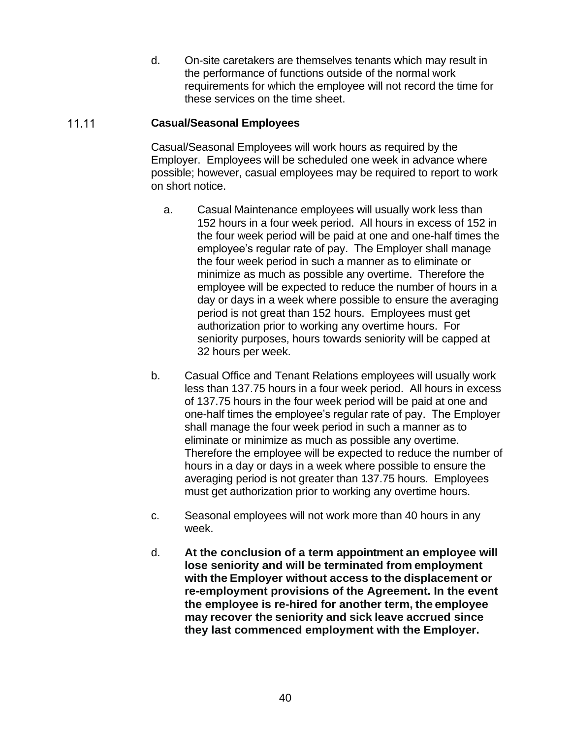d. On-site caretakers are themselves tenants which may result in the performance of functions outside of the normal work requirements for which the employee will not record the time for these services on the time sheet.

### 11.11 Casual/Seasonal Employees

Casual/Seasonal Employees will work hours as required by the Employer. Employees will be scheduled one week in advance where possible; however, casual employees may be required to report to work on short notice.

a. Casual Maintenance employees will usually work less than 152 hours in a four week period. All hours in excess of 152 in the four week period will be paid at one and one-half times the employee's regular rate of pay. The Employer shall manage the four week period in such a manner as to eliminate or minimize as much as possible any overtime. Therefore the employee will be expected to reduce the number of hours in a day or days in a week where possible to ensure the averaging period is not great than 152 hours. Employees must get authorization prior to working any overtime hours. For seniority purposes, hours towards seniority will be capped at 32 hours per week.

b. Casual Office and Tenant Relations employees will usually work less than 137.75 hours in a four week period. All hours in excess of 137.75 hours in the four week period will be paid at one and one-half times the employee's regular rate of pay. The Employer shall manage the four week period in such a manner as to eliminate or minimize as much as possible any overtime. Therefore the employee will be expected to reduce the number of hours in a day or days in a week where possible to ensure the averaging period is not greater than 137.75 hours. Employees must get authorization prior to working any overtime hours.

c. Seasonal employees will not work more than 40 hours in any week.

d. **At the conclusion of a term appointment an employee will lose seniority and will be terminated from employment with the Employer without access to the displacement or re-employment provisions of the Agreement. In the event the employee is re-hired for another term, the employee may recover the seniority and sick leave accrued since they last commenced employment with the Employer.**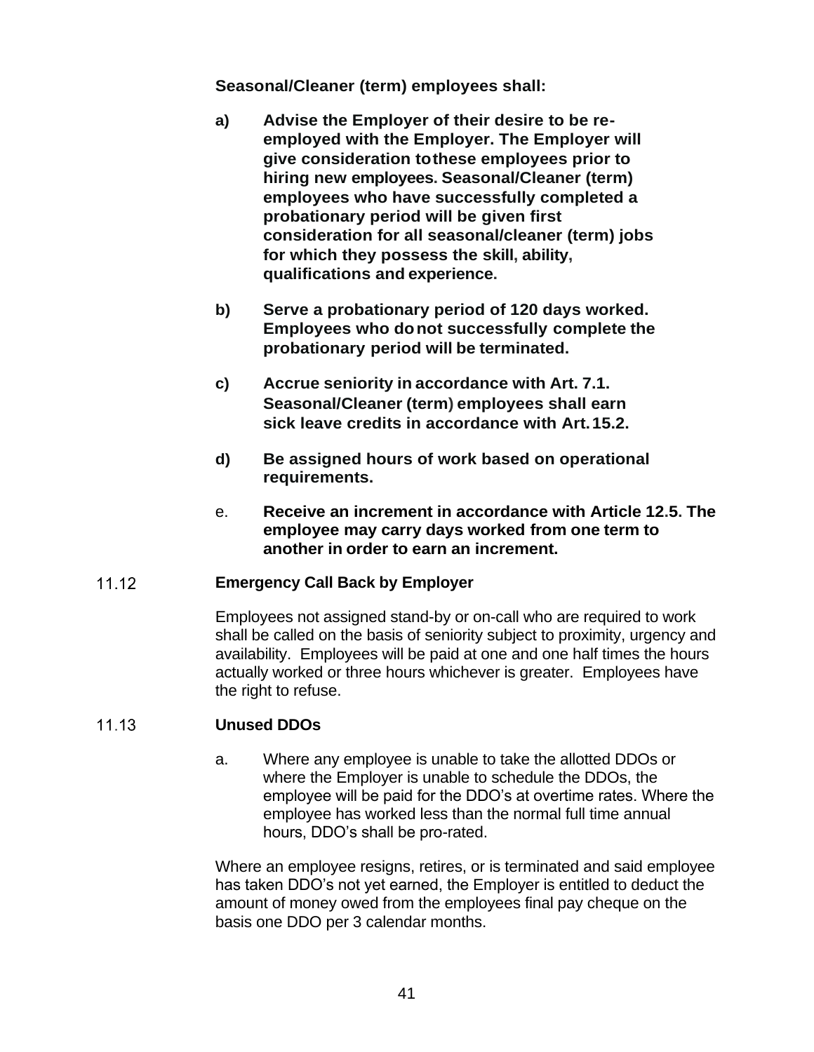**Seasonal/Cleaner (term) employees shall:**

**a)** **Advise the Employer of their desire to be re-employed with the Employer. The Employer will give consideration to these employees prior to hiring new employees. Seasonal/Cleaner (term) employees who have successfully completed a probationary period will be given first consideration for all seasonal/cleaner (term) jobs for which they possess the skill, ability, qualifications and experience.**

**b)** **Serve a probationary period of 120 days worked. Employees who do not successfully complete the probationary period will be terminated.**

**c)** **Accrue seniority in accordance with Art. 7.1. Seasonal/Cleaner (term) employees shall earn sick leave credits in accordance with Art. 15.2.**

**d)** **Be assigned hours of work based on operational requirements.**

e. **Receive an increment in accordance with Article 12.5. The employee may carry days worked from one term to another in order to earn an increment.**

### 11.12 Emergency Call Back by Employer

Employees not assigned stand-by or on-call who are required to work shall be called on the basis of seniority subject to proximity, urgency and availability. Employees will be paid at one and one half times the hours actually worked or three hours whichever is greater. Employees have the right to refuse.

### 11.13 Unused DDOs

a. Where any employee is unable to take the allotted DDOs or where the Employer is unable to schedule the DDOs, the employee will be paid for the DDO's at overtime rates. Where the employee has worked less than the normal full time annual hours, DDO's shall be pro-rated.

Where an employee resigns, retires, or is terminated and said employee has taken DDO's not yet earned, the Employer is entitled to deduct the amount of money owed from the employees final pay cheque on the basis one DDO per 3 calendar months.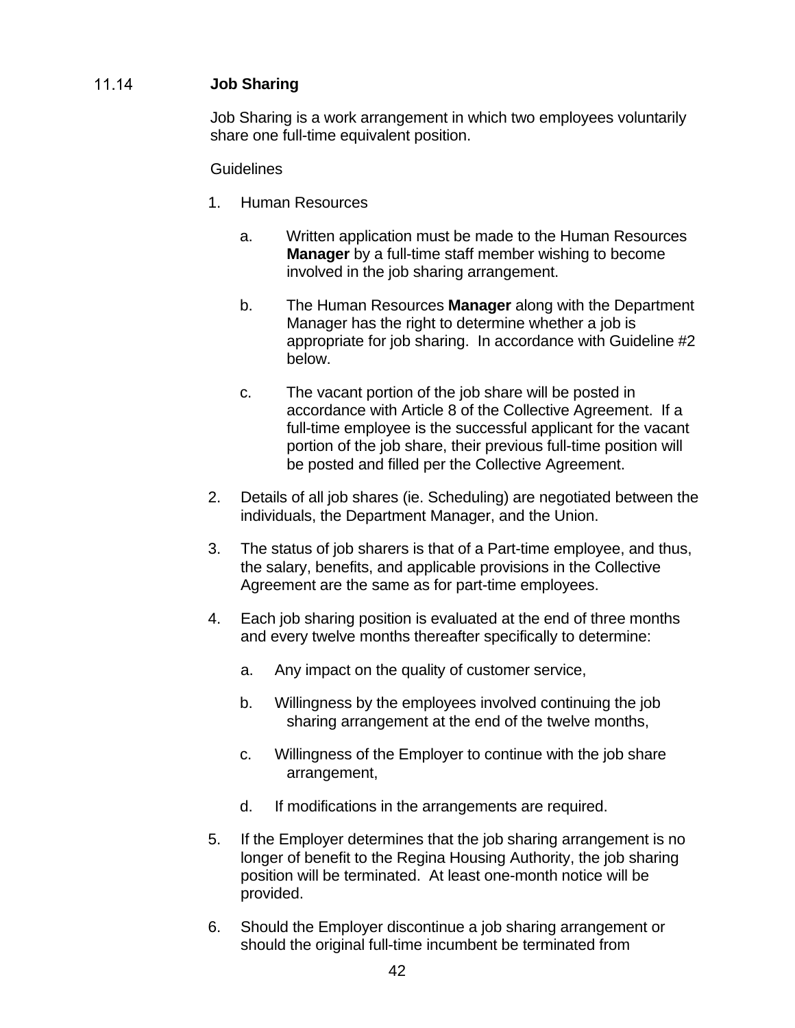## 11.14 **Job Sharing**

Job Sharing is a work arrangement in which two employees voluntarily share one full-time equivalent position.

Guidelines

1. Human Resources

   a. Written application must be made to the Human Resources **Manager** by a full-time staff member wishing to become involved in the job sharing arrangement.

   b. The Human Resources **Manager** along with the Department Manager has the right to determine whether a job is appropriate for job sharing. In accordance with Guideline #2 below.

   c. The vacant portion of the job share will be posted in accordance with Article 8 of the Collective Agreement. If a full-time employee is the successful applicant for the vacant portion of the job share, their previous full-time position will be posted and filled per the Collective Agreement.

2. Details of all job shares (ie. Scheduling) are negotiated between the individuals, the Department Manager, and the Union.

3. The status of job sharers is that of a Part-time employee, and thus, the salary, benefits, and applicable provisions in the Collective Agreement are the same as for part-time employees.

4. Each job sharing position is evaluated at the end of three months and every twelve months thereafter specifically to determine:

   a. Any impact on the quality of customer service,

   b. Willingness by the employees involved continuing the job sharing arrangement at the end of the twelve months,

   c. Willingness of the Employer to continue with the job share arrangement,

   d. If modifications in the arrangements are required.

5. If the Employer determines that the job sharing arrangement is no longer of benefit to the Regina Housing Authority, the job sharing position will be terminated. At least one-month notice will be provided.

6. Should the Employer discontinue a job sharing arrangement or should the original full-time incumbent be terminated from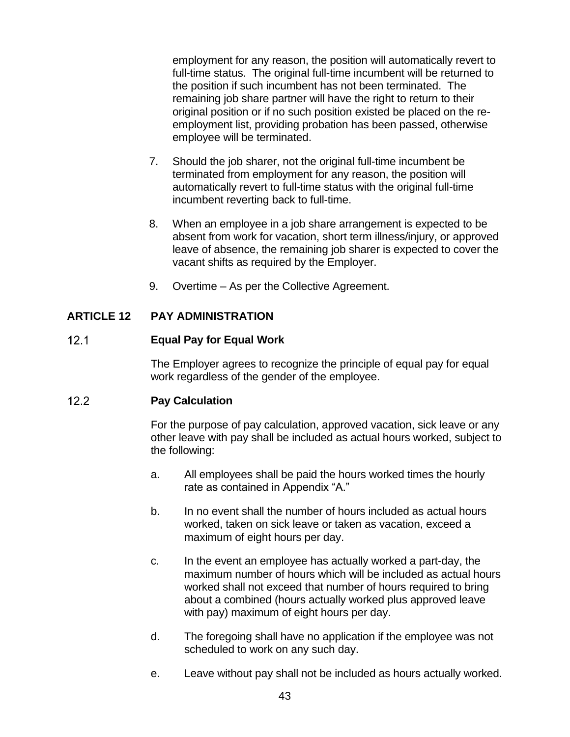employment for any reason, the position will automatically revert to full-time status. The original full-time incumbent will be returned to the position if such incumbent has not been terminated. The remaining job share partner will have the right to return to their original position or if no such position existed be placed on the re-employment list, providing probation has been passed, otherwise employee will be terminated.

7. Should the job sharer, not the original full-time incumbent be terminated from employment for any reason, the position will automatically revert to full-time status with the original full-time incumbent reverting back to full-time.

8. When an employee in a job share arrangement is expected to be absent from work for vacation, short term illness/injury, or approved leave of absence, the remaining job sharer is expected to cover the vacant shifts as required by the Employer.

9. Overtime – As per the Collective Agreement.

## ARTICLE 12 PAY ADMINISTRATION

### 12.1 Equal Pay for Equal Work

The Employer agrees to recognize the principle of equal pay for equal work regardless of the gender of the employee.

### 12.2 Pay Calculation

For the purpose of pay calculation, approved vacation, sick leave or any other leave with pay shall be included as actual hours worked, subject to the following:

a. All employees shall be paid the hours worked times the hourly rate as contained in Appendix "A."

b. In no event shall the number of hours included as actual hours worked, taken on sick leave or taken as vacation, exceed a maximum of eight hours per day.

c. In the event an employee has actually worked a part-day, the maximum number of hours which will be included as actual hours worked shall not exceed that number of hours required to bring about a combined (hours actually worked plus approved leave with pay) maximum of eight hours per day.

d. The foregoing shall have no application if the employee was not scheduled to work on any such day.

e. Leave without pay shall not be included as hours actually worked.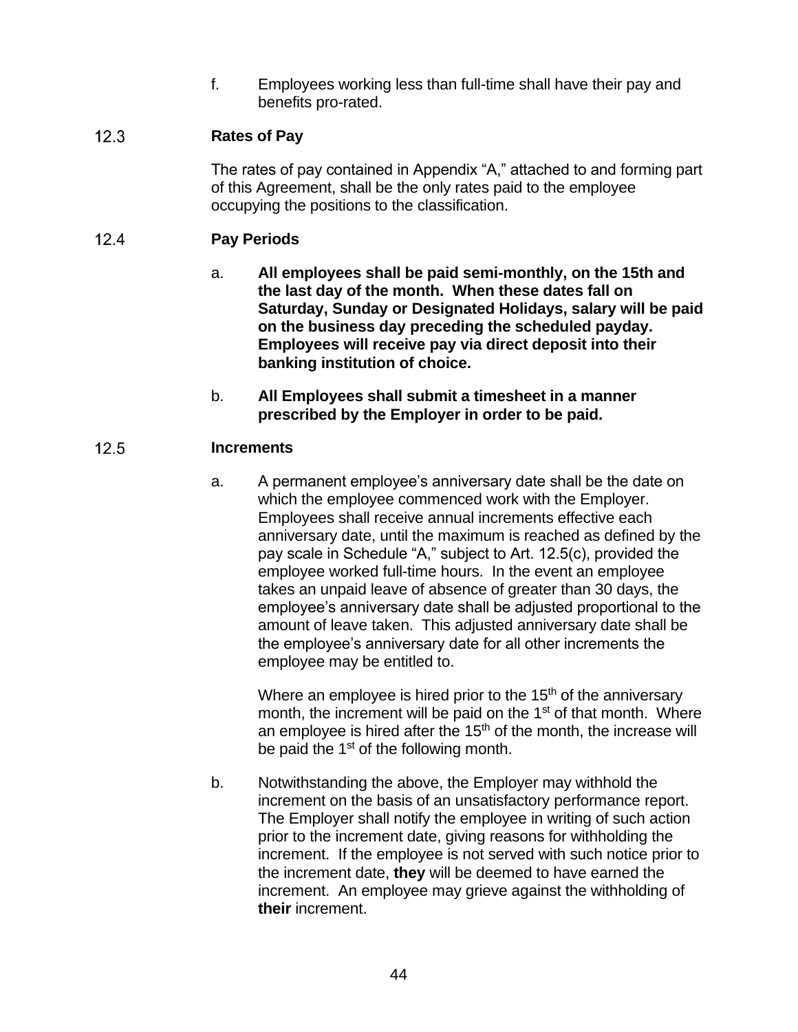f. Employees working less than full-time shall have their pay and benefits pro-rated.

### 12.3 Rates of Pay

The rates of pay contained in Appendix "A," attached to and forming part of this Agreement, shall be the only rates paid to the employee occupying the positions to the classification.

### 12.4 Pay Periods

a. **All employees shall be paid semi-monthly, on the 15th and the last day of the month. When these dates fall on Saturday, Sunday or Designated Holidays, salary will be paid on the business day preceding the scheduled payday. Employees will receive pay via direct deposit into their banking institution of choice.**

b. **All Employees shall submit a timesheet in a manner prescribed by the Employer in order to be paid.**

### 12.5 Increments

a. A permanent employee's anniversary date shall be the date on which the employee commenced work with the Employer. Employees shall receive annual increments effective each anniversary date, until the maximum is reached as defined by the pay scale in Schedule "A," subject to Art. 12.5(c), provided the employee worked full-time hours. In the event an employee takes an unpaid leave of absence of greater than 30 days, the employee's anniversary date shall be adjusted proportional to the amount of leave taken. This adjusted anniversary date shall be the employee's anniversary date for all other increments the employee may be entitled to.

   Where an employee is hired prior to the 15th of the anniversary month, the increment will be paid on the 1st of that month. Where an employee is hired after the 15th of the month, the increase will be paid the 1st of the following month.

b. Notwithstanding the above, the Employer may withhold the increment on the basis of an unsatisfactory performance report. The Employer shall notify the employee in writing of such action prior to the increment date, giving reasons for withholding the increment. If the employee is not served with such notice prior to the increment date, **they** will be deemed to have earned the increment. An employee may grieve against the withholding of **their** increment.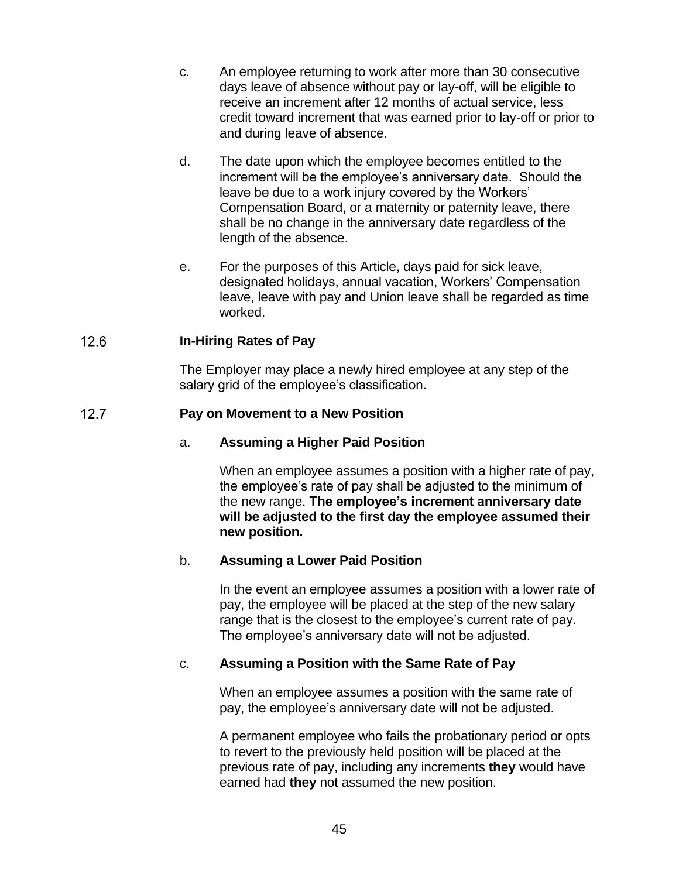c. An employee returning to work after more than 30 consecutive days leave of absence without pay or lay-off, will be eligible to receive an increment after 12 months of actual service, less credit toward increment that was earned prior to lay-off or prior to and during leave of absence.

d. The date upon which the employee becomes entitled to the increment will be the employee's anniversary date. Should the leave be due to a work injury covered by the Workers' Compensation Board, or a maternity or paternity leave, there shall be no change in the anniversary date regardless of the length of the absence.

e. For the purposes of this Article, days paid for sick leave, designated holidays, annual vacation, Workers' Compensation leave, leave with pay and Union leave shall be regarded as time worked.

### 12.6 In-Hiring Rates of Pay

The Employer may place a newly hired employee at any step of the salary grid of the employee's classification.

### 12.7 Pay on Movement to a New Position

#### a. Assuming a Higher Paid Position

When an employee assumes a position with a higher rate of pay, the employee's rate of pay shall be adjusted to the minimum of the new range. **The employee's increment anniversary date will be adjusted to the first day the employee assumed their new position.**

#### b. Assuming a Lower Paid Position

In the event an employee assumes a position with a lower rate of pay, the employee will be placed at the step of the new salary range that is the closest to the employee's current rate of pay. The employee's anniversary date will not be adjusted.

#### c. Assuming a Position with the Same Rate of Pay

When an employee assumes a position with the same rate of pay, the employee's anniversary date will not be adjusted.

A permanent employee who fails the probationary period or opts to revert to the previously held position will be placed at the previous rate of pay, including any increments **they** would have earned had **they** not assumed the new position.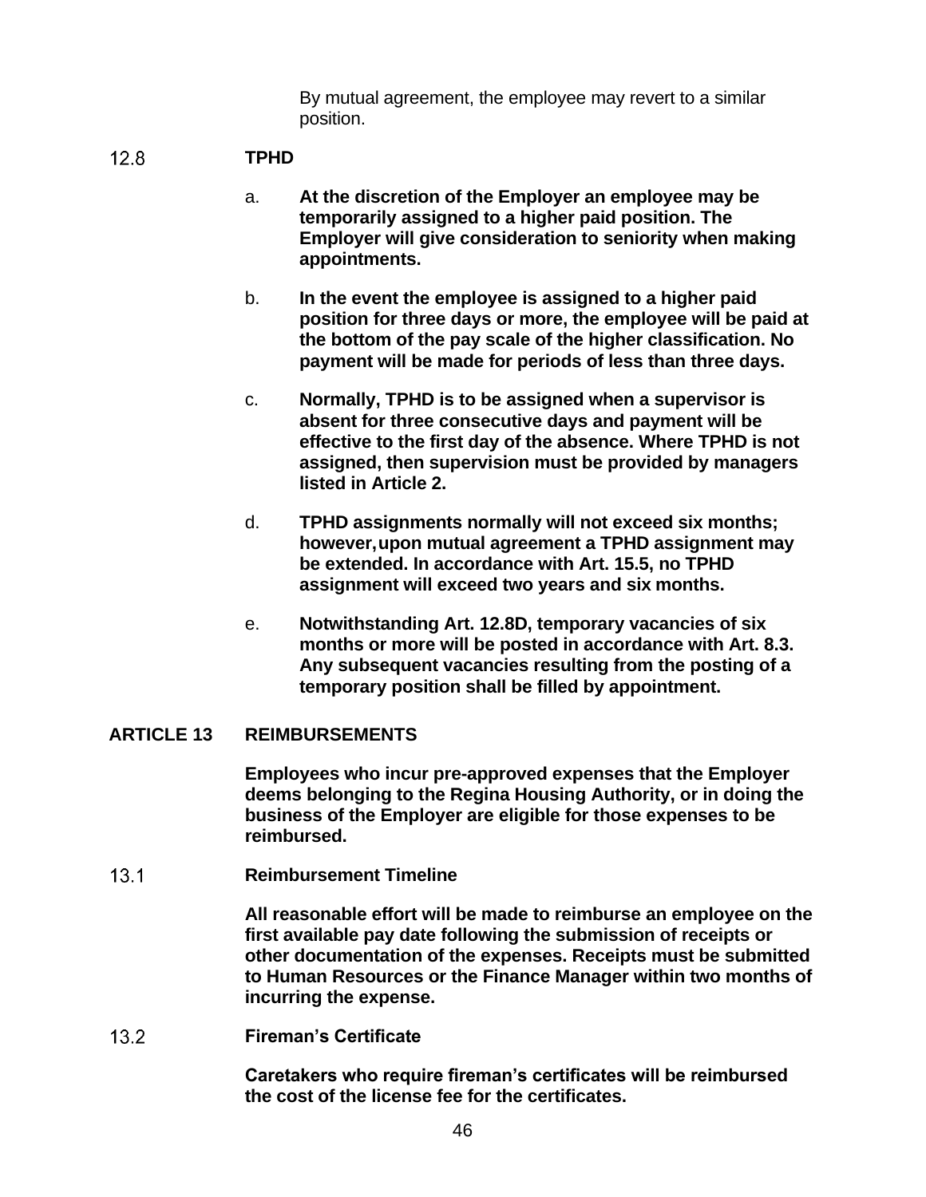By mutual agreement, the employee may revert to a similar position.

### 12.8 TPHD

a. **At the discretion of the Employer an employee may be temporarily assigned to a higher paid position. The Employer will give consideration to seniority when making appointments.**

b. **In the event the employee is assigned to a higher paid position for three days or more, the employee will be paid at the bottom of the pay scale of the higher classification. No payment will be made for periods of less than three days.**

c. **Normally, TPHD is to be assigned when a supervisor is absent for three consecutive days and payment will be effective to the first day of the absence. Where TPHD is not assigned, then supervision must be provided by managers listed in Article 2.**

d. **TPHD assignments normally will not exceed six months; however, upon mutual agreement a TPHD assignment may be extended. In accordance with Art. 15.5, no TPHD assignment will exceed two years and six months.**

e. **Notwithstanding Art. 12.8D, temporary vacancies of six months or more will be posted in accordance with Art. 8.3. Any subsequent vacancies resulting from the posting of a temporary position shall be filled by appointment.**

## ARTICLE 13 REIMBURSEMENTS

**Employees who incur pre-approved expenses that the Employer deems belonging to the Regina Housing Authority, or in doing the business of the Employer are eligible for those expenses to be reimbursed.**

### 13.1 Reimbursement Timeline

**All reasonable effort will be made to reimburse an employee on the first available pay date following the submission of receipts or other documentation of the expenses. Receipts must be submitted to Human Resources or the Finance Manager within two months of incurring the expense.**

### 13.2 Fireman's Certificate

**Caretakers who require fireman's certificates will be reimbursed the cost of the license fee for the certificates.**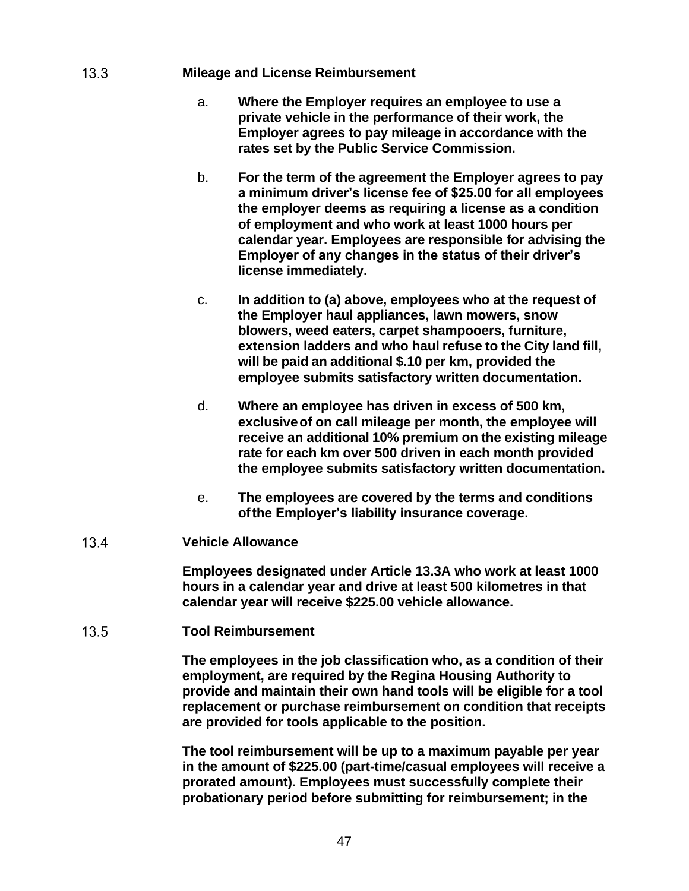### 13.3 Mileage and License Reimbursement

a. **Where the Employer requires an employee to use a private vehicle in the performance of their work, the Employer agrees to pay mileage in accordance with the rates set by the Public Service Commission.**

b. **For the term of the agreement the Employer agrees to pay a minimum driver's license fee of $25.00 for all employees the employer deems as requiring a license as a condition of employment and who work at least 1000 hours per calendar year. Employees are responsible for advising the Employer of any changes in the status of their driver's license immediately.**

c. **In addition to (a) above, employees who at the request of the Employer haul appliances, lawn mowers, snow blowers, weed eaters, carpet shampooers, furniture, extension ladders and who haul refuse to the City land fill, will be paid an additional $.10 per km, provided the employee submits satisfactory written documentation.**

d. **Where an employee has driven in excess of 500 km, exclusive of on call mileage per month, the employee will receive an additional 10% premium on the existing mileage rate for each km over 500 driven in each month provided the employee submits satisfactory written documentation.**

e. **The employees are covered by the terms and conditions of the Employer's liability insurance coverage.**

### 13.4 Vehicle Allowance

**Employees designated under Article 13.3A who work at least 1000 hours in a calendar year and drive at least 500 kilometres in that calendar year will receive $225.00 vehicle allowance.**

### 13.5 Tool Reimbursement

**The employees in the job classification who, as a condition of their employment, are required by the Regina Housing Authority to provide and maintain their own hand tools will be eligible for a tool replacement or purchase reimbursement on condition that receipts are provided for tools applicable to the position.**

**The tool reimbursement will be up to a maximum payable per year in the amount of $225.00 (part-time/casual employees will receive a prorated amount). Employees must successfully complete their probationary period before submitting for reimbursement; in the**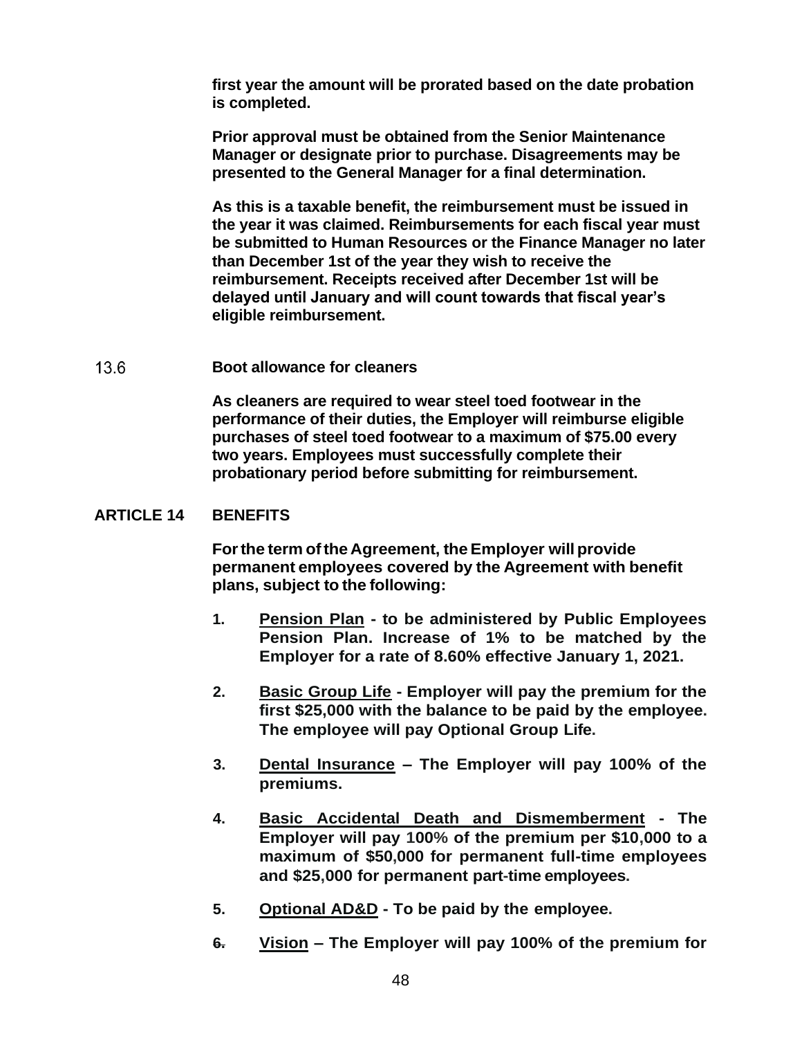**first year the amount will be prorated based on the date probation is completed.**

**Prior approval must be obtained from the Senior Maintenance Manager or designate prior to purchase. Disagreements may be presented to the General Manager for a final determination.**

**As this is a taxable benefit, the reimbursement must be issued in the year it was claimed. Reimbursements for each fiscal year must be submitted to Human Resources or the Finance Manager no later than December 1st of the year they wish to receive the reimbursement. Receipts received after December 1st will be delayed until January and will count towards that fiscal year's eligible reimbursement.**

13.6 **Boot allowance for cleaners**

**As cleaners are required to wear steel toed footwear in the performance of their duties, the Employer will reimburse eligible purchases of steel toed footwear to a maximum of $75.00 every two years. Employees must successfully complete their probationary period before submitting for reimbursement.**

## ARTICLE 14 BENEFITS

**For the term of the Agreement, the Employer will provide permanent employees covered by the Agreement with benefit plans, subject to the following:**

1. **Pension Plan - to be administered by Public Employees Pension Plan. Increase of 1% to be matched by the Employer for a rate of 8.60% effective January 1, 2021.**

2. **Basic Group Life - Employer will pay the premium for the first $25,000 with the balance to be paid by the employee. The employee will pay Optional Group Life.**

3. **Dental Insurance – The Employer will pay 100% of the premiums.**

4. **Basic Accidental Death and Dismemberment - The Employer will pay 100% of the premium per $10,000 to a maximum of $50,000 for permanent full-time employees and $25,000 for permanent part-time employees.**

5. **Optional AD&D - To be paid by the employee.**

6. **Vision – The Employer will pay 100% of the premium for**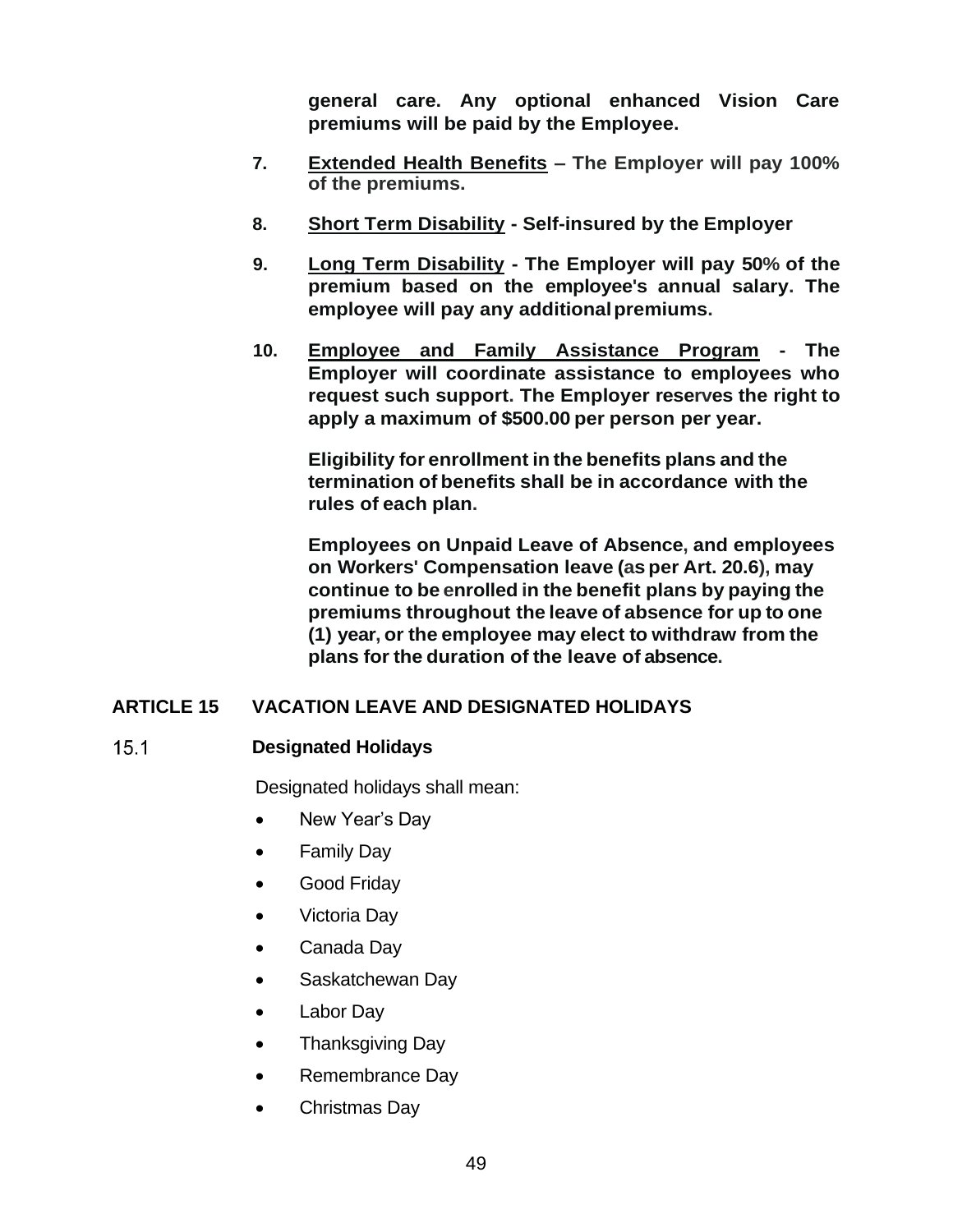**general care. Any optional enhanced Vision Care premiums will be paid by the Employee.**

7. **Extended Health Benefits – The Employer will pay 100% of the premiums.**

8. **Short Term Disability - Self-insured by the Employer**

9. **Long Term Disability - The Employer will pay 50% of the premium based on the employee's annual salary. The employee will pay any additional premiums.**

10. **Employee and Family Assistance Program - The Employer will coordinate assistance to employees who request such support. The Employer reserves the right to apply a maximum of $500.00 per person per year.**

    **Eligibility for enrollment in the benefits plans and the termination of benefits shall be in accordance with the rules of each plan.**

    **Employees on Unpaid Leave of Absence, and employees on Workers' Compensation leave (as per Art. 20.6), may continue to be enrolled in the benefit plans by paying the premiums throughout the leave of absence for up to one (1) year, or the employee may elect to withdraw from the plans for the duration of the leave of absence.**

## ARTICLE 15 VACATION LEAVE AND DESIGNATED HOLIDAYS

### 15.1 Designated Holidays

Designated holidays shall mean:

- New Year's Day
- Family Day
- Good Friday
- Victoria Day
- Canada Day
- Saskatchewan Day
- Labor Day
- Thanksgiving Day
- Remembrance Day
- Christmas Day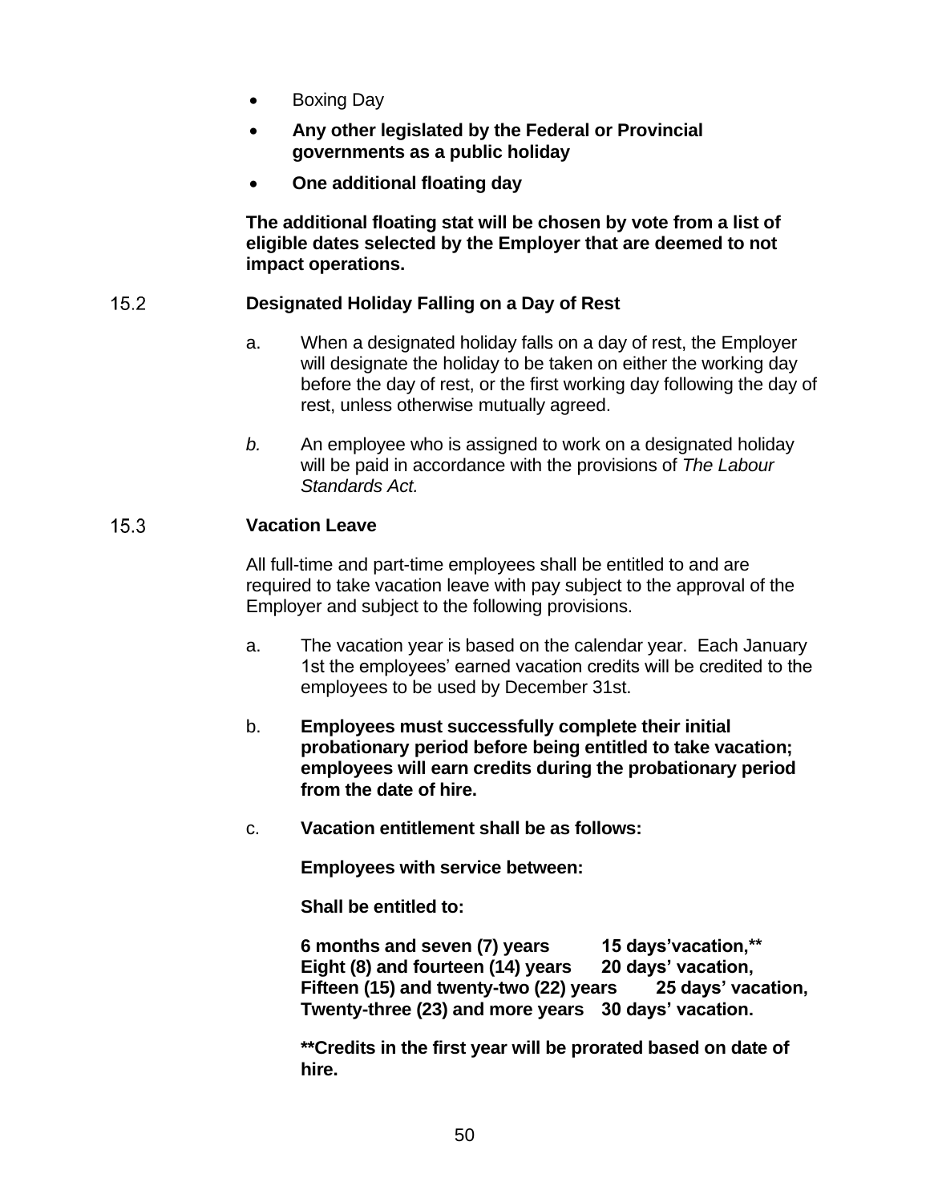- Boxing Day
- **Any other legislated by the Federal or Provincial governments as a public holiday**
- **One additional floating day**

**The additional floating stat will be chosen by vote from a list of eligible dates selected by the Employer that are deemed to not impact operations.**

15.2 **Designated Holiday Falling on a Day of Rest**

a. When a designated holiday falls on a day of rest, the Employer will designate the holiday to be taken on either the working day before the day of rest, or the first working day following the day of rest, unless otherwise mutually agreed.

*b.* An employee who is assigned to work on a designated holiday will be paid in accordance with the provisions of *The Labour Standards Act.*

15.3 **Vacation Leave**

All full-time and part-time employees shall be entitled to and are required to take vacation leave with pay subject to the approval of the Employer and subject to the following provisions.

a. The vacation year is based on the calendar year. Each January 1st the employees' earned vacation credits will be credited to the employees to be used by December 31st.

b. **Employees must successfully complete their initial probationary period before being entitled to take vacation; employees will earn credits during the probationary period from the date of hire.**

c. **Vacation entitlement shall be as follows:**

**Employees with service between:**

**Shall be entitled to:**

**6 months and seven (7) years — 15 days'vacation,\*\***
**Eight (8) and fourteen (14) years — 20 days' vacation,**
**Fifteen (15) and twenty-two (22) years — 25 days' vacation,**
**Twenty-three (23) and more years — 30 days' vacation.**

**\*\*Credits in the first year will be prorated based on date of hire.**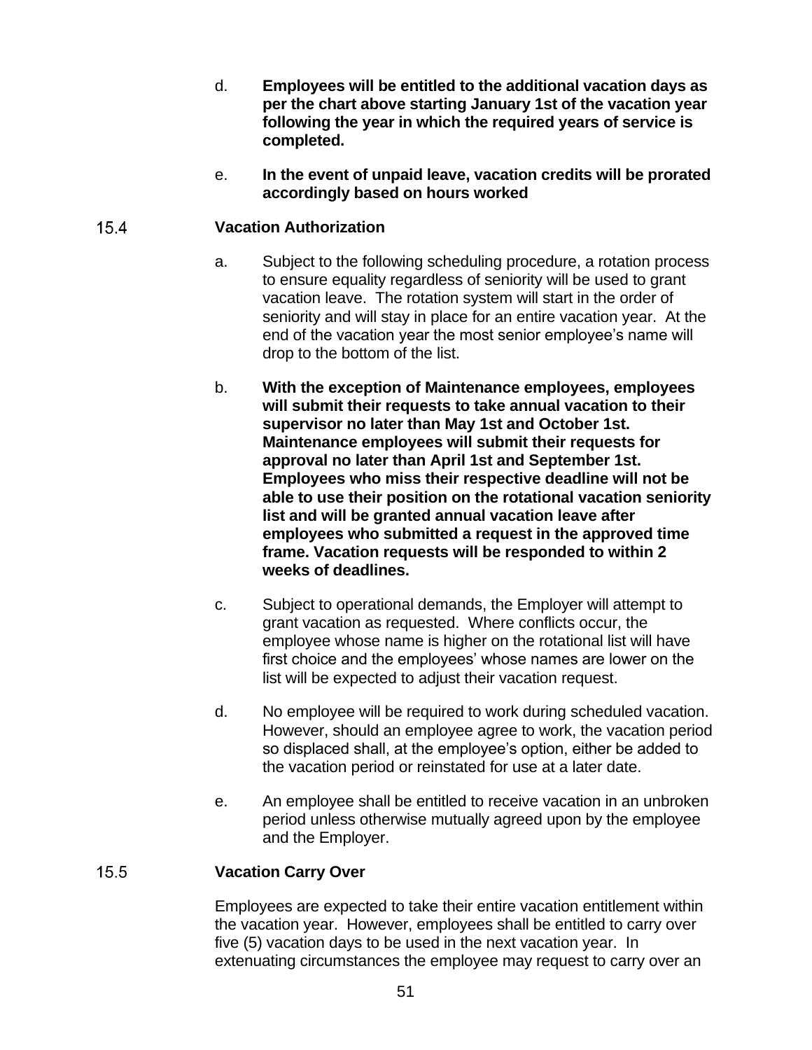d. **Employees will be entitled to the additional vacation days as per the chart above starting January 1st of the vacation year following the year in which the required years of service is completed.**

e. **In the event of unpaid leave, vacation credits will be prorated accordingly based on hours worked**

### 15.4 Vacation Authorization

a. Subject to the following scheduling procedure, a rotation process to ensure equality regardless of seniority will be used to grant vacation leave. The rotation system will start in the order of seniority and will stay in place for an entire vacation year. At the end of the vacation year the most senior employee's name will drop to the bottom of the list.

b. **With the exception of Maintenance employees, employees will submit their requests to take annual vacation to their supervisor no later than May 1st and October 1st. Maintenance employees will submit their requests for approval no later than April 1st and September 1st. Employees who miss their respective deadline will not be able to use their position on the rotational vacation seniority list and will be granted annual vacation leave after employees who submitted a request in the approved time frame. Vacation requests will be responded to within 2 weeks of deadlines.**

c. Subject to operational demands, the Employer will attempt to grant vacation as requested. Where conflicts occur, the employee whose name is higher on the rotational list will have first choice and the employees' whose names are lower on the list will be expected to adjust their vacation request.

d. No employee will be required to work during scheduled vacation. However, should an employee agree to work, the vacation period so displaced shall, at the employee's option, either be added to the vacation period or reinstated for use at a later date.

e. An employee shall be entitled to receive vacation in an unbroken period unless otherwise mutually agreed upon by the employee and the Employer.

### 15.5 Vacation Carry Over

Employees are expected to take their entire vacation entitlement within the vacation year. However, employees shall be entitled to carry over five (5) vacation days to be used in the next vacation year. In extenuating circumstances the employee may request to carry over an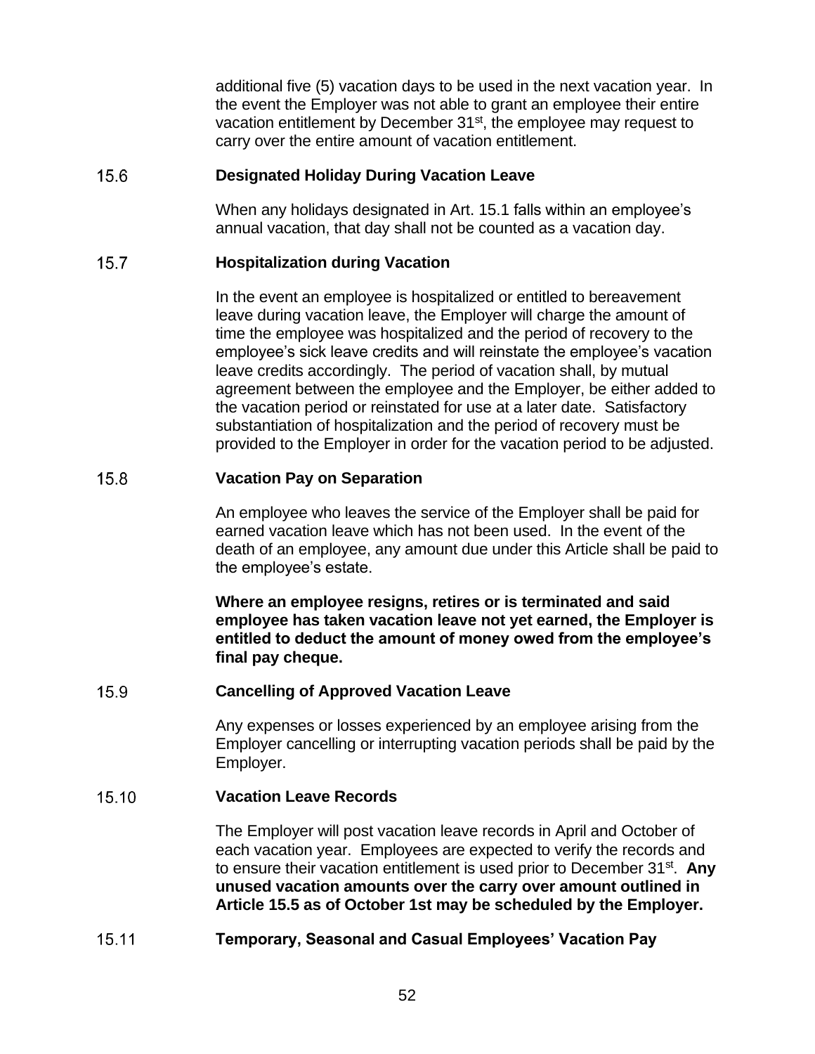additional five (5) vacation days to be used in the next vacation year. In the event the Employer was not able to grant an employee their entire vacation entitlement by December 31st, the employee may request to carry over the entire amount of vacation entitlement.

### 15.6 Designated Holiday During Vacation Leave

When any holidays designated in Art. 15.1 falls within an employee's annual vacation, that day shall not be counted as a vacation day.

### 15.7 Hospitalization during Vacation

In the event an employee is hospitalized or entitled to bereavement leave during vacation leave, the Employer will charge the amount of time the employee was hospitalized and the period of recovery to the employee's sick leave credits and will reinstate the employee's vacation leave credits accordingly. The period of vacation shall, by mutual agreement between the employee and the Employer, be either added to the vacation period or reinstated for use at a later date. Satisfactory substantiation of hospitalization and the period of recovery must be provided to the Employer in order for the vacation period to be adjusted.

### 15.8 Vacation Pay on Separation

An employee who leaves the service of the Employer shall be paid for earned vacation leave which has not been used. In the event of the death of an employee, any amount due under this Article shall be paid to the employee's estate.

**Where an employee resigns, retires or is terminated and said employee has taken vacation leave not yet earned, the Employer is entitled to deduct the amount of money owed from the employee's final pay cheque.**

### 15.9 Cancelling of Approved Vacation Leave

Any expenses or losses experienced by an employee arising from the Employer cancelling or interrupting vacation periods shall be paid by the Employer.

### 15.10 Vacation Leave Records

The Employer will post vacation leave records in April and October of each vacation year. Employees are expected to verify the records and to ensure their vacation entitlement is used prior to December 31st. **Any unused vacation amounts over the carry over amount outlined in Article 15.5 as of October 1st may be scheduled by the Employer.**

### 15.11 Temporary, Seasonal and Casual Employees' Vacation Pay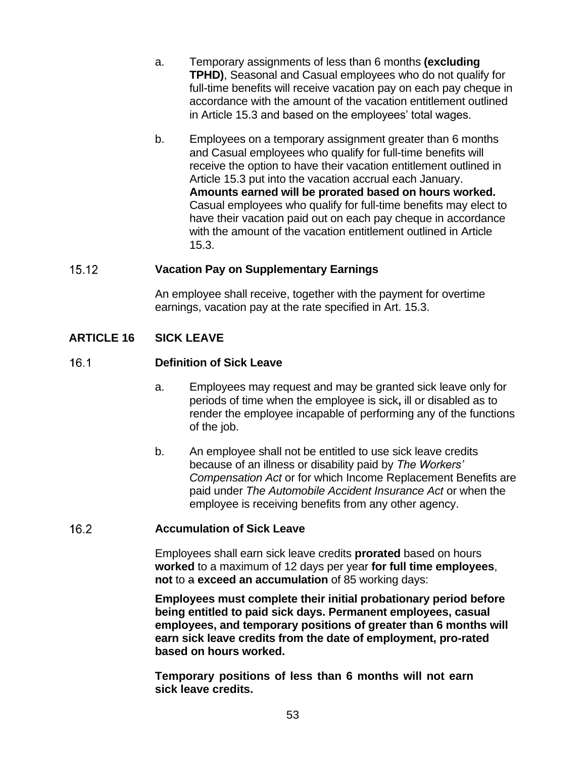a. Temporary assignments of less than 6 months **(excluding TPHD)**, Seasonal and Casual employees who do not qualify for full-time benefits will receive vacation pay on each pay cheque in accordance with the amount of the vacation entitlement outlined in Article 15.3 and based on the employees' total wages.

b. Employees on a temporary assignment greater than 6 months and Casual employees who qualify for full-time benefits will receive the option to have their vacation entitlement outlined in Article 15.3 put into the vacation accrual each January. **Amounts earned will be prorated based on hours worked.** Casual employees who qualify for full-time benefits may elect to have their vacation paid out on each pay cheque in accordance with the amount of the vacation entitlement outlined in Article 15.3.

### 15.12 Vacation Pay on Supplementary Earnings

An employee shall receive, together with the payment for overtime earnings, vacation pay at the rate specified in Art. 15.3.

## ARTICLE 16 SICK LEAVE

### 16.1 Definition of Sick Leave

a. Employees may request and may be granted sick leave only for periods of time when the employee is sick**,** ill or disabled as to render the employee incapable of performing any of the functions of the job.

b. An employee shall not be entitled to use sick leave credits because of an illness or disability paid by *The Workers' Compensation Act* or for which Income Replacement Benefits are paid under *The Automobile Accident Insurance Act* or when the employee is receiving benefits from any other agency.

### 16.2 Accumulation of Sick Leave

Employees shall earn sick leave credits **prorated** based on hours **worked** to a maximum of 12 days per year **for full time employees**, **not** to ~~a~~ **exceed an accumulation** of 85 working days:

**Employees must complete their initial probationary period before being entitled to paid sick days. Permanent employees, casual employees, and temporary positions of greater than 6 months will earn sick leave credits from the date of employment, pro-rated based on hours worked.**

**Temporary positions of less than 6 months will not earn sick leave credits.**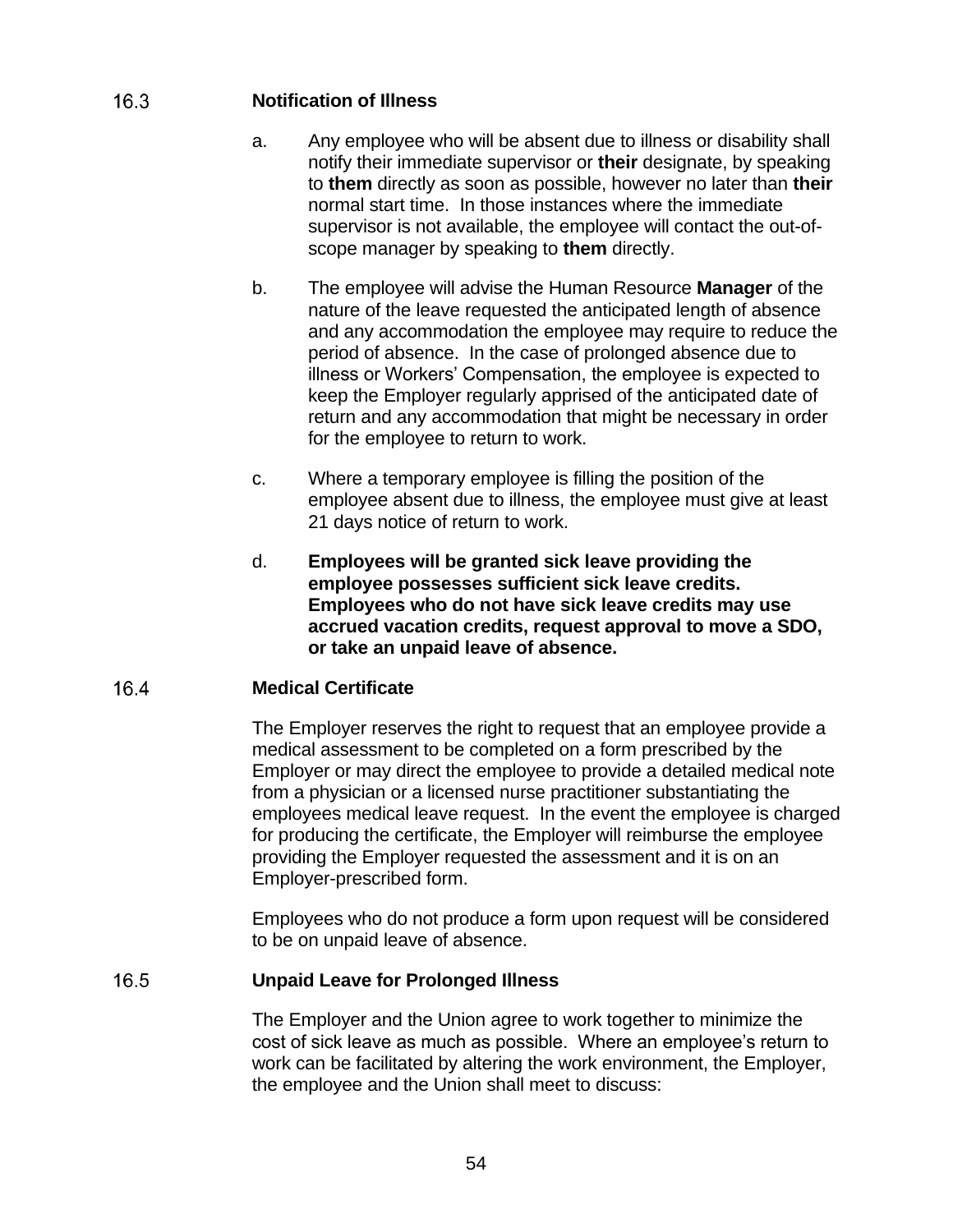### 16.3 Notification of Illness

a. Any employee who will be absent due to illness or disability shall notify their immediate supervisor or **their** designate, by speaking to **them** directly as soon as possible, however no later than **their** normal start time. In those instances where the immediate supervisor is not available, the employee will contact the out-of-scope manager by speaking to **them** directly.

b. The employee will advise the Human Resource **Manager** of the nature of the leave requested the anticipated length of absence and any accommodation the employee may require to reduce the period of absence. In the case of prolonged absence due to illness or Workers' Compensation, the employee is expected to keep the Employer regularly apprised of the anticipated date of return and any accommodation that might be necessary in order for the employee to return to work.

c. Where a temporary employee is filling the position of the employee absent due to illness, the employee must give at least 21 days notice of return to work.

d. **Employees will be granted sick leave providing the employee possesses sufficient sick leave credits. Employees who do not have sick leave credits may use accrued vacation credits, request approval to move a SDO, or take an unpaid leave of absence.**

### 16.4 Medical Certificate

The Employer reserves the right to request that an employee provide a medical assessment to be completed on a form prescribed by the Employer or may direct the employee to provide a detailed medical note from a physician or a licensed nurse practitioner substantiating the employees medical leave request. In the event the employee is charged for producing the certificate, the Employer will reimburse the employee providing the Employer requested the assessment and it is on an Employer-prescribed form.

Employees who do not produce a form upon request will be considered to be on unpaid leave of absence.

### 16.5 Unpaid Leave for Prolonged Illness

The Employer and the Union agree to work together to minimize the cost of sick leave as much as possible. Where an employee's return to work can be facilitated by altering the work environment, the Employer, the employee and the Union shall meet to discuss: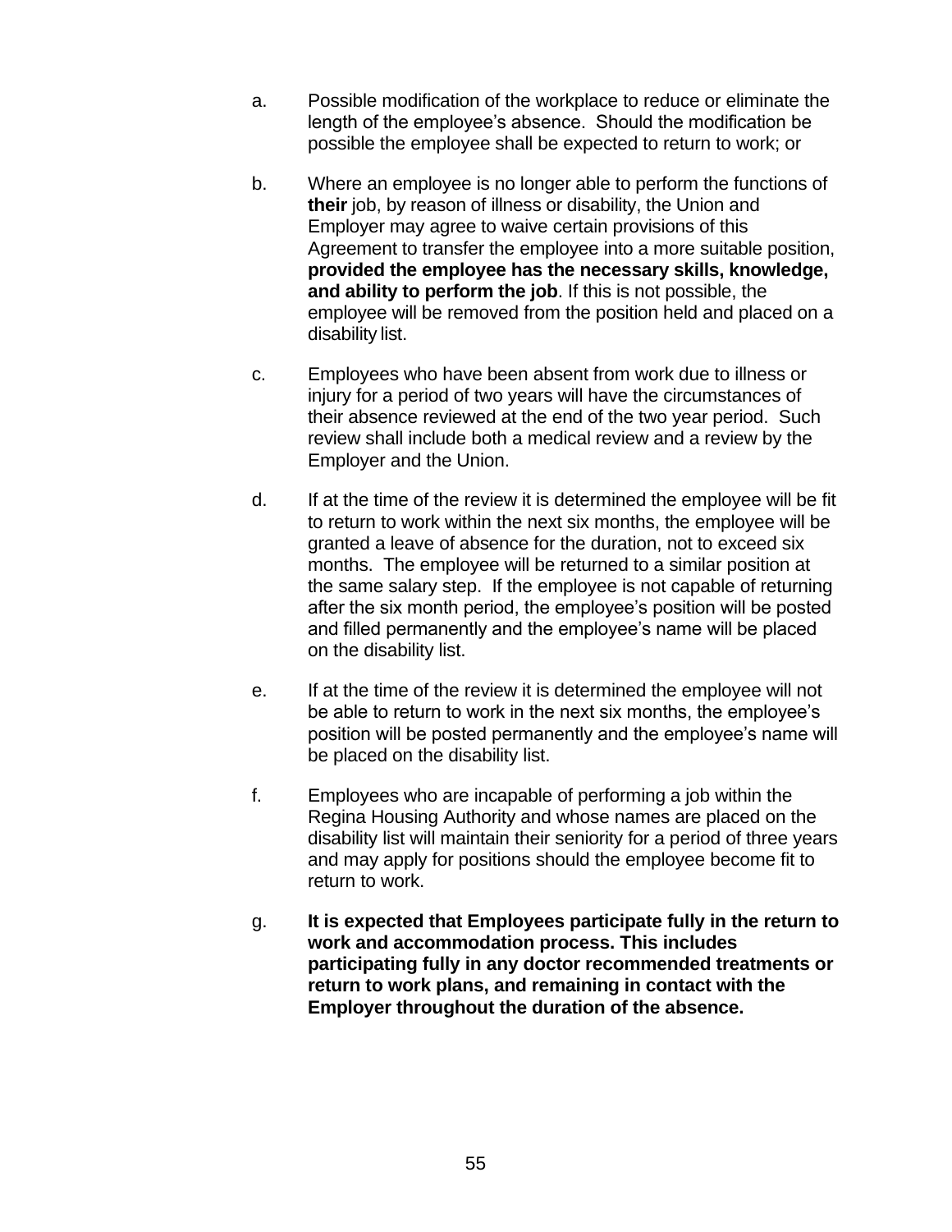a. Possible modification of the workplace to reduce or eliminate the length of the employee's absence. Should the modification be possible the employee shall be expected to return to work; or

b. Where an employee is no longer able to perform the functions of **their** job, by reason of illness or disability, the Union and Employer may agree to waive certain provisions of this Agreement to transfer the employee into a more suitable position, **provided the employee has the necessary skills, knowledge, and ability to perform the job**. If this is not possible, the employee will be removed from the position held and placed on a disability list.

c. Employees who have been absent from work due to illness or injury for a period of two years will have the circumstances of their absence reviewed at the end of the two year period. Such review shall include both a medical review and a review by the Employer and the Union.

d. If at the time of the review it is determined the employee will be fit to return to work within the next six months, the employee will be granted a leave of absence for the duration, not to exceed six months. The employee will be returned to a similar position at the same salary step. If the employee is not capable of returning after the six month period, the employee's position will be posted and filled permanently and the employee's name will be placed on the disability list.

e. If at the time of the review it is determined the employee will not be able to return to work in the next six months, the employee's position will be posted permanently and the employee's name will be placed on the disability list.

f. Employees who are incapable of performing a job within the Regina Housing Authority and whose names are placed on the disability list will maintain their seniority for a period of three years and may apply for positions should the employee become fit to return to work.

g. **It is expected that Employees participate fully in the return to work and accommodation process. This includes participating fully in any doctor recommended treatments or return to work plans, and remaining in contact with the Employer throughout the duration of the absence.**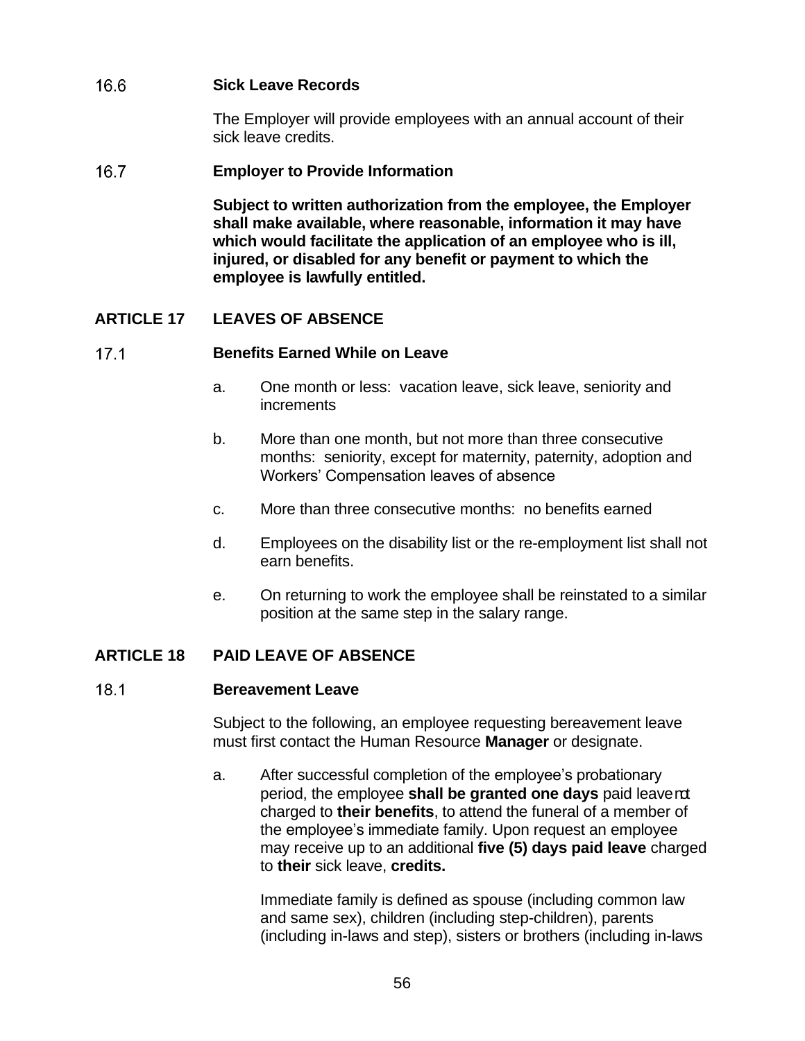16.6 **Sick Leave Records**

The Employer will provide employees with an annual account of their sick leave credits.

16.7 **Employer to Provide Information**

**Subject to written authorization from the employee, the Employer shall make available, where reasonable, information it may have which would facilitate the application of an employee who is ill, injured, or disabled for any benefit or payment to which the employee is lawfully entitled.**

## ARTICLE 17 LEAVES OF ABSENCE

17.1 **Benefits Earned While on Leave**

a. One month or less: vacation leave, sick leave, seniority and increments

b. More than one month, but not more than three consecutive months: seniority, except for maternity, paternity, adoption and Workers' Compensation leaves of absence

c. More than three consecutive months: no benefits earned

d. Employees on the disability list or the re-employment list shall not earn benefits.

e. On returning to work the employee shall be reinstated to a similar position at the same step in the salary range.

## ARTICLE 18 PAID LEAVE OF ABSENCE

18.1 **Bereavement Leave**

Subject to the following, an employee requesting bereavement leave must first contact the Human Resource **Manager** or designate.

a. After successful completion of the employee's probationary period, the employee **shall be granted one days** paid leave not charged to **their benefits**, to attend the funeral of a member of the employee's immediate family. Upon request an employee may receive up to an additional **five (5) days paid leave** charged to **their** sick leave, **credits.**

Immediate family is defined as spouse (including common law and same sex), children (including step-children), parents (including in-laws and step), sisters or brothers (including in-laws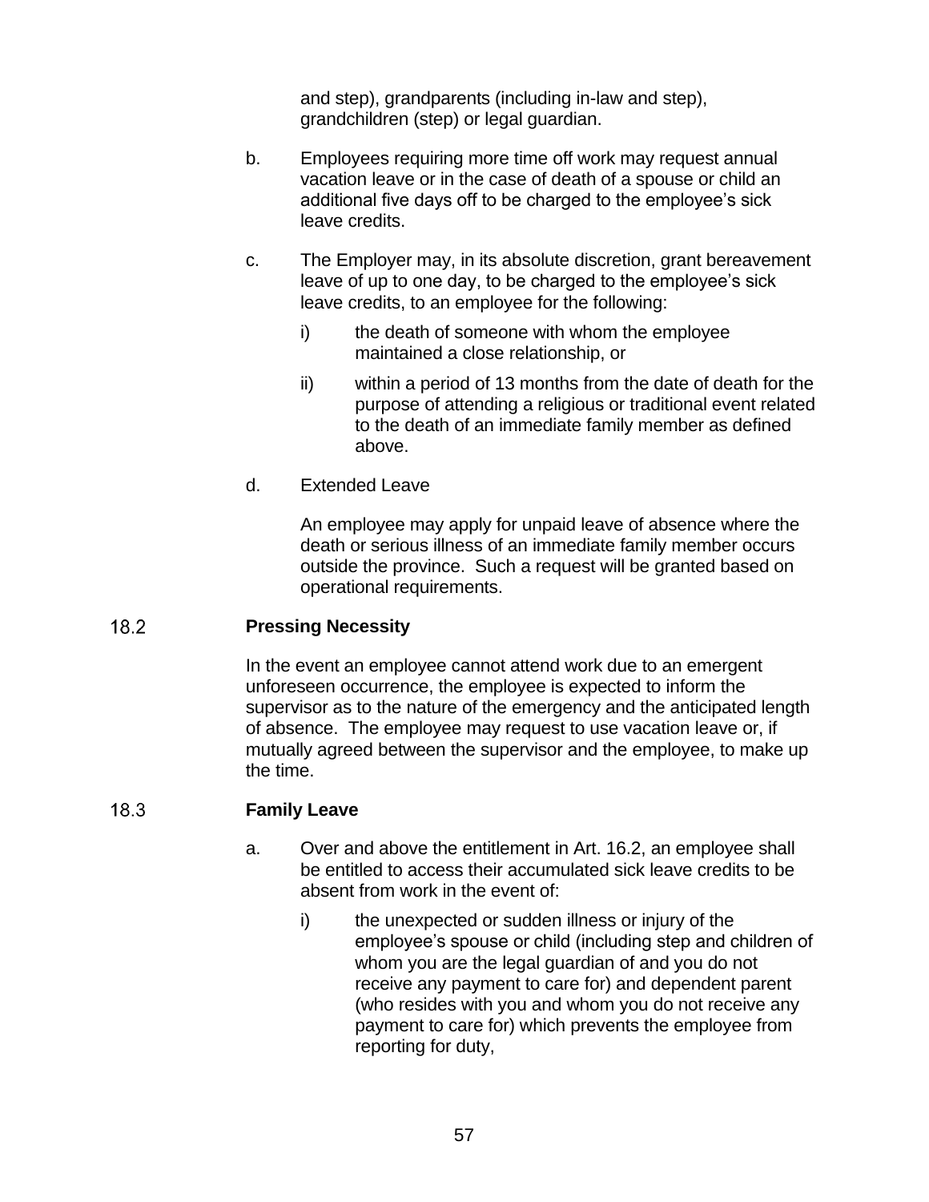and step), grandparents (including in-law and step), grandchildren (step) or legal guardian.

b. Employees requiring more time off work may request annual vacation leave or in the case of death of a spouse or child an additional five days off to be charged to the employee's sick leave credits.

c. The Employer may, in its absolute discretion, grant bereavement leave of up to one day, to be charged to the employee's sick leave credits, to an employee for the following:

   i) the death of someone with whom the employee maintained a close relationship, or

   ii) within a period of 13 months from the date of death for the purpose of attending a religious or traditional event related to the death of an immediate family member as defined above.

d. Extended Leave

   An employee may apply for unpaid leave of absence where the death or serious illness of an immediate family member occurs outside the province. Such a request will be granted based on operational requirements.

### 18.2 Pressing Necessity

In the event an employee cannot attend work due to an emergent unforeseen occurrence, the employee is expected to inform the supervisor as to the nature of the emergency and the anticipated length of absence. The employee may request to use vacation leave or, if mutually agreed between the supervisor and the employee, to make up the time.

### 18.3 Family Leave

a. Over and above the entitlement in Art. 16.2, an employee shall be entitled to access their accumulated sick leave credits to be absent from work in the event of:

   i) the unexpected or sudden illness or injury of the employee's spouse or child (including step and children of whom you are the legal guardian of and you do not receive any payment to care for) and dependent parent (who resides with you and whom you do not receive any payment to care for) which prevents the employee from reporting for duty,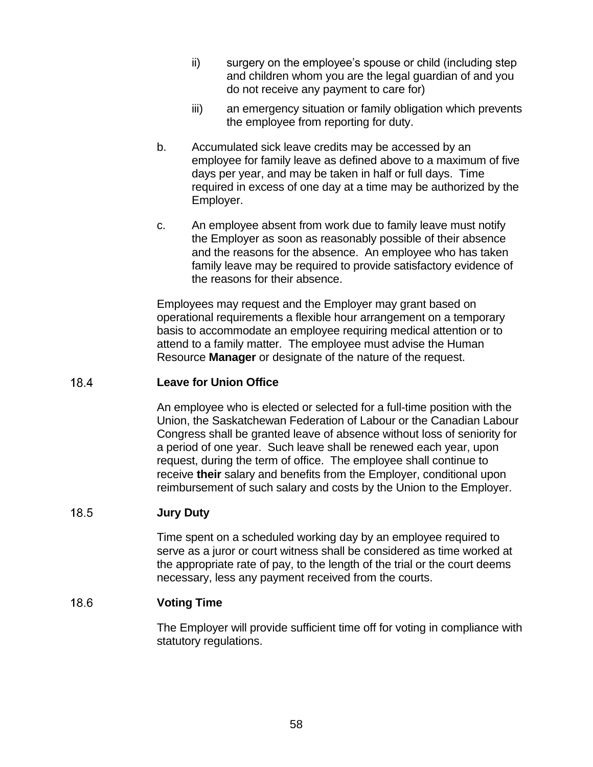ii) surgery on the employee's spouse or child (including step and children whom you are the legal guardian of and you do not receive any payment to care for)

iii) an emergency situation or family obligation which prevents the employee from reporting for duty.

b. Accumulated sick leave credits may be accessed by an employee for family leave as defined above to a maximum of five days per year, and may be taken in half or full days. Time required in excess of one day at a time may be authorized by the Employer.

c. An employee absent from work due to family leave must notify the Employer as soon as reasonably possible of their absence and the reasons for the absence. An employee who has taken family leave may be required to provide satisfactory evidence of the reasons for their absence.

Employees may request and the Employer may grant based on operational requirements a flexible hour arrangement on a temporary basis to accommodate an employee requiring medical attention or to attend to a family matter. The employee must advise the Human Resource **Manager** or designate of the nature of the request.

### 18.4 Leave for Union Office

An employee who is elected or selected for a full-time position with the Union, the Saskatchewan Federation of Labour or the Canadian Labour Congress shall be granted leave of absence without loss of seniority for a period of one year. Such leave shall be renewed each year, upon request, during the term of office. The employee shall continue to receive **their** salary and benefits from the Employer, conditional upon reimbursement of such salary and costs by the Union to the Employer.

### 18.5 Jury Duty

Time spent on a scheduled working day by an employee required to serve as a juror or court witness shall be considered as time worked at the appropriate rate of pay, to the length of the trial or the court deems necessary, less any payment received from the courts.

### 18.6 Voting Time

The Employer will provide sufficient time off for voting in compliance with statutory regulations.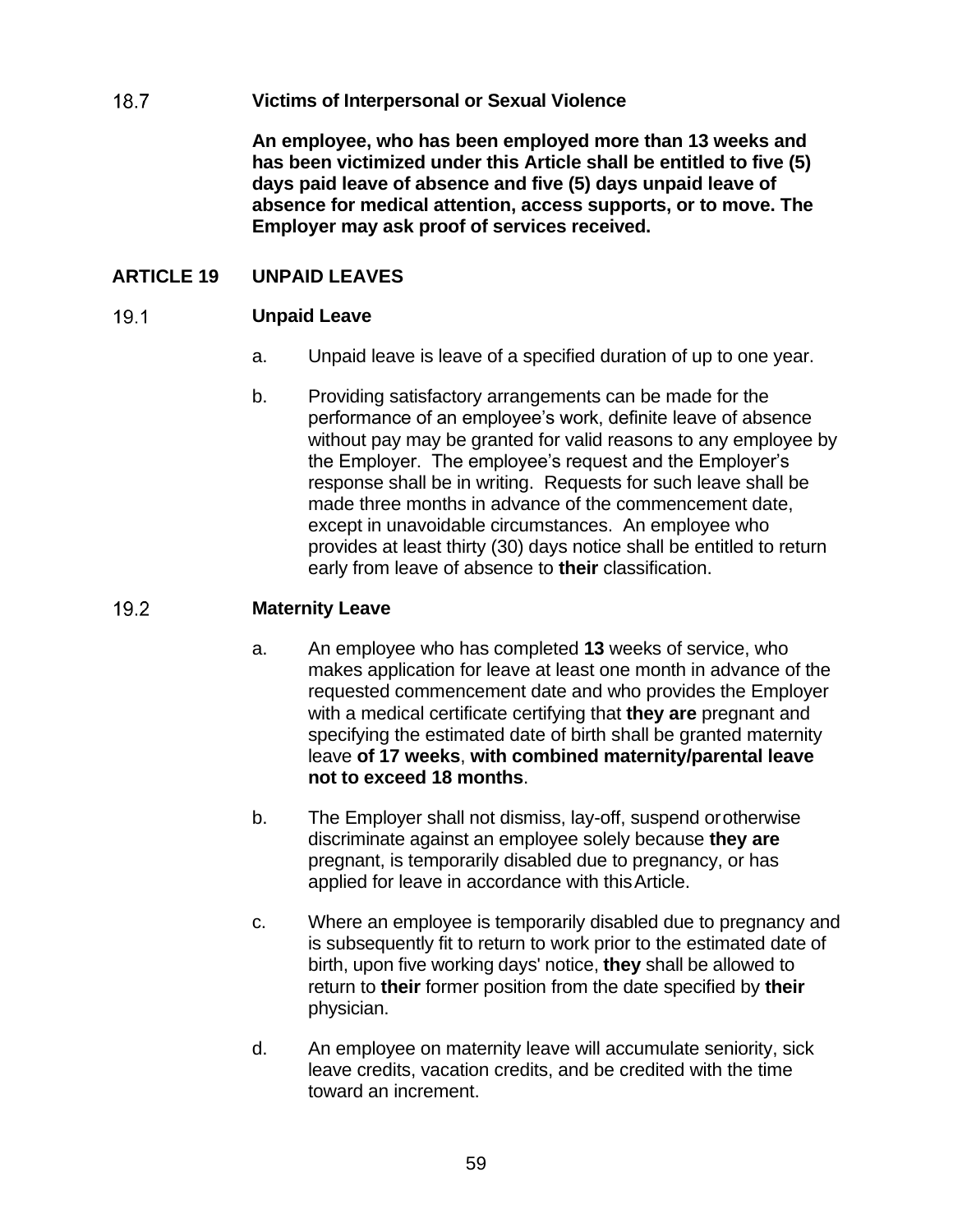18.7 **Victims of Interpersonal or Sexual Violence**

**An employee, who has been employed more than 13 weeks and has been victimized under this Article shall be entitled to five (5) days paid leave of absence and five (5) days unpaid leave of absence for medical attention, access supports, or to move. The Employer may ask proof of services received.**

## ARTICLE 19 UNPAID LEAVES

19.1 **Unpaid Leave**

a. Unpaid leave is leave of a specified duration of up to one year.

b. Providing satisfactory arrangements can be made for the performance of an employee's work, definite leave of absence without pay may be granted for valid reasons to any employee by the Employer. The employee's request and the Employer's response shall be in writing. Requests for such leave shall be made three months in advance of the commencement date, except in unavoidable circumstances. An employee who provides at least thirty (30) days notice shall be entitled to return early from leave of absence to **their** classification.

19.2 **Maternity Leave**

a. An employee who has completed **13** weeks of service, who makes application for leave at least one month in advance of the requested commencement date and who provides the Employer with a medical certificate certifying that **they are** pregnant and specifying the estimated date of birth shall be granted maternity leave **of 17 weeks**, **with combined maternity/parental leave not to exceed 18 months**.

b. The Employer shall not dismiss, lay-off, suspend or otherwise discriminate against an employee solely because **they are** pregnant, is temporarily disabled due to pregnancy, or has applied for leave in accordance with this Article.

c. Where an employee is temporarily disabled due to pregnancy and is subsequently fit to return to work prior to the estimated date of birth, upon five working days' notice, **they** shall be allowed to return to **their** former position from the date specified by **their** physician.

d. An employee on maternity leave will accumulate seniority, sick leave credits, vacation credits, and be credited with the time toward an increment.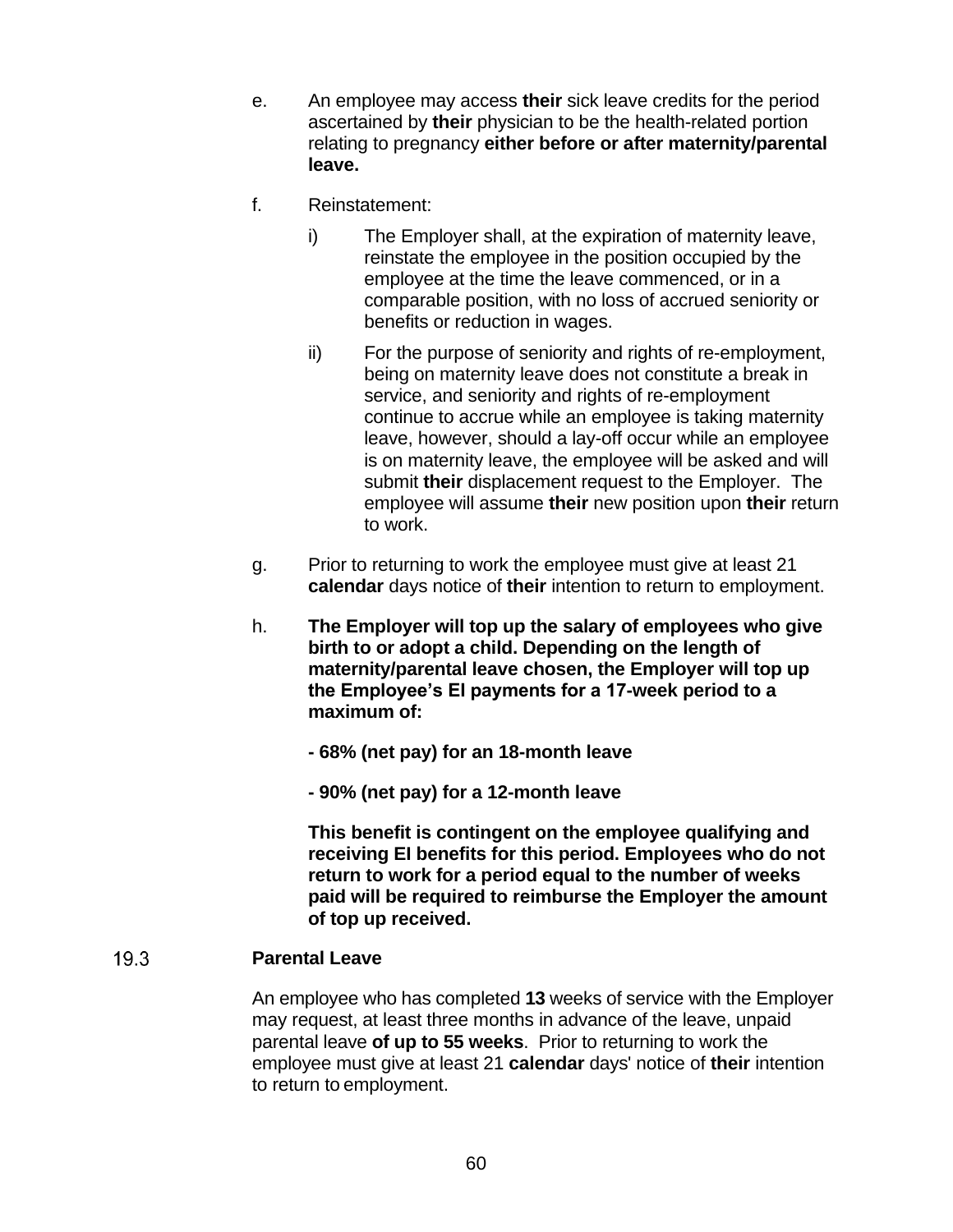e. An employee may access **their** sick leave credits for the period ascertained by **their** physician to be the health-related portion relating to pregnancy **either before or after maternity/parental leave.**

f. Reinstatement:

   i) The Employer shall, at the expiration of maternity leave, reinstate the employee in the position occupied by the employee at the time the leave commenced, or in a comparable position, with no loss of accrued seniority or benefits or reduction in wages.

   ii) For the purpose of seniority and rights of re-employment, being on maternity leave does not constitute a break in service, and seniority and rights of re-employment continue to accrue while an employee is taking maternity leave, however, should a lay-off occur while an employee is on maternity leave, the employee will be asked and will submit **their** displacement request to the Employer. The employee will assume **their** new position upon **their** return to work.

g. Prior to returning to work the employee must give at least 21 **calendar** days notice of **their** intention to return to employment.

h. **The Employer will top up the salary of employees who give birth to or adopt a child. Depending on the length of maternity/parental leave chosen, the Employer will top up the Employee's EI payments for a 17-week period to a maximum of:**

   **- 68% (net pay) for an 18-month leave**

   **- 90% (net pay) for a 12-month leave**

   **This benefit is contingent on the employee qualifying and receiving EI benefits for this period. Employees who do not return to work for a period equal to the number of weeks paid will be required to reimburse the Employer the amount of top up received.**

## 19.3 Parental Leave

An employee who has completed **13** weeks of service with the Employer may request, at least three months in advance of the leave, unpaid parental leave **of up to 55 weeks**. Prior to returning to work the employee must give at least 21 **calendar** days' notice of **their** intention to return to employment.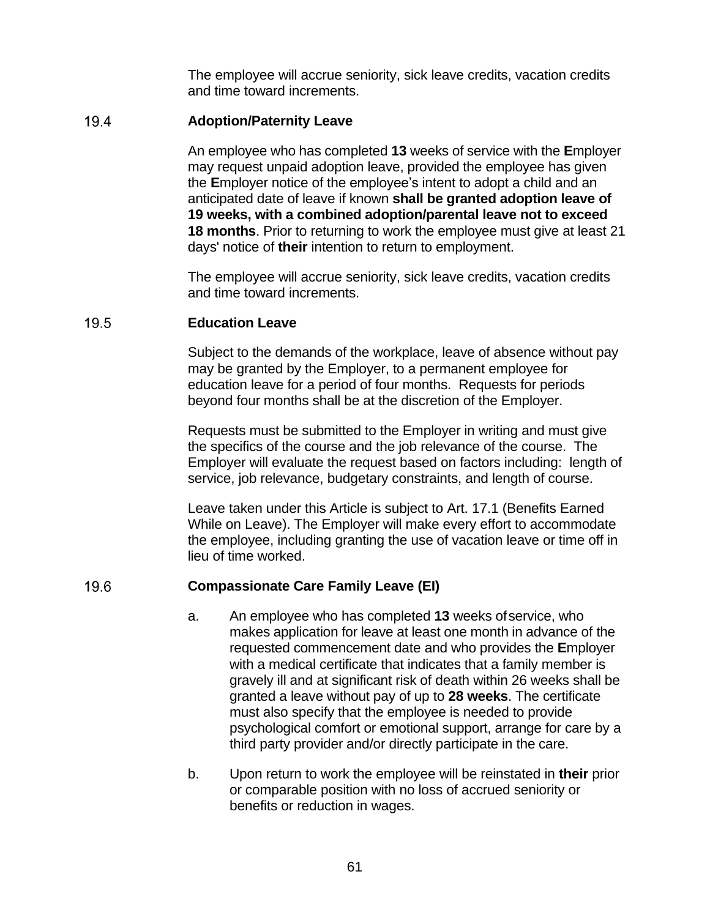The employee will accrue seniority, sick leave credits, vacation credits and time toward increments.

### 19.4 Adoption/Paternity Leave

An employee who has completed **13** weeks of service with the **E**mployer may request unpaid adoption leave, provided the employee has given the **E**mployer notice of the employee's intent to adopt a child and an anticipated date of leave if known **shall be granted adoption leave of 19 weeks, with a combined adoption/parental leave not to exceed 18 months**. Prior to returning to work the employee must give at least 21 days' notice of **their** intention to return to employment.

The employee will accrue seniority, sick leave credits, vacation credits and time toward increments.

### 19.5 Education Leave

Subject to the demands of the workplace, leave of absence without pay may be granted by the Employer, to a permanent employee for education leave for a period of four months. Requests for periods beyond four months shall be at the discretion of the Employer.

Requests must be submitted to the Employer in writing and must give the specifics of the course and the job relevance of the course. The Employer will evaluate the request based on factors including: length of service, job relevance, budgetary constraints, and length of course.

Leave taken under this Article is subject to Art. 17.1 (Benefits Earned While on Leave). The Employer will make every effort to accommodate the employee, including granting the use of vacation leave or time off in lieu of time worked.

### 19.6 Compassionate Care Family Leave (EI)

a. An employee who has completed **13** weeks of service, who makes application for leave at least one month in advance of the requested commencement date and who provides the **E**mployer with a medical certificate that indicates that a family member is gravely ill and at significant risk of death within 26 weeks shall be granted a leave without pay of up to **28 weeks**. The certificate must also specify that the employee is needed to provide psychological comfort or emotional support, arrange for care by a third party provider and/or directly participate in the care.

b. Upon return to work the employee will be reinstated in **their** prior or comparable position with no loss of accrued seniority or benefits or reduction in wages.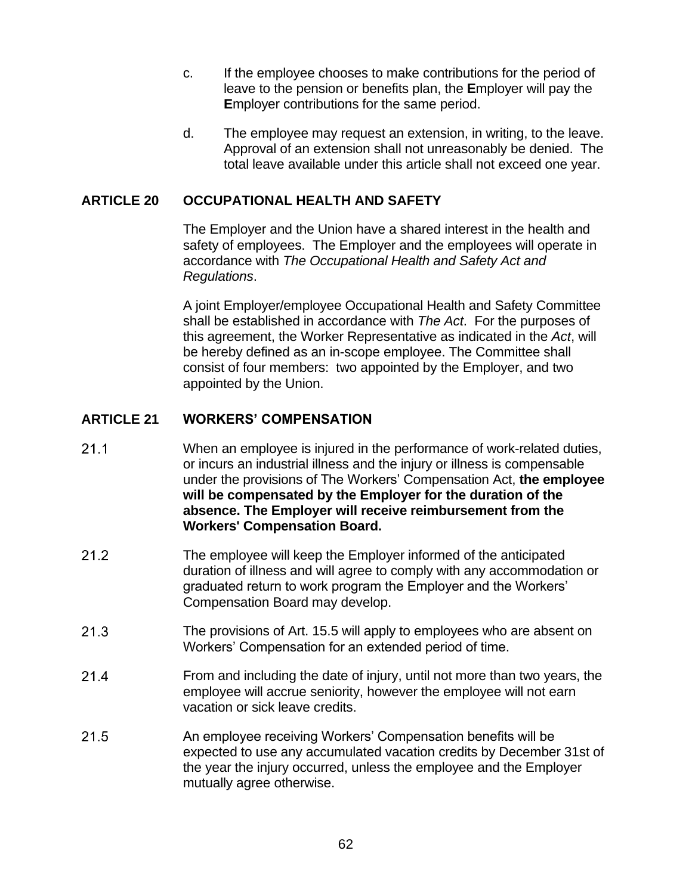c. If the employee chooses to make contributions for the period of leave to the pension or benefits plan, the **E**mployer will pay the **E**mployer contributions for the same period.

d. The employee may request an extension, in writing, to the leave. Approval of an extension shall not unreasonably be denied. The total leave available under this article shall not exceed one year.

## ARTICLE 20 OCCUPATIONAL HEALTH AND SAFETY

The Employer and the Union have a shared interest in the health and safety of employees. The Employer and the employees will operate in accordance with *The Occupational Health and Safety Act and Regulations*.

A joint Employer/employee Occupational Health and Safety Committee shall be established in accordance with *The Act*. For the purposes of this agreement, the Worker Representative as indicated in the *Act*, will be hereby defined as an in-scope employee. The Committee shall consist of four members: two appointed by the Employer, and two appointed by the Union.

## ARTICLE 21 WORKERS' COMPENSATION

21.1 When an employee is injured in the performance of work-related duties, or incurs an industrial illness and the injury or illness is compensable under the provisions of The Workers' Compensation Act, **the employee will be compensated by the Employer for the duration of the absence. The Employer will receive reimbursement from the Workers' Compensation Board.**

21.2 The employee will keep the Employer informed of the anticipated duration of illness and will agree to comply with any accommodation or graduated return to work program the Employer and the Workers' Compensation Board may develop.

21.3 The provisions of Art. 15.5 will apply to employees who are absent on Workers' Compensation for an extended period of time.

21.4 From and including the date of injury, until not more than two years, the employee will accrue seniority, however the employee will not earn vacation or sick leave credits.

21.5 An employee receiving Workers' Compensation benefits will be expected to use any accumulated vacation credits by December 31st of the year the injury occurred, unless the employee and the Employer mutually agree otherwise.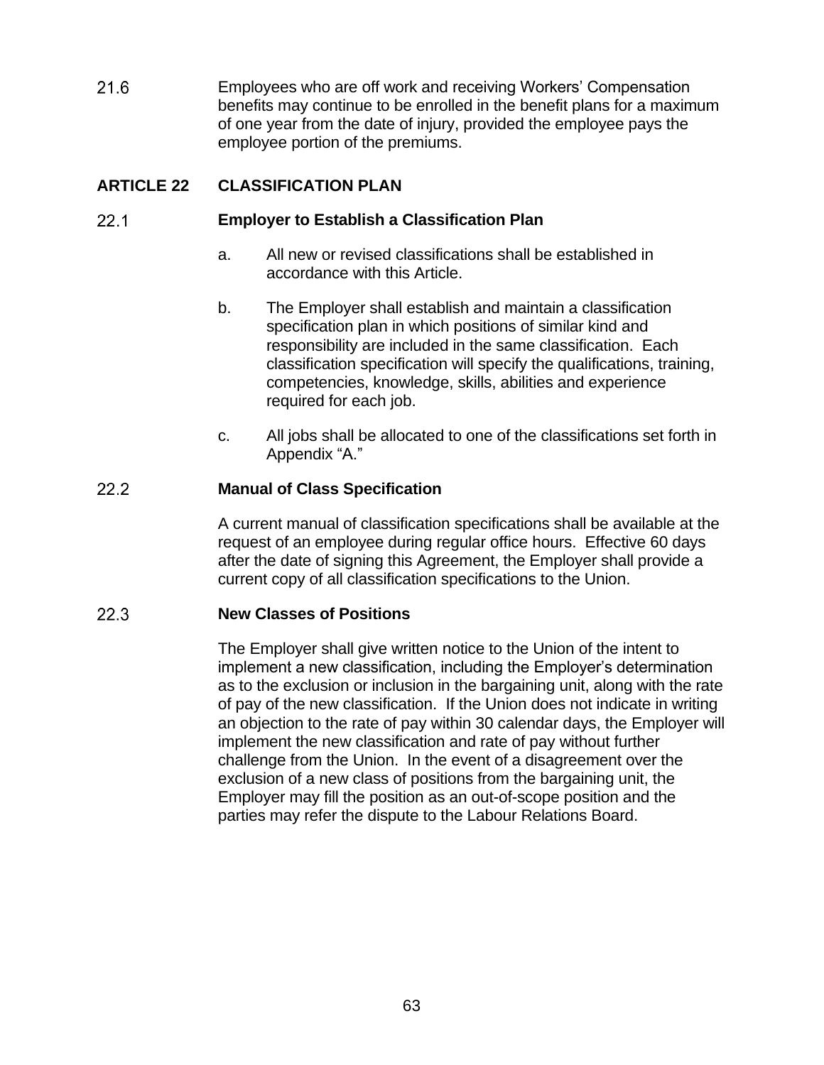21.6 Employees who are off work and receiving Workers' Compensation benefits may continue to be enrolled in the benefit plans for a maximum of one year from the date of injury, provided the employee pays the employee portion of the premiums.

## ARTICLE 22 CLASSIFICATION PLAN

### 22.1 Employer to Establish a Classification Plan

a. All new or revised classifications shall be established in accordance with this Article.

b. The Employer shall establish and maintain a classification specification plan in which positions of similar kind and responsibility are included in the same classification. Each classification specification will specify the qualifications, training, competencies, knowledge, skills, abilities and experience required for each job.

c. All jobs shall be allocated to one of the classifications set forth in Appendix "A."

### 22.2 Manual of Class Specification

A current manual of classification specifications shall be available at the request of an employee during regular office hours. Effective 60 days after the date of signing this Agreement, the Employer shall provide a current copy of all classification specifications to the Union.

### 22.3 New Classes of Positions

The Employer shall give written notice to the Union of the intent to implement a new classification, including the Employer's determination as to the exclusion or inclusion in the bargaining unit, along with the rate of pay of the new classification. If the Union does not indicate in writing an objection to the rate of pay within 30 calendar days, the Employer will implement the new classification and rate of pay without further challenge from the Union. In the event of a disagreement over the exclusion of a new class of positions from the bargaining unit, the Employer may fill the position as an out-of-scope position and the parties may refer the dispute to the Labour Relations Board.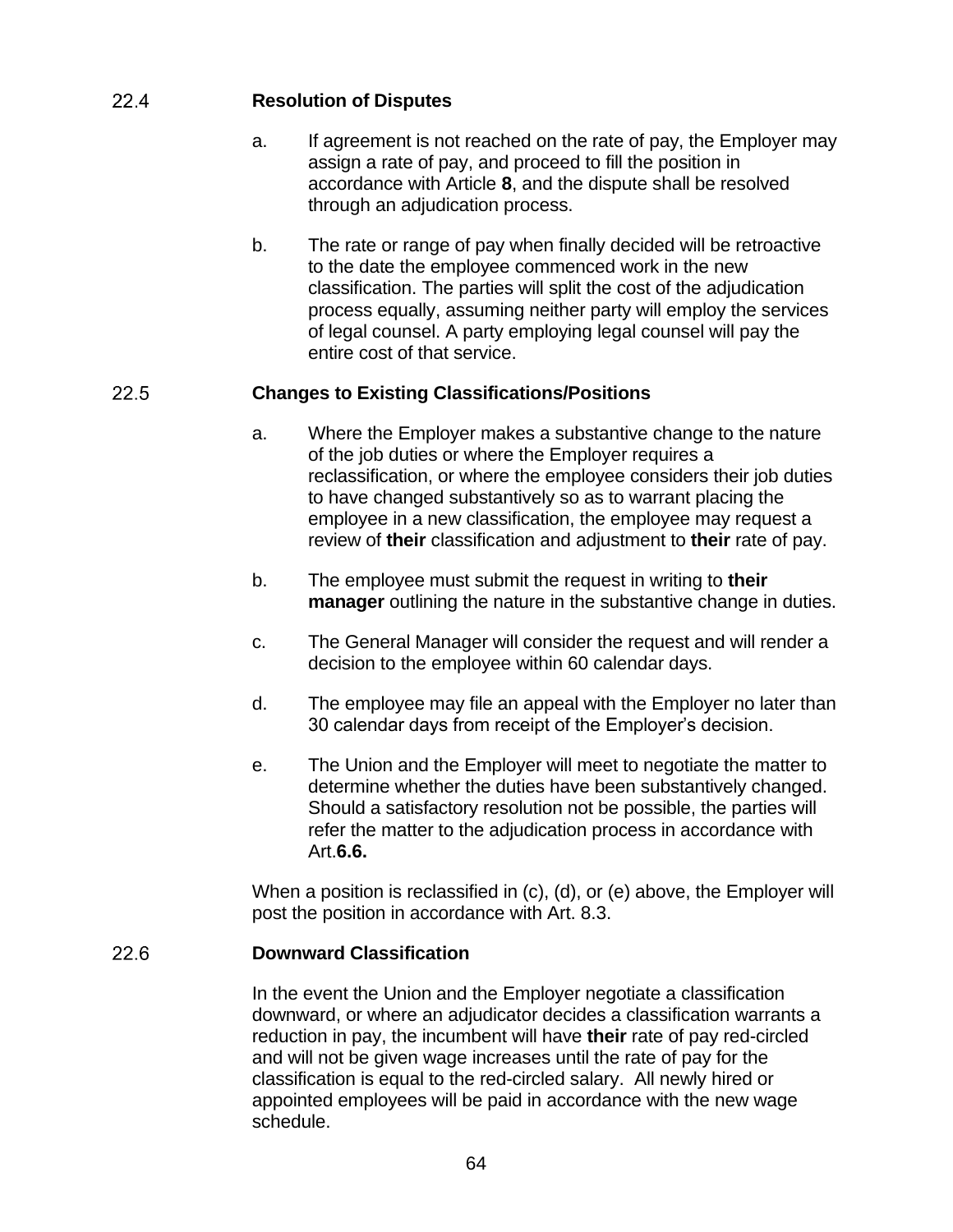### 22.4 **Resolution of Disputes**

a. If agreement is not reached on the rate of pay, the Employer may assign a rate of pay, and proceed to fill the position in accordance with Article **8**, and the dispute shall be resolved through an adjudication process.

b. The rate or range of pay when finally decided will be retroactive to the date the employee commenced work in the new classification. The parties will split the cost of the adjudication process equally, assuming neither party will employ the services of legal counsel. A party employing legal counsel will pay the entire cost of that service.

### 22.5 **Changes to Existing Classifications/Positions**

a. Where the Employer makes a substantive change to the nature of the job duties or where the Employer requires a reclassification, or where the employee considers their job duties to have changed substantively so as to warrant placing the employee in a new classification, the employee may request a review of **their** classification and adjustment to **their** rate of pay.

b. The employee must submit the request in writing to **their manager** outlining the nature in the substantive change in duties.

c. The General Manager will consider the request and will render a decision to the employee within 60 calendar days.

d. The employee may file an appeal with the Employer no later than 30 calendar days from receipt of the Employer's decision.

e. The Union and the Employer will meet to negotiate the matter to determine whether the duties have been substantively changed. Should a satisfactory resolution not be possible, the parties will refer the matter to the adjudication process in accordance with Art.**6.6.**

When a position is reclassified in (c), (d), or (e) above, the Employer will post the position in accordance with Art. 8.3.

### 22.6 **Downward Classification**

In the event the Union and the Employer negotiate a classification downward, or where an adjudicator decides a classification warrants a reduction in pay, the incumbent will have **their** rate of pay red-circled and will not be given wage increases until the rate of pay for the classification is equal to the red-circled salary. All newly hired or appointed employees will be paid in accordance with the new wage schedule.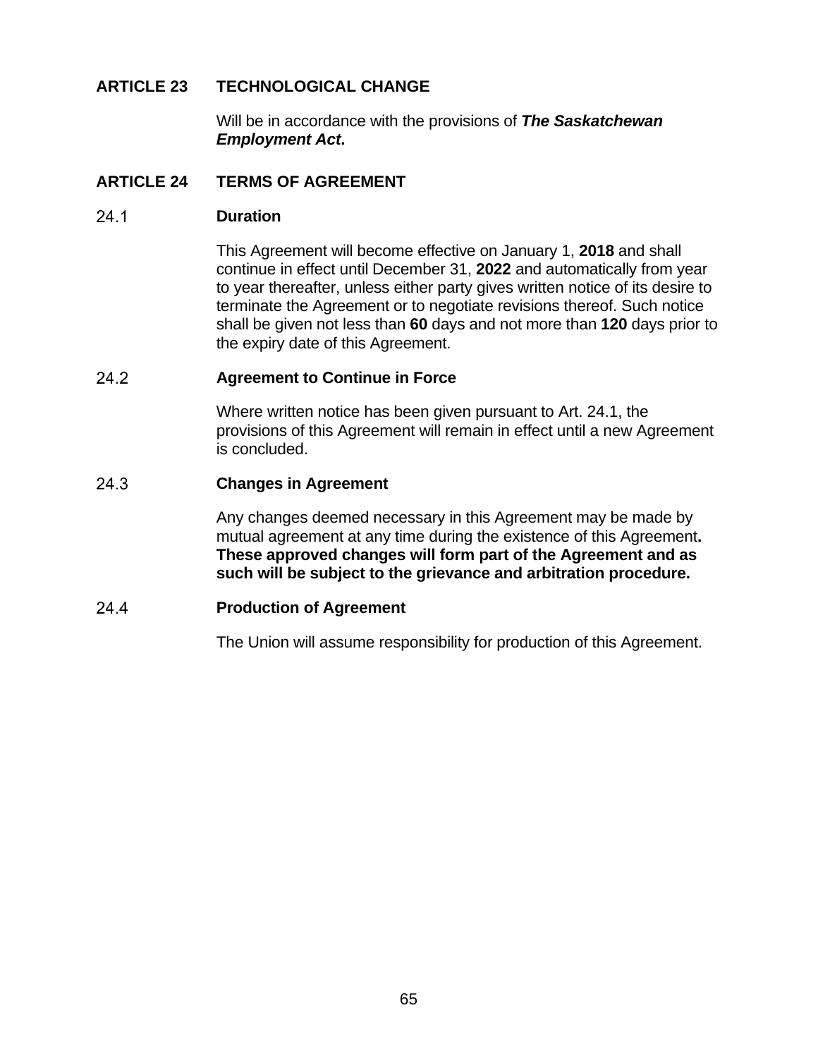## ARTICLE 23 TECHNOLOGICAL CHANGE

Will be in accordance with the provisions of ***The Saskatchewan Employment Act*.**

## ARTICLE 24 TERMS OF AGREEMENT

### 24.1 Duration

This Agreement will become effective on January 1, **2018** and shall continue in effect until December 31, **2022** and automatically from year to year thereafter, unless either party gives written notice of its desire to terminate the Agreement or to negotiate revisions thereof. Such notice shall be given not less than **60** days and not more than **120** days prior to the expiry date of this Agreement.

### 24.2 Agreement to Continue in Force

Where written notice has been given pursuant to Art. 24.1, the provisions of this Agreement will remain in effect until a new Agreement is concluded.

### 24.3 Changes in Agreement

Any changes deemed necessary in this Agreement may be made by mutual agreement at any time during the existence of this Agreement**. These approved changes will form part of the Agreement and as such will be subject to the grievance and arbitration procedure.**

### 24.4 Production of Agreement

The Union will assume responsibility for production of this Agreement.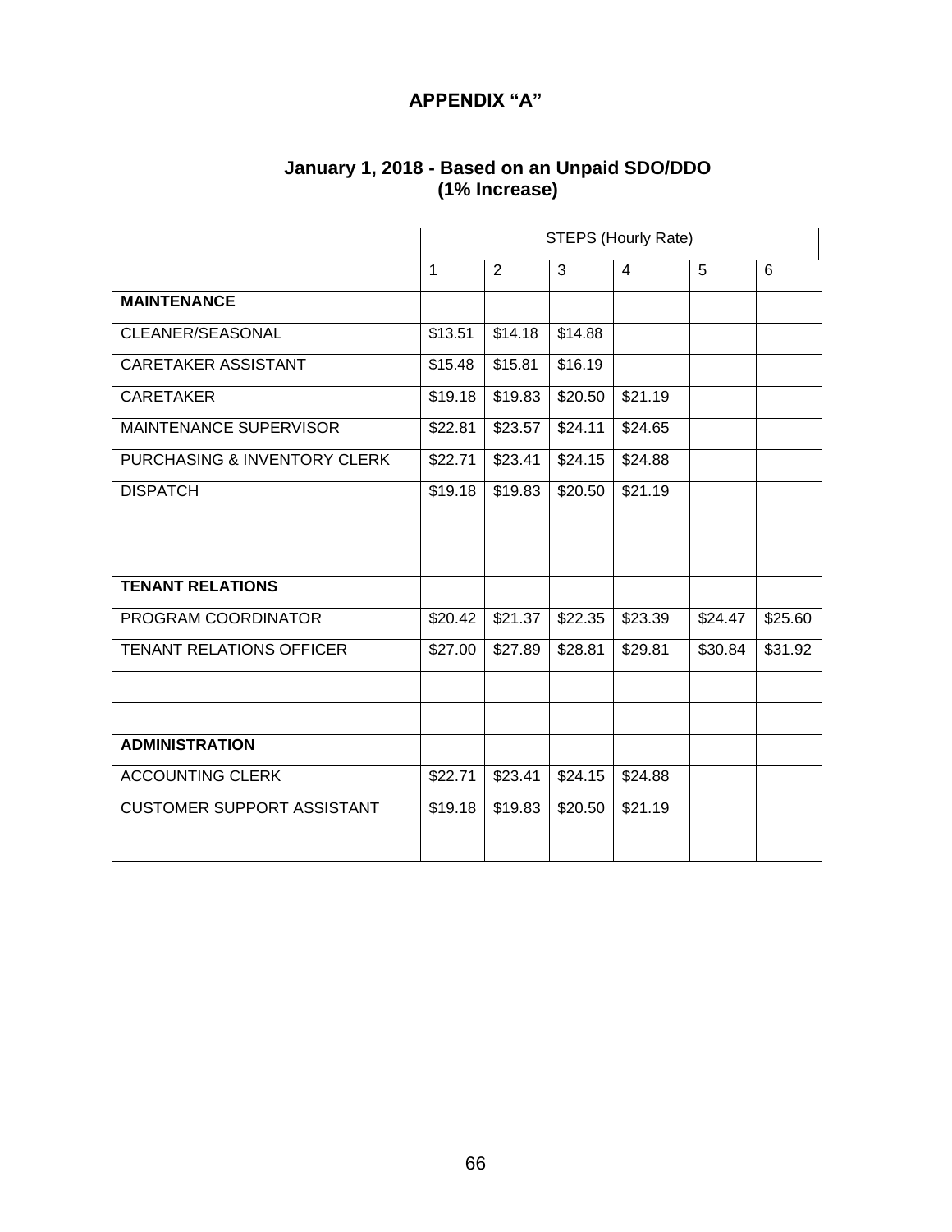# APPENDIX "A"

## January 1, 2018 - Based on an Unpaid SDO/DDO (1% Increase)

| | STEPS (Hourly Rate) | | | | | |
|---|---|---|---|---|---|---|
| | 1 | 2 | 3 | 4 | 5 | 6 |
| **MAINTENANCE** | | | | | | |
| CLEANER/SEASONAL | $13.51 | $14.18 | $14.88 | | | |
| CARETAKER ASSISTANT | $15.48 | $15.81 | $16.19 | | | |
| CARETAKER | $19.18 | $19.83 | $20.50 | $21.19 | | |
| MAINTENANCE SUPERVISOR | $22.81 | $23.57 | $24.11 | $24.65 | | |
| PURCHASING & INVENTORY CLERK | $22.71 | $23.41 | $24.15 | $24.88 | | |
| DISPATCH | $19.18 | $19.83 | $20.50 | $21.19 | | |
| | | | | | | |
| | | | | | | |
| **TENANT RELATIONS** | | | | | | |
| PROGRAM COORDINATOR | $20.42 | $21.37 | $22.35 | $23.39 | $24.47 | $25.60 |
| TENANT RELATIONS OFFICER | $27.00 | $27.89 | $28.81 | $29.81 | $30.84 | $31.92 |
| | | | | | | |
| | | | | | | |
| **ADMINISTRATION** | | | | | | |
| ACCOUNTING CLERK | $22.71 | $23.41 | $24.15 | $24.88 | | |
| CUSTOMER SUPPORT ASSISTANT | $19.18 | $19.83 | $20.50 | $21.19 | | |
| | | | | | | |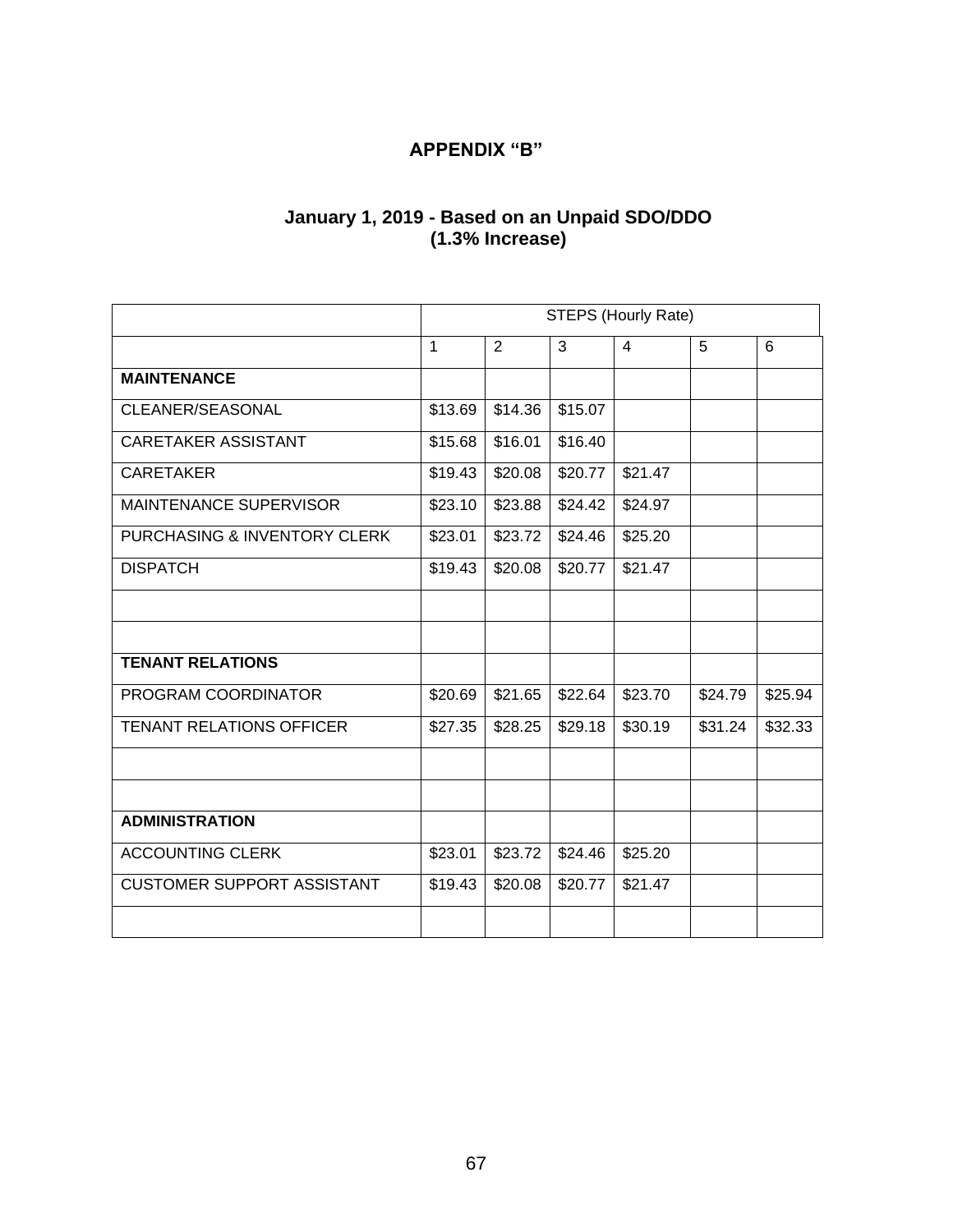# APPENDIX "B"

## January 1, 2019 - Based on an Unpaid SDO/DDO (1.3% Increase)

| | STEPS (Hourly Rate) | | | | | |
|---|---|---|---|---|---|---|
| | 1 | 2 | 3 | 4 | 5 | 6 |
| **MAINTENANCE** | | | | | | |
| CLEANER/SEASONAL | $13.69 | $14.36 | $15.07 | | | |
| CARETAKER ASSISTANT | $15.68 | $16.01 | $16.40 | | | |
| CARETAKER | $19.43 | $20.08 | $20.77 | $21.47 | | |
| MAINTENANCE SUPERVISOR | $23.10 | $23.88 | $24.42 | $24.97 | | |
| PURCHASING & INVENTORY CLERK | $23.01 | $23.72 | $24.46 | $25.20 | | |
| DISPATCH | $19.43 | $20.08 | $20.77 | $21.47 | | |
| | | | | | | |
| | | | | | | |
| **TENANT RELATIONS** | | | | | | |
| PROGRAM COORDINATOR | $20.69 | $21.65 | $22.64 | $23.70 | $24.79 | $25.94 |
| TENANT RELATIONS OFFICER | $27.35 | $28.25 | $29.18 | $30.19 | $31.24 | $32.33 |
| | | | | | | |
| | | | | | | |
| **ADMINISTRATION** | | | | | | |
| ACCOUNTING CLERK | $23.01 | $23.72 | $24.46 | $25.20 | | |
| CUSTOMER SUPPORT ASSISTANT | $19.43 | $20.08 | $20.77 | $21.47 | | |
| | | | | | | |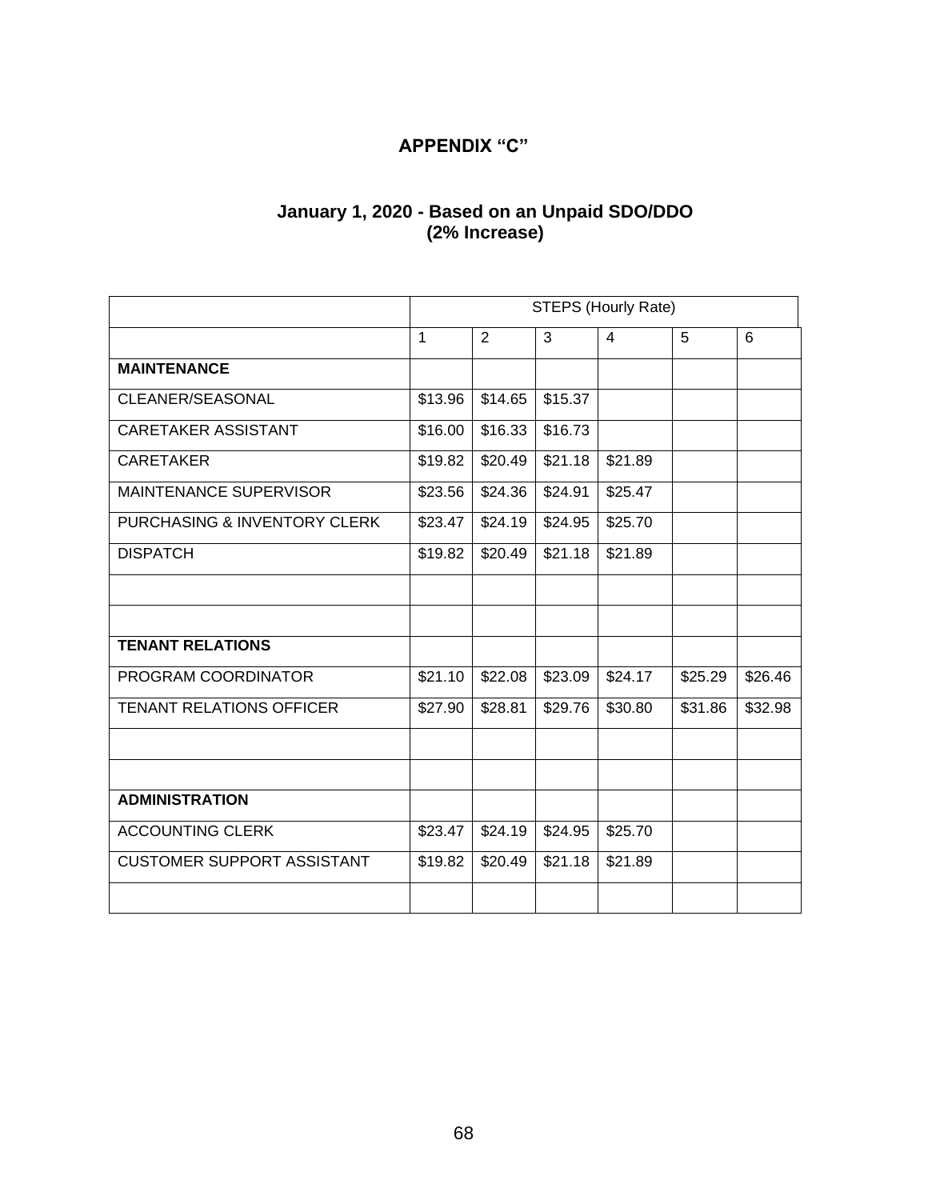# APPENDIX "C"

## January 1, 2020 - Based on an Unpaid SDO/DDO (2% Increase)

| | STEPS (Hourly Rate) | | | | | |
|---|---|---|---|---|---|---|
| | 1 | 2 | 3 | 4 | 5 | 6 |
| **MAINTENANCE** | | | | | | |
| CLEANER/SEASONAL | $13.96 | $14.65 | $15.37 | | | |
| CARETAKER ASSISTANT | $16.00 | $16.33 | $16.73 | | | |
| CARETAKER | $19.82 | $20.49 | $21.18 | $21.89 | | |
| MAINTENANCE SUPERVISOR | $23.56 | $24.36 | $24.91 | $25.47 | | |
| PURCHASING & INVENTORY CLERK | $23.47 | $24.19 | $24.95 | $25.70 | | |
| DISPATCH | $19.82 | $20.49 | $21.18 | $21.89 | | |
| | | | | | | |
| | | | | | | |
| **TENANT RELATIONS** | | | | | | |
| PROGRAM COORDINATOR | $21.10 | $22.08 | $23.09 | $24.17 | $25.29 | $26.46 |
| TENANT RELATIONS OFFICER | $27.90 | $28.81 | $29.76 | $30.80 | $31.86 | $32.98 |
| | | | | | | |
| | | | | | | |
| **ADMINISTRATION** | | | | | | |
| ACCOUNTING CLERK | $23.47 | $24.19 | $24.95 | $25.70 | | |
| CUSTOMER SUPPORT ASSISTANT | $19.82 | $20.49 | $21.18 | $21.89 | | |
| | | | | | | |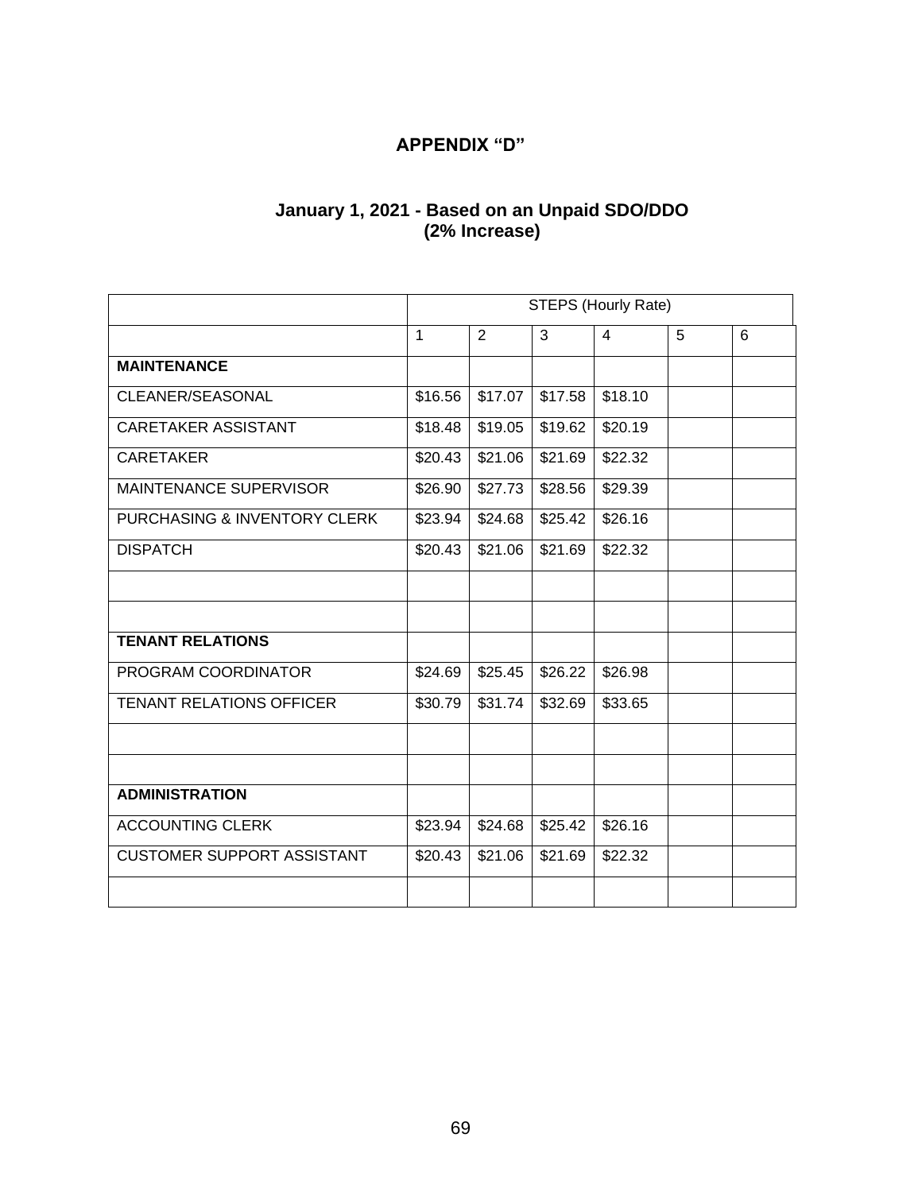# APPENDIX "D"

## January 1, 2021 - Based on an Unpaid SDO/DDO (2% Increase)

| | STEPS (Hourly Rate) | | | | | |
|---|---|---|---|---|---|---|
| | 1 | 2 | 3 | 4 | 5 | 6 |
| **MAINTENANCE** | | | | | | |
| CLEANER/SEASONAL | $16.56 | $17.07 | $17.58 | $18.10 | | |
| CARETAKER ASSISTANT | $18.48 | $19.05 | $19.62 | $20.19 | | |
| CARETAKER | $20.43 | $21.06 | $21.69 | $22.32 | | |
| MAINTENANCE SUPERVISOR | $26.90 | $27.73 | $28.56 | $29.39 | | |
| PURCHASING & INVENTORY CLERK | $23.94 | $24.68 | $25.42 | $26.16 | | |
| DISPATCH | $20.43 | $21.06 | $21.69 | $22.32 | | |
| | | | | | | |
| | | | | | | |
| **TENANT RELATIONS** | | | | | | |
| PROGRAM COORDINATOR | $24.69 | $25.45 | $26.22 | $26.98 | | |
| TENANT RELATIONS OFFICER | $30.79 | $31.74 | $32.69 | $33.65 | | |
| | | | | | | |
| | | | | | | |
| **ADMINISTRATION** | | | | | | |
| ACCOUNTING CLERK | $23.94 | $24.68 | $25.42 | $26.16 | | |
| CUSTOMER SUPPORT ASSISTANT | $20.43 | $21.06 | $21.69 | $22.32 | | |
| | | | | | | |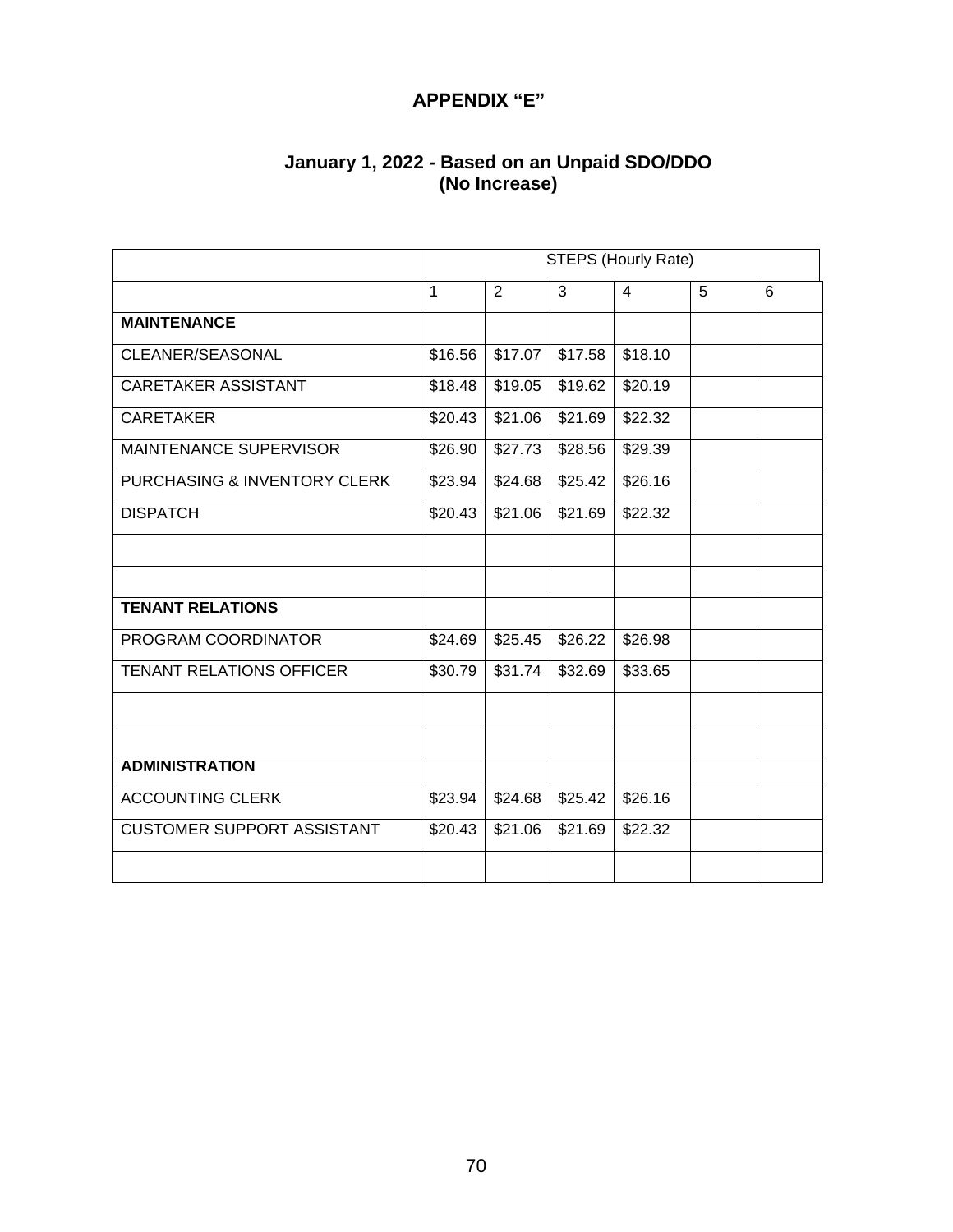## APPENDIX "E"

### January 1, 2022 - Based on an Unpaid SDO/DDO (No Increase)

| | STEPS (Hourly Rate) | | | | | |
|---|---|---|---|---|---|---|
| | 1 | 2 | 3 | 4 | 5 | 6 |
| **MAINTENANCE** | | | | | | |
| CLEANER/SEASONAL | $16.56 | $17.07 | $17.58 | $18.10 | | |
| CARETAKER ASSISTANT | $18.48 | $19.05 | $19.62 | $20.19 | | |
| CARETAKER | $20.43 | $21.06 | $21.69 | $22.32 | | |
| MAINTENANCE SUPERVISOR | $26.90 | $27.73 | $28.56 | $29.39 | | |
| PURCHASING & INVENTORY CLERK | $23.94 | $24.68 | $25.42 | $26.16 | | |
| DISPATCH | $20.43 | $21.06 | $21.69 | $22.32 | | |
| | | | | | | |
| | | | | | | |
| **TENANT RELATIONS** | | | | | | |
| PROGRAM COORDINATOR | $24.69 | $25.45 | $26.22 | $26.98 | | |
| TENANT RELATIONS OFFICER | $30.79 | $31.74 | $32.69 | $33.65 | | |
| | | | | | | |
| | | | | | | |
| **ADMINISTRATION** | | | | | | |
| ACCOUNTING CLERK | $23.94 | $24.68 | $25.42 | $26.16 | | |
| CUSTOMER SUPPORT ASSISTANT | $20.43 | $21.06 | $21.69 | $22.32 | | |
| | | | | | | |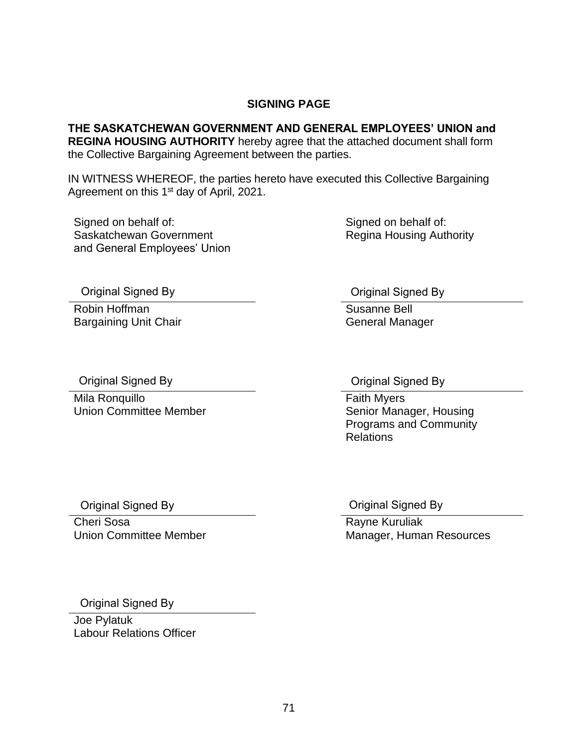## SIGNING PAGE

**THE SASKATCHEWAN GOVERNMENT AND GENERAL EMPLOYEES' UNION and REGINA HOUSING AUTHORITY** hereby agree that the attached document shall form the Collective Bargaining Agreement between the parties.

IN WITNESS WHEREOF, the parties hereto have executed this Collective Bargaining Agreement on this 1st day of April, 2021.

Signed on behalf of:
Saskatchewan Government
and General Employees' Union

Original Signed By

Robin Hoffman
Bargaining Unit Chair

Original Signed By

Mila Ronquillo
Union Committee Member

Original Signed By

Cheri Sosa
Union Committee Member

Original Signed By

Joe Pylatuk
Labour Relations Officer

Signed on behalf of:
Regina Housing Authority

Original Signed By

Susanne Bell
General Manager

Original Signed By

Faith Myers
Senior Manager, Housing Programs and Community Relations

Original Signed By

Rayne Kuruliak
Manager, Human Resources